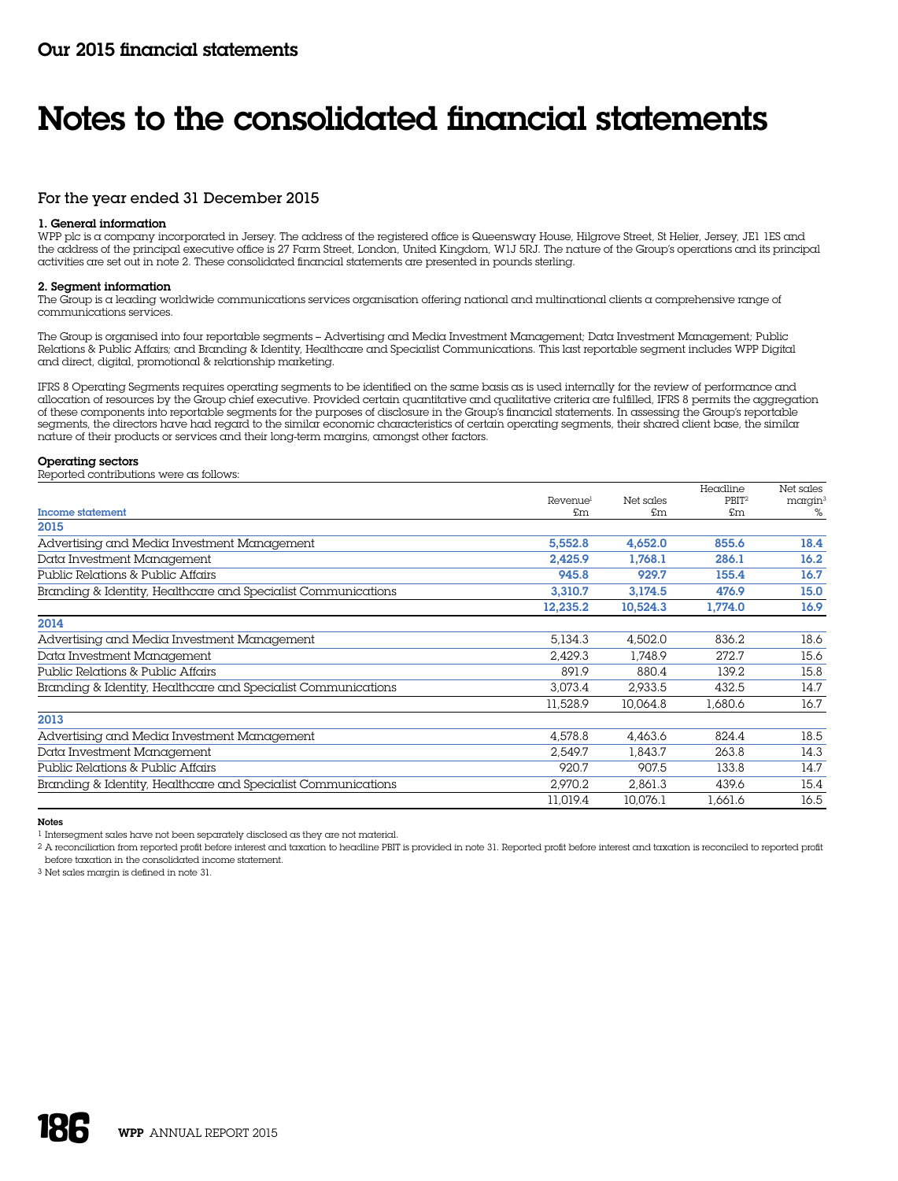## Our 2015 financial statements

# Notes to the consolidated financial statements

### For the year ended 31 December 2015

**1. General information**
WPP plc is a company incorporated in Jersey. The address of the registered office is Queensway House, Hilgrove Street, St Helier, Jersey, JE1 1ES and the address of the principal executive office is 27 Farm Street, London, United Kingdom, W1J 5RJ. The nature of the Group's operations and its principal activities are set out in note 2. These consolidated financial statements are presented in pounds sterling.

**2. Segment information**
The Group is a leading worldwide communications services organisation offering national and multinational clients a comprehensive range of communications services.

The Group is organised into four reportable segments – Advertising and Media Investment Management; Data Investment Management; Public Relations & Public Affairs; and Branding & Identity, Healthcare and Specialist Communications. This last reportable segment includes WPP Digital and direct, digital, promotional & relationship marketing.

IFRS 8 Operating Segments requires operating segments to be identified on the same basis as is used internally for the review of performance and allocation of resources by the Group chief executive. Provided certain quantitative and qualitative criteria are fulfilled, IFRS 8 permits the aggregation of these components into reportable segments for the purposes of disclosure in the Group's financial statements. In assessing the Group's reportable segments, the directors have had regard to the similar economic characteristics of certain operating segments, their shared client base, the similar nature of their products or services and their long-term margins, amongst other factors.

**Operating sectors**
Reported contributions were as follows:

| Income statement | Revenue[1] £m | Net sales £m | Headline PBIT[2] £m | Net sales margin[3] % |
|---|---|---|---|---|
| **2015** | | | | |
| Advertising and Media Investment Management | **5,552.8** | **4,652.0** | **855.6** | **18.4** |
| Data Investment Management | **2,425.9** | **1,768.1** | **286.1** | **16.2** |
| Public Relations & Public Affairs | **945.8** | **929.7** | **155.4** | **16.7** |
| Branding & Identity, Healthcare and Specialist Communications | **3,310.7** | **3,174.5** | **476.9** | **15.0** |
| | **12,235.2** | **10,524.3** | **1,774.0** | **16.9** |
| **2014** | | | | |
| Advertising and Media Investment Management | 5,134.3 | 4,502.0 | 836.2 | 18.6 |
| Data Investment Management | 2,429.3 | 1,748.9 | 272.7 | 15.6 |
| Public Relations & Public Affairs | 891.9 | 880.4 | 139.2 | 15.8 |
| Branding & Identity, Healthcare and Specialist Communications | 3,073.4 | 2,933.5 | 432.5 | 14.7 |
| | 11,528.9 | 10,064.8 | 1,680.6 | 16.7 |
| **2013** | | | | |
| Advertising and Media Investment Management | 4,578.8 | 4,463.6 | 824.4 | 18.5 |
| Data Investment Management | 2,549.7 | 1,843.7 | 263.8 | 14.3 |
| Public Relations & Public Affairs | 920.7 | 907.5 | 133.8 | 14.7 |
| Branding & Identity, Healthcare and Specialist Communications | 2,970.2 | 2,861.3 | 439.6 | 15.4 |
| | 11,019.4 | 10,076.1 | 1,661.6 | 16.5 |

**Notes**

[1] Intersegment sales have not been separately disclosed as they are not material.

[2] A reconciliation from reported profit before interest and taxation to headline PBIT is provided in note 31. Reported profit before interest and taxation is reconciled to reported profit before taxation in the consolidated income statement.

[3] Net sales margin is defined in note 31.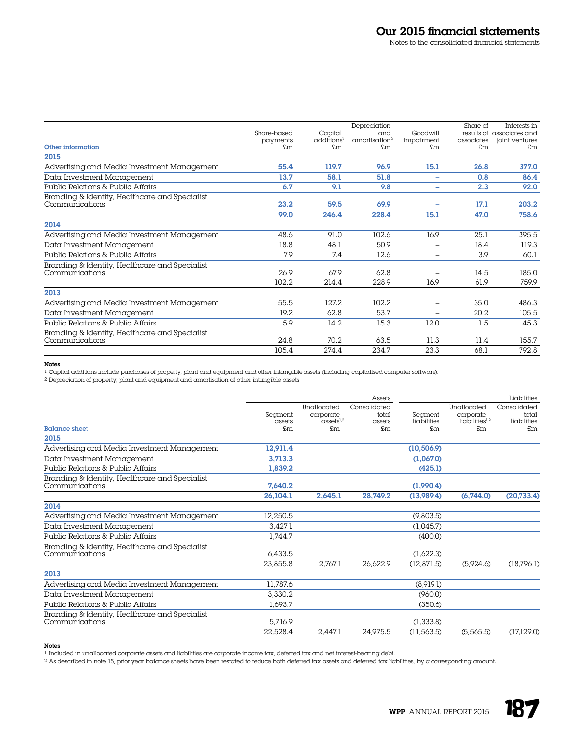| Other information | Share-based payments £m | Capital additions[1] £m | Depreciation and amortisation[2] £m | Goodwill impairment £m | Share of results of associates £m | Interests in associates and joint ventures £m |
|---|---|---|---|---|---|---|
| **2015** | | | | | | |
| Advertising and Media Investment Management | **55.4** | **119.7** | **96.9** | **15.1** | **26.8** | **377.0** |
| Data Investment Management | **13.7** | **58.1** | **51.8** | **–** | **0.8** | **86.4** |
| Public Relations & Public Affairs | **6.7** | **9.1** | **9.8** | **–** | **2.3** | **92.0** |
| Branding & Identity, Healthcare and Specialist Communications | **23.2** | **59.5** | **69.9** | **–** | **17.1** | **203.2** |
| | **99.0** | **246.4** | **228.4** | **15.1** | **47.0** | **758.6** |
| **2014** | | | | | | |
| Advertising and Media Investment Management | 48.6 | 91.0 | 102.6 | 16.9 | 25.1 | 395.5 |
| Data Investment Management | 18.8 | 48.1 | 50.9 | – | 18.4 | 119.3 |
| Public Relations & Public Affairs | 7.9 | 7.4 | 12.6 | – | 3.9 | 60.1 |
| Branding & Identity, Healthcare and Specialist Communications | 26.9 | 67.9 | 62.8 | – | 14.5 | 185.0 |
| | 102.2 | 214.4 | 228.9 | 16.9 | 61.9 | 759.9 |
| **2013** | | | | | | |
| Advertising and Media Investment Management | 55.5 | 127.2 | 102.2 | – | 35.0 | 486.3 |
| Data Investment Management | 19.2 | 62.8 | 53.7 | – | 20.2 | 105.5 |
| Public Relations & Public Affairs | 5.9 | 14.2 | 15.3 | 12.0 | 1.5 | 45.3 |
| Branding & Identity, Healthcare and Specialist Communications | 24.8 | 70.2 | 63.5 | 11.3 | 11.4 | 155.7 |
| | 105.4 | 274.4 | 234.7 | 23.3 | 68.1 | 792.8 |

**Notes**

1 Capital additions include purchases of property, plant and equipment and other intangible assets (including capitalised computer software).

2 Depreciation of property, plant and equipment and amortisation of other intangible assets.

| Balance sheet | Assets | | | Liabilities | | |
|---|---|---|---|---|---|---|
| | Segment assets £m | Unallocated corporate assets[1,2] £m | Consolidated total assets £m | Segment liabilities £m | Unallocated corporate liabilities[1,2] £m | Consolidated total liabilities £m |
| **2015** | | | | | | |
| Advertising and Media Investment Management | **12,911.4** | | | **(10,506.9)** | | |
| Data Investment Management | **3,713.3** | | | **(1,067.0)** | | |
| Public Relations & Public Affairs | **1,839.2** | | | **(425.1)** | | |
| Branding & Identity, Healthcare and Specialist Communications | **7,640.2** | | | **(1,990.4)** | | |
| | **26,104.1** | **2,645.1** | **28,749.2** | **(13,989.4)** | **(6,744.0)** | **(20,733.4)** |
| **2014** | | | | | | |
| Advertising and Media Investment Management | 12,250.5 | | | (9,803.5) | | |
| Data Investment Management | 3,427.1 | | | (1,045.7) | | |
| Public Relations & Public Affairs | 1,744.7 | | | (400.0) | | |
| Branding & Identity, Healthcare and Specialist Communications | 6,433.5 | | | (1,622.3) | | |
| | 23,855.8 | 2,767.1 | 26,622.9 | (12,871.5) | (5,924.6) | (18,796.1) |
| **2013** | | | | | | |
| Advertising and Media Investment Management | 11,787.6 | | | (8,919.1) | | |
| Data Investment Management | 3,330.2 | | | (960.0) | | |
| Public Relations & Public Affairs | 1,693.7 | | | (350.6) | | |
| Branding & Identity, Healthcare and Specialist Communications | 5,716.9 | | | (1,333.8) | | |
| | 22,528.4 | 2,447.1 | 24,975.5 | (11,563.5) | (5,565.5) | (17,129.0) |

**Notes**

1 Included in unallocated corporate assets and liabilities are corporate income tax, deferred tax and net interest-bearing debt.

2 As described in note 15, prior year balance sheets have been restated to reduce both deferred tax assets and deferred tax liabilities, by a corresponding amount.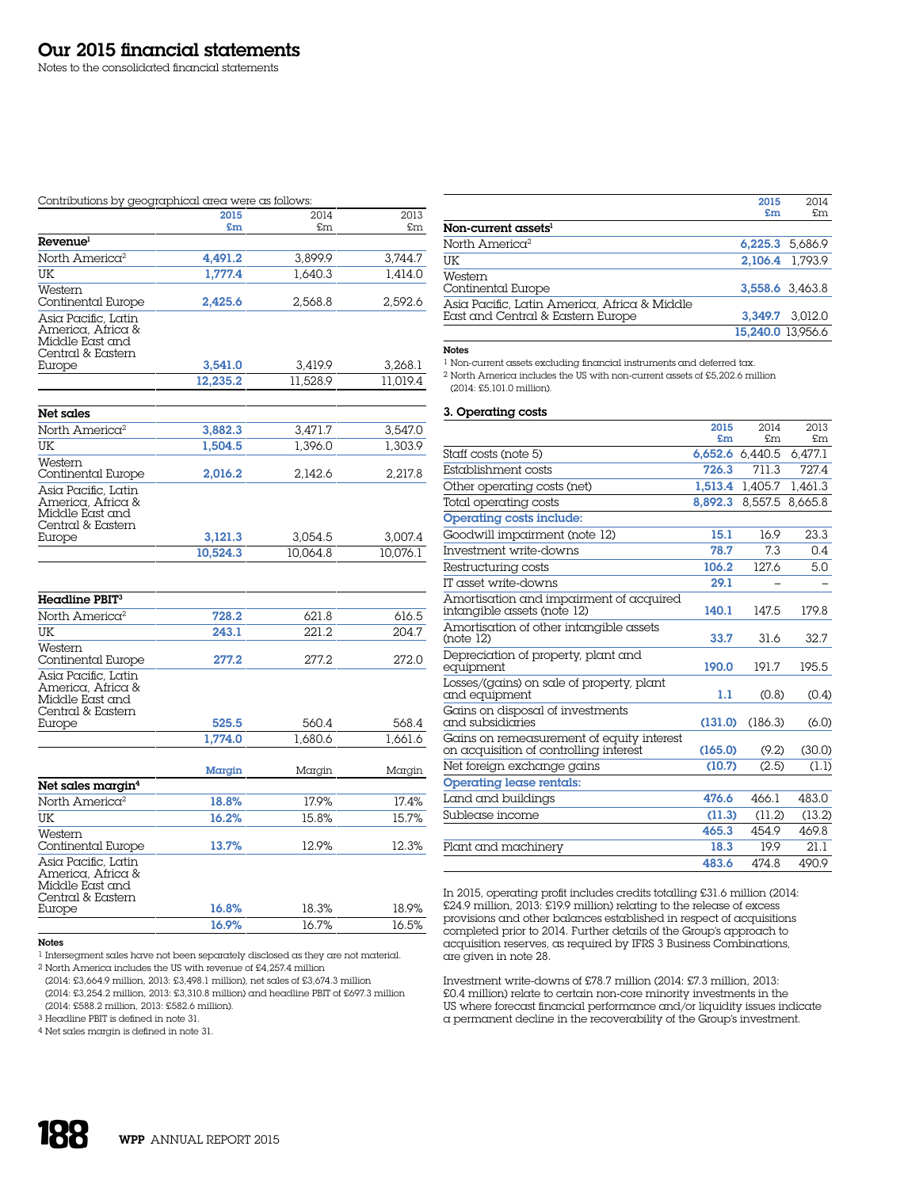# Our 2015 financial statements

Notes to the consolidated financial statements

Contributions by geographical area were as follows:

| | 2015 £m | 2014 £m | 2013 £m |
|---|---|---|---|
| **Revenue**[1] | | | |
| North America[2] | 4,491.2 | 3,899.9 | 3,744.7 |
| UK | 1,777.4 | 1,640.3 | 1,414.0 |
| Western Continental Europe | 2,425.6 | 2,568.8 | 2,592.6 |
| Asia Pacific, Latin America, Africa & Middle East and Central & Eastern Europe | 3,541.0 | 3,419.9 | 3,268.1 |
| | 12,235.2 | 11,528.9 | 11,019.4 |
| **Net sales** | | | |
| North America[2] | 3,882.3 | 3,471.7 | 3,547.0 |
| UK | 1,504.5 | 1,396.0 | 1,303.9 |
| Western Continental Europe | 2,016.2 | 2,142.6 | 2,217.8 |
| Asia Pacific, Latin America, Africa & Middle East and Central & Eastern Europe | 3,121.3 | 3,054.5 | 3,007.4 |
| | 10,524.3 | 10,064.8 | 10,076.1 |
| **Headline PBIT**[3] | | | |
| North America[2] | 728.2 | 621.8 | 616.5 |
| UK | 243.1 | 221.2 | 204.7 |
| Western Continental Europe | 277.2 | 277.2 | 272.0 |
| Asia Pacific, Latin America, Africa & Middle East and Central & Eastern Europe | 525.5 | 560.4 | 568.4 |
| | 1,774.0 | 1,680.6 | 1,661.6 |

| | Margin | Margin | Margin |
|---|---|---|---|
| **Net sales margin**[4] | | | |
| North America[2] | 18.8% | 17.9% | 17.4% |
| UK | 16.2% | 15.8% | 15.7% |
| Western Continental Europe | 13.7% | 12.9% | 12.3% |
| Asia Pacific, Latin America, Africa & Middle East and Central & Eastern Europe | 16.8% | 18.3% | 18.9% |
| | 16.9% | 16.7% | 16.5% |

**Notes**

[1] Intersegment sales have not been separately disclosed as they are not material.

[2] North America includes the US with revenue of £4,257.4 million (2014: £3,664.9 million, 2013: £3,498.1 million), net sales of £3,674.3 million (2014: £3,254.2 million, 2013: £3,310.8 million) and headline PBIT of £697.3 million (2014: £588.2 million, 2013: £582.6 million).

[3] Headline PBIT is defined in note 31.

[4] Net sales margin is defined in note 31.

| | 2015 £m | 2014 £m |
|---|---|---|
| **Non-current assets**[1] | | |
| North America[2] | 6,225.3 | 5,686.9 |
| UK | 2,106.4 | 1,793.9 |
| Western Continental Europe | 3,558.6 | 3,463.8 |
| Asia Pacific, Latin America, Africa & Middle East and Central & Eastern Europe | 3,349.7 | 3,012.0 |
| | 15,240.0 | 13,956.6 |

**Notes**

[1] Non-current assets excluding financial instruments and deferred tax.

[2] North America includes the US with non-current assets of £5,202.6 million (2014: £5,101.0 million).

## 3. Operating costs

| | 2015 £m | 2014 £m | 2013 £m |
|---|---|---|---|
| Staff costs (note 5) | 6,652.6 | 6,440.5 | 6,477.1 |
| Establishment costs | 726.3 | 711.3 | 727.4 |
| Other operating costs (net) | 1,513.4 | 1,405.7 | 1,461.3 |
| Total operating costs | 8,892.3 | 8,557.5 | 8,665.8 |
| **Operating costs include:** | | | |
| Goodwill impairment (note 12) | 15.1 | 16.9 | 23.3 |
| Investment write-downs | 78.7 | 7.3 | 0.4 |
| Restructuring costs | 106.2 | 127.6 | 5.0 |
| IT asset write-downs | 29.1 | – | – |
| Amortisation and impairment of acquired intangible assets (note 12) | 140.1 | 147.5 | 179.8 |
| Amortisation of other intangible assets (note 12) | 33.7 | 31.6 | 32.7 |
| Depreciation of property, plant and equipment | 190.0 | 191.7 | 195.5 |
| Losses/(gains) on sale of property, plant and equipment | 1.1 | (0.8) | (0.4) |
| Gains on disposal of investments and subsidiaries | (131.0) | (186.3) | (6.0) |
| Gains on remeasurement of equity interest on acquisition of controlling interest | (165.0) | (9.2) | (30.0) |
| Net foreign exchange gains | (10.7) | (2.5) | (1.1) |
| **Operating lease rentals:** | | | |
| Land and buildings | 476.6 | 466.1 | 483.0 |
| Sublease income | (11.3) | (11.2) | (13.2) |
| | 465.3 | 454.9 | 469.8 |
| Plant and machinery | 18.3 | 19.9 | 21.1 |
| | 483.6 | 474.8 | 490.9 |

In 2015, operating profit includes credits totalling £31.6 million (2014: £24.9 million, 2013: £19.9 million) relating to the release of excess provisions and other balances established in respect of acquisitions completed prior to 2014. Further details of the Group's approach to acquisition reserves, as required by IFRS 3 Business Combinations, are given in note 28.

Investment write-downs of £78.7 million (2014: £7.3 million, 2013: £0.4 million) relate to certain non-core minority investments in the US where forecast financial performance and/or liquidity issues indicate a permanent decline in the recoverability of the Group's investment.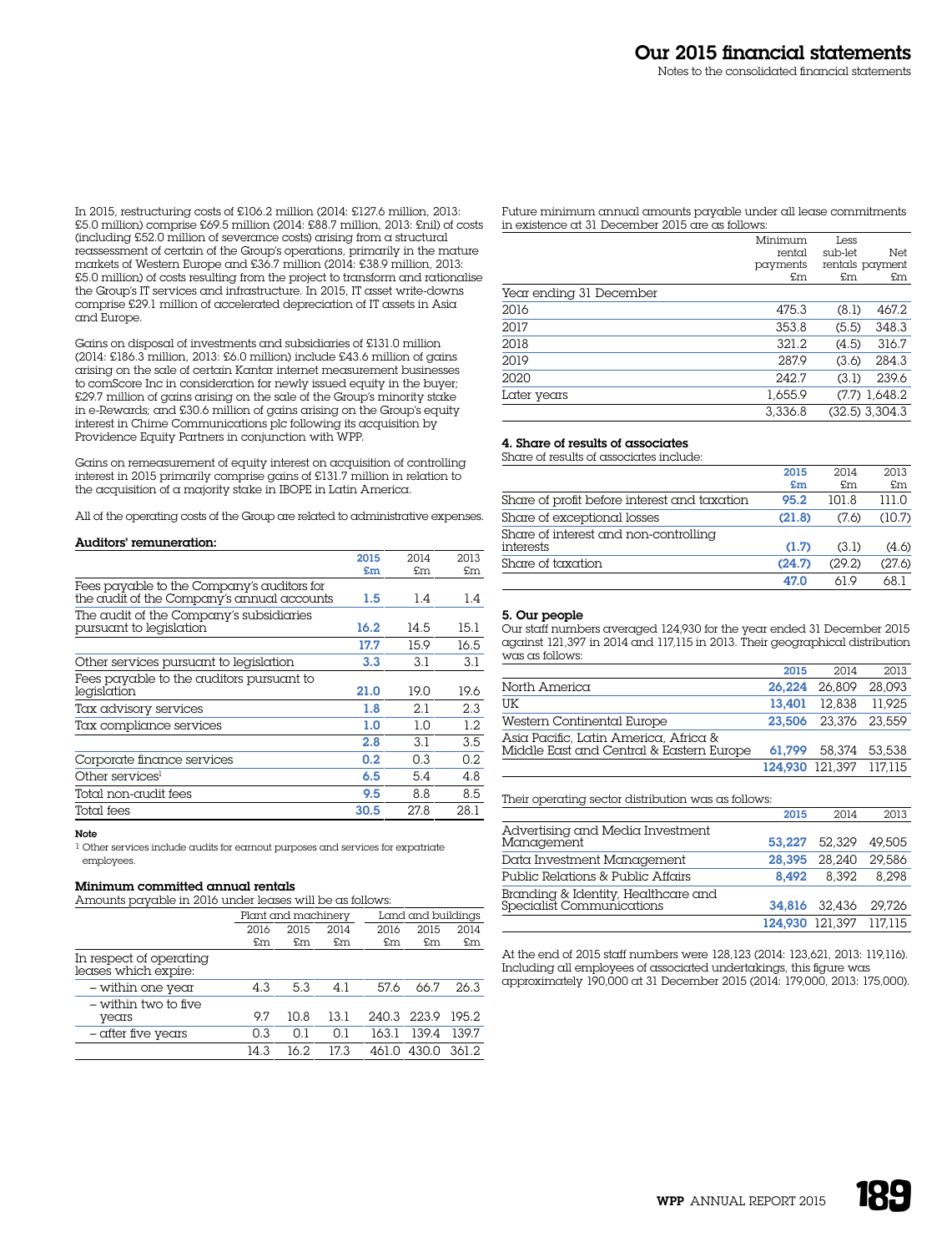In 2015, restructuring costs of £106.2 million (2014: £127.6 million, 2013: £5.0 million) comprise £69.5 million (2014: £88.7 million, 2013: £nil) of costs (including £52.0 million of severance costs) arising from a structural reassessment of certain of the Group's operations, primarily in the mature markets of Western Europe and £36.7 million (2014: £38.9 million, 2013: £5.0 million) of costs resulting from the project to transform and rationalise the Group's IT services and infrastructure. In 2015, IT asset write-downs comprise £29.1 million of accelerated depreciation of IT assets in Asia and Europe.

Gains on disposal of investments and subsidiaries of £131.0 million (2014: £186.3 million, 2013: £6.0 million) include £43.6 million of gains arising on the sale of certain Kantar internet measurement businesses to comScore Inc in consideration for newly issued equity in the buyer; £29.7 million of gains arising on the sale of the Group's minority stake in e-Rewards; and £30.6 million of gains arising on the Group's equity interest in Chime Communications plc following its acquisition by Providence Equity Partners in conjunction with WPP.

Gains on remeasurement of equity interest on acquisition of controlling interest in 2015 primarily comprise gains of £131.7 million in relation to the acquisition of a majority stake in IBOPE in Latin America.

All of the operating costs of the Group are related to administrative expenses.

**Auditors' remuneration:**

| | 2015 £m | 2014 £m | 2013 £m |
|---|---|---|---|
| Fees payable to the Company's auditors for the audit of the Company's annual accounts | 1.5 | 1.4 | 1.4 |
| The audit of the Company's subsidiaries pursuant to legislation | 16.2 | 14.5 | 15.1 |
| | 17.7 | 15.9 | 16.5 |
| Other services pursuant to legislation | 3.3 | 3.1 | 3.1 |
| Fees payable to the auditors pursuant to legislation | 21.0 | 19.0 | 19.6 |
| Tax advisory services | 1.8 | 2.1 | 2.3 |
| Tax compliance services | 1.0 | 1.0 | 1.2 |
| | 2.8 | 3.1 | 3.5 |
| Corporate finance services | 0.2 | 0.3 | 0.2 |
| Other services[1] | 6.5 | 5.4 | 4.8 |
| Total non-audit fees | 9.5 | 8.8 | 8.5 |
| Total fees | 30.5 | 27.8 | 28.1 |

**Note**

[1] Other services include audits for earnout purposes and services for expatriate employees.

**Minimum committed annual rentals**

Amounts payable in 2016 under leases will be as follows:

| | Plant and machinery | | | Land and buildings | | |
|---|---|---|---|---|---|---|
| | 2016 £m | 2015 £m | 2014 £m | 2016 £m | 2015 £m | 2014 £m |
| In respect of operating leases which expire: | | | | | | |
| – within one year | 4.3 | 5.3 | 4.1 | 57.6 | 66.7 | 26.3 |
| – within two to five years | 9.7 | 10.8 | 13.1 | 240.3 | 223.9 | 195.2 |
| – after five years | 0.3 | 0.1 | 0.1 | 163.1 | 139.4 | 139.7 |
| | 14.3 | 16.2 | 17.3 | 461.0 | 430.0 | 361.2 |

Future minimum annual amounts payable under all lease commitments in existence at 31 December 2015 are as follows:

| | Minimum rental payments £m | Less sub-let rentals £m | Net payment £m |
|---|---|---|---|
| Year ending 31 December | | | |
| 2016 | 475.3 | (8.1) | 467.2 |
| 2017 | 353.8 | (5.5) | 348.3 |
| 2018 | 321.2 | (4.5) | 316.7 |
| 2019 | 287.9 | (3.6) | 284.3 |
| 2020 | 242.7 | (3.1) | 239.6 |
| Later years | 1,655.9 | (7.7) | 1,648.2 |
| | 3,336.8 | (32.5) | 3,304.3 |

## 4. Share of results of associates

Share of results of associates include:

| | 2015 £m | 2014 £m | 2013 £m |
|---|---|---|---|
| Share of profit before interest and taxation | 95.2 | 101.8 | 111.0 |
| Share of exceptional losses | (21.8) | (7.6) | (10.7) |
| Share of interest and non-controlling interests | (1.7) | (3.1) | (4.6) |
| Share of taxation | (24.7) | (29.2) | (27.6) |
| | 47.0 | 61.9 | 68.1 |

## 5. Our people

Our staff numbers averaged 124,930 for the year ended 31 December 2015 against 121,397 in 2014 and 117,115 in 2013. Their geographical distribution was as follows:

| | 2015 | 2014 | 2013 |
|---|---|---|---|
| North America | 26,224 | 26,809 | 28,093 |
| UK | 13,401 | 12,838 | 11,925 |
| Western Continental Europe | 23,506 | 23,376 | 23,559 |
| Asia Pacific, Latin America, Africa & Middle East and Central & Eastern Europe | 61,799 | 58,374 | 53,538 |
| | 124,930 | 121,397 | 117,115 |

Their operating sector distribution was as follows:

| | 2015 | 2014 | 2013 |
|---|---|---|---|
| Advertising and Media Investment Management | 53,227 | 52,329 | 49,505 |
| Data Investment Management | 28,395 | 28,240 | 29,586 |
| Public Relations & Public Affairs | 8,492 | 8,392 | 8,298 |
| Branding & Identity, Healthcare and Specialist Communications | 34,816 | 32,436 | 29,726 |
| | 124,930 | 121,397 | 117,115 |

At the end of 2015 staff numbers were 128,123 (2014: 123,621, 2013: 119,116). Including all employees of associated undertakings, this figure was approximately 190,000 at 31 December 2015 (2014: 179,000, 2013: 175,000).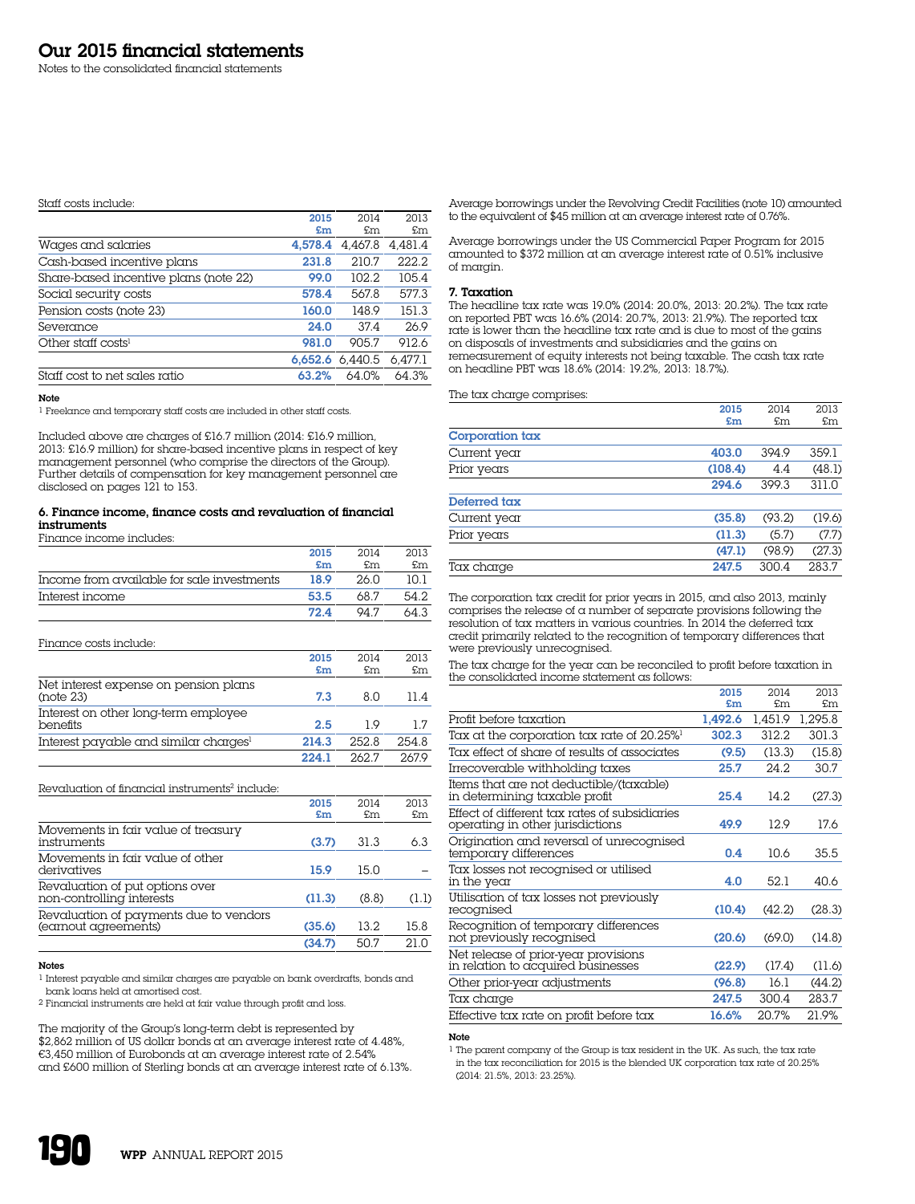# Our 2015 financial statements

Notes to the consolidated financial statements

Staff costs include:

| | 2015 £m | 2014 £m | 2013 £m |
|---|---|---|---|
| Wages and salaries | 4,578.4 | 4,467.8 | 4,481.4 |
| Cash-based incentive plans | 231.8 | 210.7 | 222.2 |
| Share-based incentive plans (note 22) | 99.0 | 102.2 | 105.4 |
| Social security costs | 578.4 | 567.8 | 577.3 |
| Pension costs (note 23) | 160.0 | 148.9 | 151.3 |
| Severance | 24.0 | 37.4 | 26.9 |
| Other staff costs[1] | 981.0 | 905.7 | 912.6 |
| | 6,652.6 | 6,440.5 | 6,477.1 |
| Staff cost to net sales ratio | 63.2% | 64.0% | 64.3% |

**Note**

[1] Freelance and temporary staff costs are included in other staff costs.

Included above are charges of £16.7 million (2014: £16.9 million, 2013: £16.9 million) for share-based incentive plans in respect of key management personnel (who comprise the directors of the Group). Further details of compensation for key management personnel are disclosed on pages 121 to 153.

### 6. Finance income, finance costs and revaluation of financial instruments

Finance income includes:

| | 2015 £m | 2014 £m | 2013 £m |
|---|---|---|---|
| Income from available for sale investments | 18.9 | 26.0 | 10.1 |
| Interest income | 53.5 | 68.7 | 54.2 |
| | 72.4 | 94.7 | 64.3 |

Finance costs include:

| | 2015 £m | 2014 £m | 2013 £m |
|---|---|---|---|
| Net interest expense on pension plans (note 23) | 7.3 | 8.0 | 11.4 |
| Interest on other long-term employee benefits | 2.5 | 1.9 | 1.7 |
| Interest payable and similar charges[1] | 214.3 | 252.8 | 254.8 |
| | 224.1 | 262.7 | 267.9 |

Revaluation of financial instruments[2] include:

| | 2015 £m | 2014 £m | 2013 £m |
|---|---|---|---|
| Movements in fair value of treasury instruments | (3.7) | 31.3 | 6.3 |
| Movements in fair value of other derivatives | 15.9 | 15.0 | – |
| Revaluation of put options over non-controlling interests | (11.3) | (8.8) | (1.1) |
| Revaluation of payments due to vendors (earnout agreements) | (35.6) | 13.2 | 15.8 |
| | (34.7) | 50.7 | 21.0 |

**Notes**

[1] Interest payable and similar charges are payable on bank overdrafts, bonds and bank loans held at amortised cost.

[2] Financial instruments are held at fair value through profit and loss.

The majority of the Group's long-term debt is represented by \$2,862 million of US dollar bonds at an average interest rate of 4.48%, €3,450 million of Eurobonds at an average interest rate of 2.54% and £600 million of Sterling bonds at an average interest rate of 6.13%.

Average borrowings under the Revolving Credit Facilities (note 10) amounted to the equivalent of \$45 million at an average interest rate of 0.76%.

Average borrowings under the US Commercial Paper Program for 2015 amounted to \$372 million at an average interest rate of 0.51% inclusive of margin.

### 7. Taxation

The headline tax rate was 19.0% (2014: 20.0%, 2013: 20.2%). The tax rate on reported PBT was 16.6% (2014: 20.7%, 2013: 21.9%). The reported tax rate is lower than the headline tax rate and is due to most of the gains on disposals of investments and subsidiaries and the gains on remeasurement of equity interests not being taxable. The cash tax rate on headline PBT was 18.6% (2014: 19.2%, 2013: 18.7%).

The tax charge comprises:

| | 2015 £m | 2014 £m | 2013 £m |
|---|---|---|---|
| **Corporation tax** | | | |
| Current year | 403.0 | 394.9 | 359.1 |
| Prior years | (108.4) | 4.4 | (48.1) |
| | 294.6 | 399.3 | 311.0 |
| **Deferred tax** | | | |
| Current year | (35.8) | (93.2) | (19.6) |
| Prior years | (11.3) | (5.7) | (7.7) |
| | (47.1) | (98.9) | (27.3) |
| Tax charge | 247.5 | 300.4 | 283.7 |

The corporation tax credit for prior years in 2015, and also 2013, mainly comprises the release of a number of separate provisions following the resolution of tax matters in various countries. In 2014 the deferred tax credit primarily related to the recognition of temporary differences that were previously unrecognised.

The tax charge for the year can be reconciled to profit before taxation in the consolidated income statement as follows:

| | 2015 £m | 2014 £m | 2013 £m |
|---|---|---|---|
| Profit before taxation | 1,492.6 | 1,451.9 | 1,295.8 |
| Tax at the corporation tax rate of 20.25%[1] | 302.3 | 312.2 | 301.3 |
| Tax effect of share of results of associates | (9.5) | (13.3) | (15.8) |
| Irrecoverable withholding taxes | 25.7 | 24.2 | 30.7 |
| Items that are not deductible/(taxable) in determining taxable profit | 25.4 | 14.2 | (27.3) |
| Effect of different tax rates of subsidiaries operating in other jurisdictions | 49.9 | 12.9 | 17.6 |
| Origination and reversal of unrecognised temporary differences | 0.4 | 10.6 | 35.5 |
| Tax losses not recognised or utilised in the year | 4.0 | 52.1 | 40.6 |
| Utilisation of tax losses not previously recognised | (10.4) | (42.2) | (28.3) |
| Recognition of temporary differences not previously recognised | (20.6) | (69.0) | (14.8) |
| Net release of prior-year provisions in relation to acquired businesses | (22.9) | (17.4) | (11.6) |
| Other prior-year adjustments | (96.8) | 16.1 | (44.2) |
| Tax charge | 247.5 | 300.4 | 283.7 |
| Effective tax rate on profit before tax | 16.6% | 20.7% | 21.9% |

**Note**

[1] The parent company of the Group is tax resident in the UK. As such, the tax rate in the tax reconciliation for 2015 is the blended UK corporation tax rate of 20.25% (2014: 21.5%, 2013: 23.25%).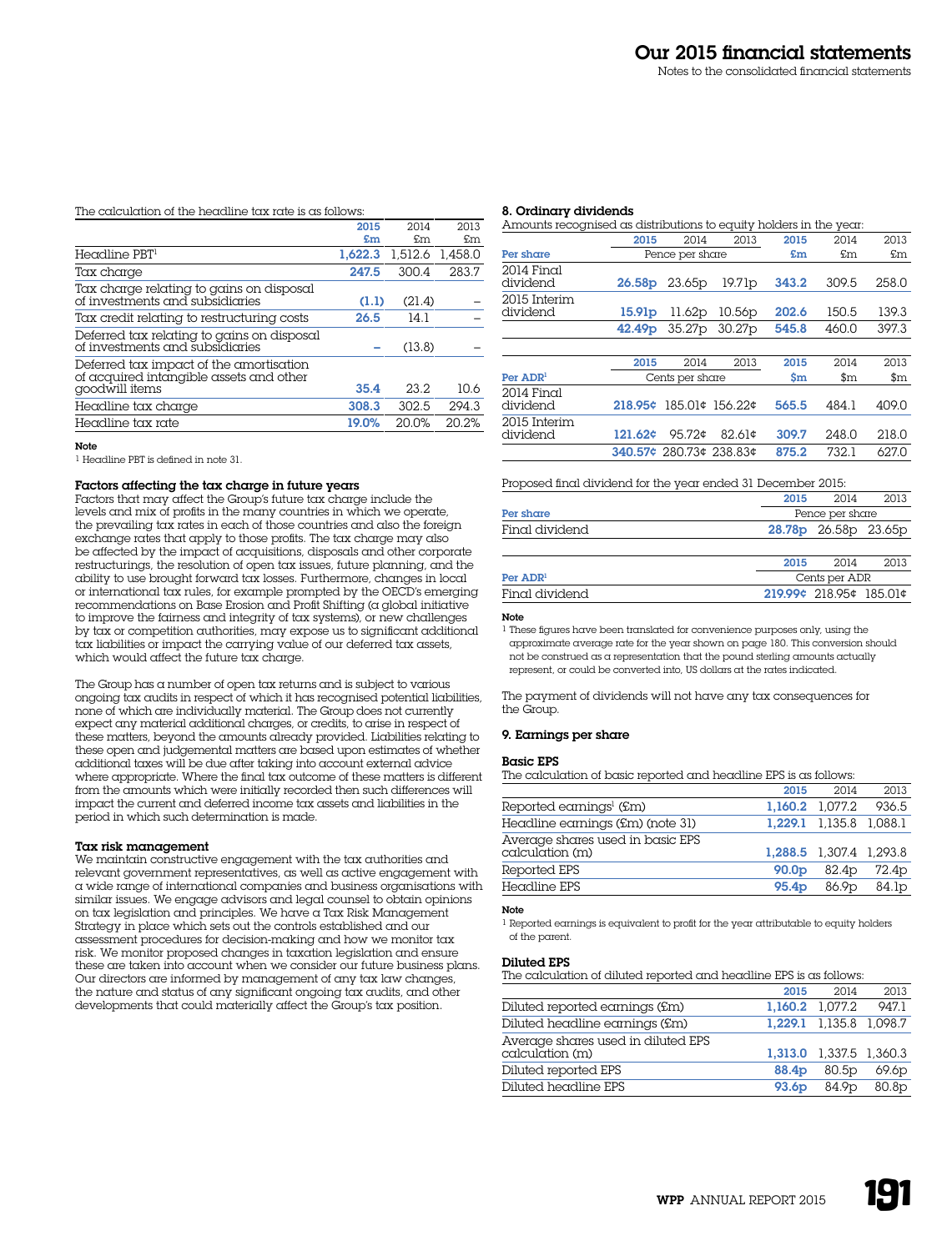The calculation of the headline tax rate is as follows:

| | 2015 £m | 2014 £m | 2013 £m |
|---|---|---|---|
| Headline PBT[1] | 1,622.3 | 1,512.6 | 1,458.0 |
| Tax charge | 247.5 | 300.4 | 283.7 |
| Tax charge relating to gains on disposal of investments and subsidiaries | (1.1) | (21.4) | – |
| Tax credit relating to restructuring costs | 26.5 | 14.1 | – |
| Deferred tax relating to gains on disposal of investments and subsidiaries | – | (13.8) | – |
| Deferred tax impact of the amortisation of acquired intangible assets and other goodwill items | 35.4 | 23.2 | 10.6 |
| Headline tax charge | 308.3 | 302.5 | 294.3 |
| Headline tax rate | 19.0% | 20.0% | 20.2% |

**Note**

[1] Headline PBT is defined in note 31.

### Factors affecting the tax charge in future years

Factors that may affect the Group's future tax charge include the levels and mix of profits in the many countries in which we operate, the prevailing tax rates in each of those countries and also the foreign exchange rates that apply to those profits. The tax charge may also be affected by the impact of acquisitions, disposals and other corporate restructurings, the resolution of open tax issues, future planning, and the ability to use brought forward tax losses. Furthermore, changes in local or international tax rules, for example prompted by the OECD's emerging recommendations on Base Erosion and Profit Shifting (a global initiative to improve the fairness and integrity of tax systems), or new challenges by tax or competition authorities, may expose us to significant additional tax liabilities or impact the carrying value of our deferred tax assets, which would affect the future tax charge.

The Group has a number of open tax returns and is subject to various ongoing tax audits in respect of which it has recognised potential liabilities, none of which are individually material. The Group does not currently expect any material additional charges, or credits, to arise in respect of these matters, beyond the amounts already provided. Liabilities relating to these open and judgemental matters are based upon estimates of whether additional taxes will be due after taking into account external advice where appropriate. Where the final tax outcome of these matters is different from the amounts which were initially recorded then such differences will impact the current and deferred income tax assets and liabilities in the period in which such determination is made.

### Tax risk management

We maintain constructive engagement with the tax authorities and relevant government representatives, as well as active engagement with a wide range of international companies and business organisations with similar issues. We engage advisors and legal counsel to obtain opinions on tax legislation and principles. We have a Tax Risk Management Strategy in place which sets out the controls established and our assessment procedures for decision-making and how we monitor tax risk. We monitor proposed changes in taxation legislation and ensure these are taken into account when we consider our future business plans. Our directors are informed by management of any tax law changes, the nature and status of any significant ongoing tax audits, and other developments that could materially affect the Group's tax position.

## 8. Ordinary dividends

Amounts recognised as distributions to equity holders in the year:

| Per share | 2015 | 2014 | 2013 | 2015 £m | 2014 £m | 2013 £m |
|---|---|---|---|---|---|---|
| | Pence per share | | | | | |
| 2014 Final dividend | 26.58p | 23.65p | 19.71p | 343.2 | 309.5 | 258.0 |
| 2015 Interim dividend | 15.91p | 11.62p | 10.56p | 202.6 | 150.5 | 139.3 |
| | 42.49p | 35.27p | 30.27p | 545.8 | 460.0 | 397.3 |

| Per ADR[1] | 2015 | 2014 | 2013 | 2015 $m | 2014 $m | 2013 $m |
|---|---|---|---|---|---|---|
| | Cents per share | | | | | |
| 2014 Final dividend | 218.95¢ | 185.01¢ | 156.22¢ | 565.5 | 484.1 | 409.0 |
| 2015 Interim dividend | 121.62¢ | 95.72¢ | 82.61¢ | 309.7 | 248.0 | 218.0 |
| | 340.57¢ | 280.73¢ | 238.83¢ | 875.2 | 732.1 | 627.0 |

Proposed final dividend for the year ended 31 December 2015:

| Per share | 2015 | 2014 | 2013 |
|---|---|---|---|
| | Pence per share | | |
| Final dividend | 28.78p | 26.58p | 23.65p |

| Per ADR[1] | 2015 | 2014 | 2013 |
|---|---|---|---|
| | Cents per ADR | | |
| Final dividend | 219.99¢ | 218.95¢ | 185.01¢ |

**Note**

[1] These figures have been translated for convenience purposes only, using the approximate average rate for the year shown on page 180. This conversion should not be construed as a representation that the pound sterling amounts actually represent, or could be converted into, US dollars at the rates indicated.

The payment of dividends will not have any tax consequences for the Group.

## 9. Earnings per share

### Basic EPS

The calculation of basic reported and headline EPS is as follows:

| | 2015 | 2014 | 2013 |
|---|---|---|---|
| Reported earnings[1] (£m) | 1,160.2 | 1,077.2 | 936.5 |
| Headline earnings (£m) (note 31) | 1,229.1 | 1,135.8 | 1,088.1 |
| Average shares used in basic EPS calculation (m) | 1,288.5 | 1,307.4 | 1,293.8 |
| Reported EPS | 90.0p | 82.4p | 72.4p |
| Headline EPS | 95.4p | 86.9p | 84.1p |

**Note**

[1] Reported earnings is equivalent to profit for the year attributable to equity holders of the parent.

### Diluted EPS

The calculation of diluted reported and headline EPS is as follows:

| | 2015 | 2014 | 2013 |
|---|---|---|---|
| Diluted reported earnings (£m) | 1,160.2 | 1,077.2 | 947.1 |
| Diluted headline earnings (£m) | 1,229.1 | 1,135.8 | 1,098.7 |
| Average shares used in diluted EPS calculation (m) | 1,313.0 | 1,337.5 | 1,360.3 |
| Diluted reported EPS | 88.4p | 80.5p | 69.6p |
| Diluted headline EPS | 93.6p | 84.9p | 80.8p |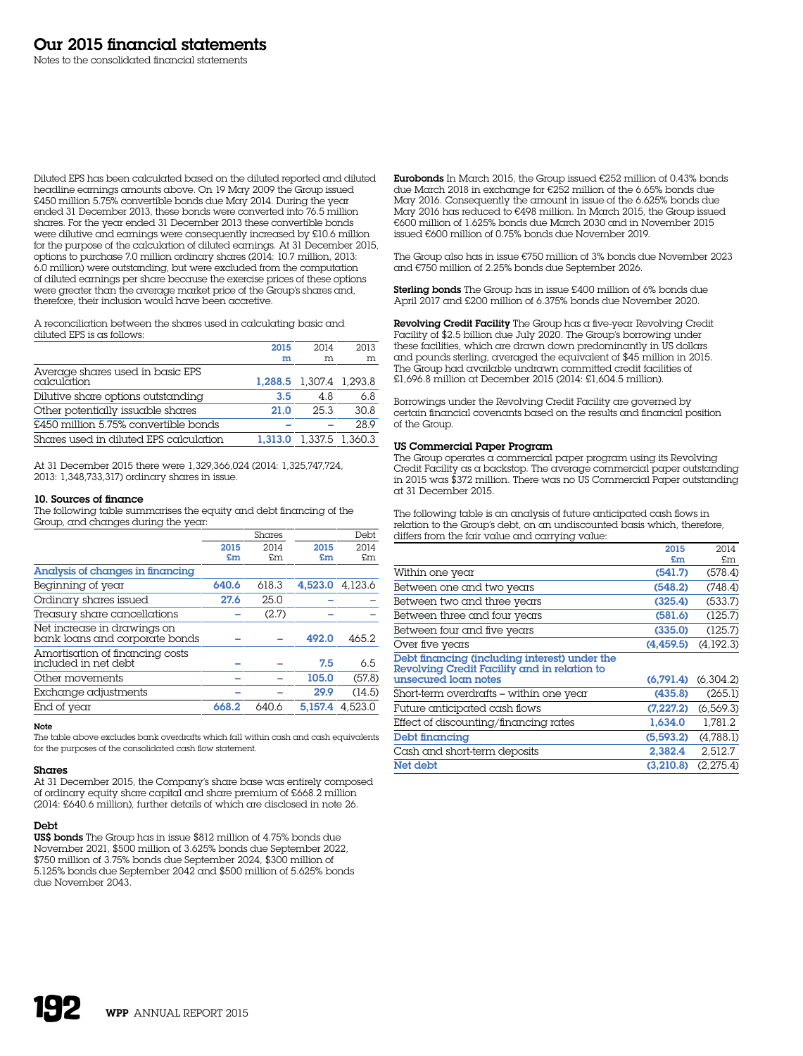# Our 2015 financial statements

Notes to the consolidated financial statements

Diluted EPS has been calculated based on the diluted reported and diluted headline earnings amounts above. On 19 May 2009 the Group issued £450 million 5.75% convertible bonds due May 2014. During the year ended 31 December 2013, these bonds were converted into 76.5 million shares. For the year ended 31 December 2013 these convertible bonds were dilutive and earnings were consequently increased by £10.6 million for the purpose of the calculation of diluted earnings. At 31 December 2015, options to purchase 7.0 million ordinary shares (2014: 10.7 million, 2013: 6.0 million) were outstanding, but were excluded from the computation of diluted earnings per share because the exercise prices of these options were greater than the average market price of the Group's shares and, therefore, their inclusion would have been accretive.

A reconciliation between the shares used in calculating basic and diluted EPS is as follows:

| | 2015 m | 2014 m | 2013 m |
|---|---|---|---|
| Average shares used in basic EPS calculation | 1,288.5 | 1,307.4 | 1,293.8 |
| Dilutive share options outstanding | 3.5 | 4.8 | 6.8 |
| Other potentially issuable shares | 21.0 | 25.3 | 30.8 |
| £450 million 5.75% convertible bonds | – | – | 28.9 |
| Shares used in diluted EPS calculation | 1,313.0 | 1,337.5 | 1,360.3 |

At 31 December 2015 there were 1,329,366,024 (2014: 1,325,747,724, 2013: 1,348,733,317) ordinary shares in issue.

## 10. Sources of finance

The following table summarises the equity and debt financing of the Group, and changes during the year:

| | Shares | | Debt | |
|---|---|---|---|---|
| | 2015 £m | 2014 £m | 2015 £m | 2014 £m |
| **Analysis of changes in financing** | | | | |
| Beginning of year | 640.6 | 618.3 | 4,523.0 | 4,123.6 |
| Ordinary shares issued | 27.6 | 25.0 | – | – |
| Treasury share cancellations | – | (2.7) | – | – |
| Net increase in drawings on bank loans and corporate bonds | – | – | 492.0 | 465.2 |
| Amortisation of financing costs included in net debt | – | – | 7.5 | 6.5 |
| Other movements | – | – | 105.0 | (57.8) |
| Exchange adjustments | – | – | 29.9 | (14.5) |
| End of year | 668.2 | 640.6 | 5,157.4 | 4,523.0 |

**Note**

The table above excludes bank overdrafts which fall within cash and cash equivalents for the purposes of the consolidated cash flow statement.

### Shares

At 31 December 2015, the Company's share base was entirely composed of ordinary equity share capital and share premium of £668.2 million (2014: £640.6 million), further details of which are disclosed in note 26.

### Debt

**US$ bonds** The Group has in issue $812 million of 4.75% bonds due November 2021, $500 million of 3.625% bonds due September 2022, $750 million of 3.75% bonds due September 2024, $300 million of 5.125% bonds due September 2042 and $500 million of 5.625% bonds due November 2043.

**Eurobonds** In March 2015, the Group issued €252 million of 0.43% bonds due March 2018 in exchange for €252 million of the 6.65% bonds due May 2016. Consequently the amount in issue of the 6.625% bonds due May 2016 has reduced to €498 million. In March 2015, the Group issued €600 million of 1.625% bonds due March 2030 and in November 2015 issued €600 million of 0.75% bonds due November 2019.

The Group also has in issue €750 million of 3% bonds due November 2023 and €750 million of 2.25% bonds due September 2026.

**Sterling bonds** The Group has in issue £400 million of 6% bonds due April 2017 and £200 million of 6.375% bonds due November 2020.

**Revolving Credit Facility** The Group has a five-year Revolving Credit Facility of $2.5 billion due July 2020. The Group's borrowing under these facilities, which are drawn down predominantly in US dollars and pounds sterling, averaged the equivalent of $45 million in 2015. The Group had available undrawn committed credit facilities of £1,696.8 million at December 2015 (2014: £1,604.5 million).

Borrowings under the Revolving Credit Facility are governed by certain financial covenants based on the results and financial position of the Group.

### US Commercial Paper Program

The Group operates a commercial paper program using its Revolving Credit Facility as a backstop. The average commercial paper outstanding in 2015 was $372 million. There was no US Commercial Paper outstanding at 31 December 2015.

The following table is an analysis of future anticipated cash flows in relation to the Group's debt, on an undiscounted basis which, therefore, differs from the fair value and carrying value:

| | 2015 £m | 2014 £m |
|---|---|---|
| Within one year | (541.7) | (578.4) |
| Between one and two years | (548.2) | (748.4) |
| Between two and three years | (325.4) | (533.7) |
| Between three and four years | (581.6) | (125.7) |
| Between four and five years | (335.0) | (125.7) |
| Over five years | (4,459.5) | (4,192.3) |
| **Debt financing (including interest) under the Revolving Credit Facility and in relation to unsecured loan notes** | (6,791.4) | (6,304.2) |
| Short-term overdrafts – within one year | (435.8) | (265.1) |
| Future anticipated cash flows | (7,227.2) | (6,569.3) |
| Effect of discounting/financing rates | 1,634.0 | 1,781.2 |
| **Debt financing** | (5,593.2) | (4,788.1) |
| Cash and short-term deposits | 2,382.4 | 2,512.7 |
| **Net debt** | (3,210.8) | (2,275.4) |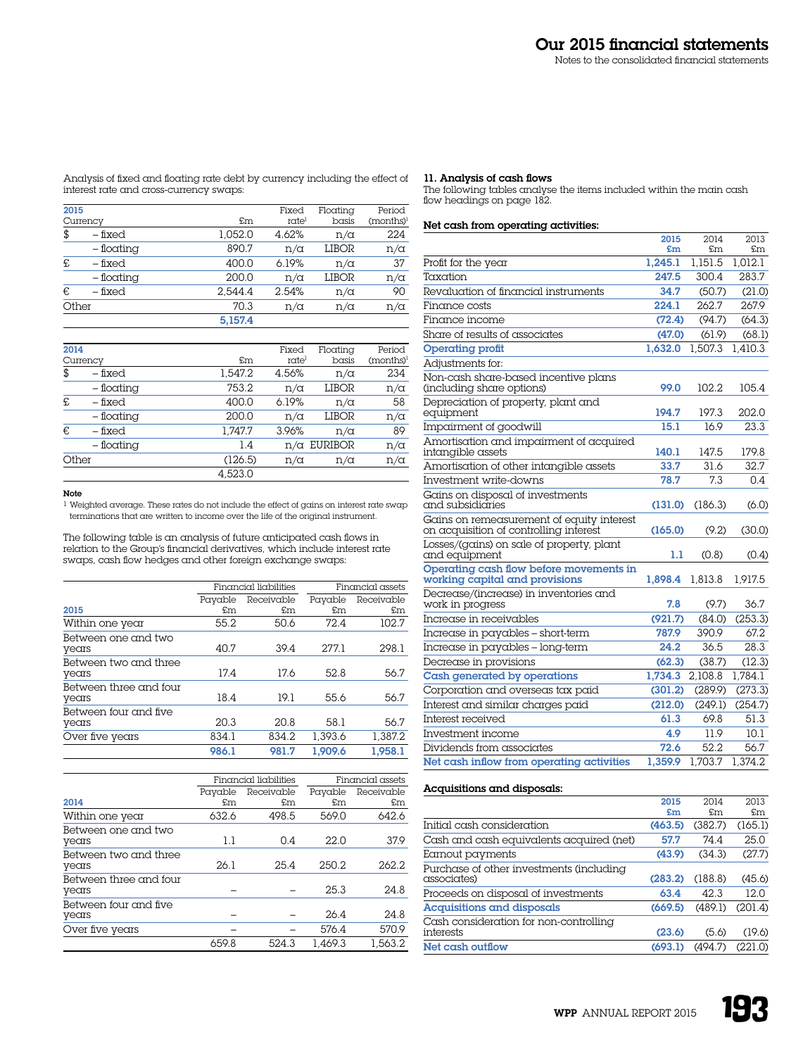Analysis of fixed and floating rate debt by currency including the effect of interest rate and cross-currency swaps:

| 2015 Currency | | £m | Fixed rate[1] | Floating basis | Period (months)[1] |
|---|---|---|---|---|---|
| $ | – fixed | 1,052.0 | 4.62% | n/a | 224 |
| | – floating | 890.7 | n/a | LIBOR | n/a |
| £ | – fixed | 400.0 | 6.19% | n/a | 37 |
| | – floating | 200.0 | n/a | LIBOR | n/a |
| € | – fixed | 2,544.4 | 2.54% | n/a | 90 |
| Other | | 70.3 | n/a | n/a | n/a |
| | | **5,157.4** | | | |

| 2014 Currency | | £m | Fixed rate[1] | Floating basis | Period (months)[1] |
|---|---|---|---|---|---|
| $ | – fixed | 1,547.2 | 4.56% | n/a | 234 |
| | – floating | 753.2 | n/a | LIBOR | n/a |
| £ | – fixed | 400.0 | 6.19% | n/a | 58 |
| | – floating | 200.0 | n/a | LIBOR | n/a |
| € | – fixed | 1,747.7 | 3.96% | n/a | 89 |
| | – floating | 1.4 | n/a | EURIBOR | n/a |
| Other | | (126.5) | n/a | n/a | n/a |
| | | 4,523.0 | | | |

**Note**

[1] Weighted average. These rates do not include the effect of gains on interest rate swap terminations that are written to income over the life of the original instrument.

The following table is an analysis of future anticipated cash flows in relation to the Group's financial derivatives, which include interest rate swaps, cash flow hedges and other foreign exchange swaps:

| | Financial liabilities | | Financial assets | |
|---|---|---|---|---|
| **2015** | Payable £m | Receivable £m | Payable £m | Receivable £m |
| Within one year | 55.2 | 50.6 | 72.4 | 102.7 |
| Between one and two years | 40.7 | 39.4 | 277.1 | 298.1 |
| Between two and three years | 17.4 | 17.6 | 52.8 | 56.7 |
| Between three and four years | 18.4 | 19.1 | 55.6 | 56.7 |
| Between four and five years | 20.3 | 20.8 | 58.1 | 56.7 |
| Over five years | 834.1 | 834.2 | 1,393.6 | 1,387.2 |
| | **986.1** | **981.7** | **1,909.6** | **1,958.1** |

| | Financial liabilities | | Financial assets | |
|---|---|---|---|---|
| **2014** | Payable £m | Receivable £m | Payable £m | Receivable £m |
| Within one year | 632.6 | 498.5 | 569.0 | 642.6 |
| Between one and two years | 1.1 | 0.4 | 22.0 | 37.9 |
| Between two and three years | 26.1 | 25.4 | 250.2 | 262.2 |
| Between three and four years | – | – | 25.3 | 24.8 |
| Between four and five years | – | – | 26.4 | 24.8 |
| Over five years | – | – | 576.4 | 570.9 |
| | 659.8 | 524.3 | 1,469.3 | 1,563.2 |

## 11. Analysis of cash flows

The following tables analyse the items included within the main cash flow headings on page 182.

**Net cash from operating activities:**

| | 2015 £m | 2014 £m | 2013 £m |
|---|---|---|---|
| Profit for the year | **1,245.1** | 1,151.5 | 1,012.1 |
| Taxation | **247.5** | 300.4 | 283.7 |
| Revaluation of financial instruments | **34.7** | (50.7) | (21.0) |
| Finance costs | **224.1** | 262.7 | 267.9 |
| Finance income | **(72.4)** | (94.7) | (64.3) |
| Share of results of associates | **(47.0)** | (61.9) | (68.1) |
| **Operating profit** | **1,632.0** | 1,507.3 | 1,410.3 |
| Adjustments for: | | | |
| Non-cash share-based incentive plans (including share options) | **99.0** | 102.2 | 105.4 |
| Depreciation of property, plant and equipment | **194.7** | 197.3 | 202.0 |
| Impairment of goodwill | **15.1** | 16.9 | 23.3 |
| Amortisation and impairment of acquired intangible assets | **140.1** | 147.5 | 179.8 |
| Amortisation of other intangible assets | **33.7** | 31.6 | 32.7 |
| Investment write-downs | **78.7** | 7.3 | 0.4 |
| Gains on disposal of investments and subsidiaries | **(131.0)** | (186.3) | (6.0) |
| Gains on remeasurement of equity interest on acquisition of controlling interest | **(165.0)** | (9.2) | (30.0) |
| Losses/(gains) on sale of property, plant and equipment | **1.1** | (0.8) | (0.4) |
| **Operating cash flow before movements in working capital and provisions** | **1,898.4** | 1,813.8 | 1,917.5 |
| Decrease/(increase) in inventories and work in progress | **7.8** | (9.7) | 36.7 |
| Increase in receivables | **(921.7)** | (84.0) | (253.3) |
| Increase in payables – short-term | **787.9** | 390.9 | 67.2 |
| Increase in payables – long-term | **24.2** | 36.5 | 28.3 |
| Decrease in provisions | **(62.3)** | (38.7) | (12.3) |
| **Cash generated by operations** | **1,734.3** | 2,108.8 | 1,784.1 |
| Corporation and overseas tax paid | **(301.2)** | (289.9) | (273.3) |
| Interest and similar charges paid | **(212.0)** | (249.1) | (254.7) |
| Interest received | **61.3** | 69.8 | 51.3 |
| Investment income | **4.9** | 11.9 | 10.1 |
| Dividends from associates | **72.6** | 52.2 | 56.7 |
| **Net cash inflow from operating activities** | **1,359.9** | 1,703.7 | 1,374.2 |

**Acquisitions and disposals:**

| | 2015 £m | 2014 £m | 2013 £m |
|---|---|---|---|
| Initial cash consideration | **(463.5)** | (382.7) | (165.1) |
| Cash and cash equivalents acquired (net) | **57.7** | 74.4 | 25.0 |
| Earnout payments | **(43.9)** | (34.3) | (27.7) |
| Purchase of other investments (including associates) | **(283.2)** | (188.8) | (45.6) |
| Proceeds on disposal of investments | **63.4** | 42.3 | 12.0 |
| **Acquisitions and disposals** | **(669.5)** | (489.1) | (201.4) |
| Cash consideration for non-controlling interests | **(23.6)** | (5.6) | (19.6) |
| **Net cash outflow** | **(693.1)** | (494.7) | (221.0) |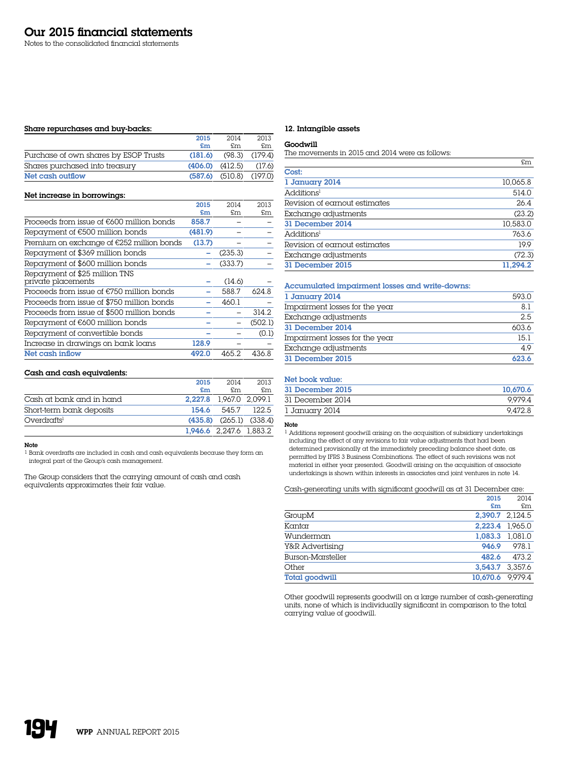# Our 2015 financial statements

Notes to the consolidated financial statements

**Share repurchases and buy-backs:**

| | 2015 £m | 2014 £m | 2013 £m |
|---|---|---|---|
| Purchase of own shares by ESOP Trusts | (181.6) | (98.3) | (179.4) |
| Shares purchased into treasury | (406.0) | (412.5) | (17.6) |
| **Net cash outflow** | **(587.6)** | (510.8) | (197.0) |

**Net increase in borrowings:**

| | 2015 £m | 2014 £m | 2013 £m |
|---|---|---|---|
| Proceeds from issue of €600 million bonds | 858.7 | – | – |
| Repayment of €500 million bonds | (481.9) | – | – |
| Premium on exchange of €252 million bonds | (13.7) | – | – |
| Repayment of $369 million bonds | – | (235.3) | – |
| Repayment of $600 million bonds | – | (333.7) | – |
| Repayment of $25 million TNS private placements | – | (14.6) | – |
| Proceeds from issue of €750 million bonds | – | 588.7 | 624.8 |
| Proceeds from issue of $750 million bonds | – | 460.1 | – |
| Proceeds from issue of $500 million bonds | – | – | 314.2 |
| Repayment of €600 million bonds | – | – | (502.1) |
| Repayment of convertible bonds | – | – | (0.1) |
| Increase in drawings on bank loans | 128.9 | – | – |
| **Net cash inflow** | **492.0** | 465.2 | 436.8 |

**Cash and cash equivalents:**

| | 2015 £m | 2014 £m | 2013 £m |
|---|---|---|---|
| Cash at bank and in hand | 2,227.8 | 1,967.0 | 2,099.1 |
| Short-term bank deposits | 154.6 | 545.7 | 122.5 |
| Overdrafts[1] | (435.8) | (265.1) | (338.4) |
| | **1,946.6** | 2,247.6 | 1,883.2 |

**Note**

[1] Bank overdrafts are included in cash and cash equivalents because they form an integral part of the Group's cash management.

The Group considers that the carrying amount of cash and cash equivalents approximates their fair value.

## 12. Intangible assets

**Goodwill**

The movements in 2015 and 2014 were as follows:

| | £m |
|---|---|
| **Cost:** | |
| **1 January 2014** | 10,065.8 |
| Additions[1] | 514.0 |
| Revision of earnout estimates | 26.4 |
| Exchange adjustments | (23.2) |
| **31 December 2014** | 10,583.0 |
| Additions[1] | 763.6 |
| Revision of earnout estimates | 19.9 |
| Exchange adjustments | (72.3) |
| **31 December 2015** | **11,294.2** |
| **Accumulated impairment losses and write-downs:** | |
| **1 January 2014** | 593.0 |
| Impairment losses for the year | 8.1 |
| Exchange adjustments | 2.5 |
| **31 December 2014** | 603.6 |
| Impairment losses for the year | 15.1 |
| Exchange adjustments | 4.9 |
| **31 December 2015** | **623.6** |
| **Net book value:** | |
| **31 December 2015** | **10,670.6** |
| 31 December 2014 | 9,979.4 |
| 1 January 2014 | 9,472.8 |

**Note**

[1] Additions represent goodwill arising on the acquisition of subsidiary undertakings including the effect of any revisions to fair value adjustments that had been determined provisionally at the immediately preceding balance sheet date, as permitted by IFRS 3 Business Combinations. The effect of such revisions was not material in either year presented. Goodwill arising on the acquisition of associate undertakings is shown within interests in associates and joint ventures in note 14.

Cash-generating units with significant goodwill as at 31 December are:

| | 2015 £m | 2014 £m |
|---|---|---|
| GroupM | 2,390.7 | 2,124.5 |
| Kantar | 2,223.4 | 1,965.0 |
| Wunderman | 1,083.3 | 1,081.0 |
| Y&R Advertising | 946.9 | 978.1 |
| Burson-Marsteller | 482.6 | 473.2 |
| Other | 3,543.7 | 3,357.6 |
| **Total goodwill** | **10,670.6** | 9,979.4 |

Other goodwill represents goodwill on a large number of cash-generating units, none of which is individually significant in comparison to the total carrying value of goodwill.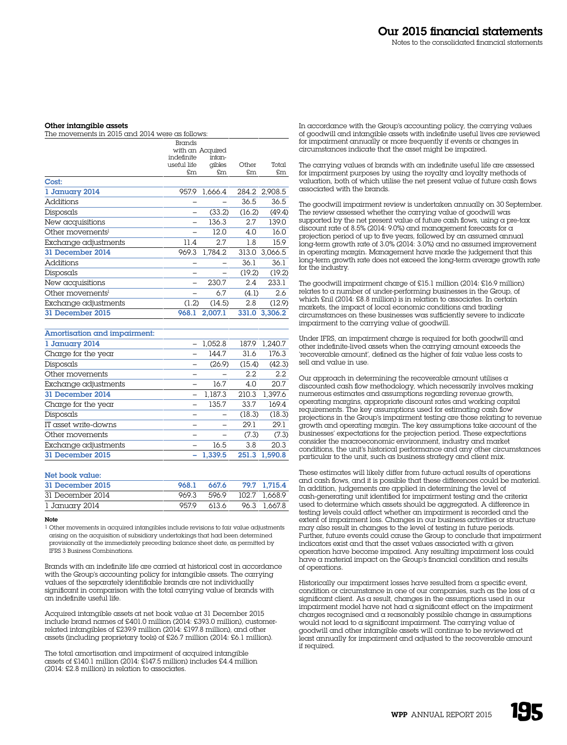### Other intangible assets

The movements in 2015 and 2014 were as follows:

| | Brands with an indefinite useful life £m | Acquired intangibles £m | Other £m | Total £m |
|---|---|---|---|---|
| **Cost:** | | | | |
| **1 January 2014** | 957.9 | 1,666.4 | 284.2 | 2,908.5 |
| Additions | – | – | 36.5 | 36.5 |
| Disposals | – | (33.2) | (16.2) | (49.4) |
| New acquisitions | – | 136.3 | 2.7 | 139.0 |
| Other movements[1] | – | 12.0 | 4.0 | 16.0 |
| Exchange adjustments | 11.4 | 2.7 | 1.8 | 15.9 |
| **31 December 2014** | 969.3 | 1,784.2 | 313.0 | 3,066.5 |
| Additions | – | – | 36.1 | 36.1 |
| Disposals | – | – | (19.2) | (19.2) |
| New acquisitions | – | 230.7 | 2.4 | 233.1 |
| Other movements[1] | – | 6.7 | (4.1) | 2.6 |
| Exchange adjustments | (1.2) | (14.5) | 2.8 | (12.9) |
| **31 December 2015** | **968.1** | **2,007.1** | **331.0** | **3,306.2** |
| **Amortisation and impairment:** | | | | |
| **1 January 2014** | – | 1,052.8 | 187.9 | 1,240.7 |
| Charge for the year | – | 144.7 | 31.6 | 176.3 |
| Disposals | – | (26.9) | (15.4) | (42.3) |
| Other movements | – | – | 2.2 | 2.2 |
| Exchange adjustments | – | 16.7 | 4.0 | 20.7 |
| **31 December 2014** | – | 1,187.3 | 210.3 | 1,397.6 |
| Charge for the year | – | 135.7 | 33.7 | 169.4 |
| Disposals | – | – | (18.3) | (18.3) |
| IT asset write-downs | – | – | 29.1 | 29.1 |
| Other movements | – | – | (7.3) | (7.3) |
| Exchange adjustments | – | 16.5 | 3.8 | 20.3 |
| **31 December 2015** | **–** | **1,339.5** | **251.3** | **1,590.8** |
| **Net book value:** | | | | |
| **31 December 2015** | **968.1** | **667.6** | **79.7** | **1,715.4** |
| 31 December 2014 | 969.3 | 596.9 | 102.7 | 1,668.9 |
| 1 January 2014 | 957.9 | 613.6 | 96.3 | 1,667.8 |

**Note**

[1] Other movements in acquired intangibles include revisions to fair value adjustments arising on the acquisition of subsidiary undertakings that had been determined provisionally at the immediately preceding balance sheet date, as permitted by IFRS 3 Business Combinations.

Brands with an indefinite life are carried at historical cost in accordance with the Group's accounting policy for intangible assets. The carrying values of the separately identifiable brands are not individually significant in comparison with the total carrying value of brands with an indefinite useful life.

Acquired intangible assets at net book value at 31 December 2015 include brand names of £401.0 million (2014: £393.0 million), customer-related intangibles of £239.9 million (2014: £197.8 million), and other assets (including proprietary tools) of £26.7 million (2014: £6.1 million).

The total amortisation and impairment of acquired intangible assets of £140.1 million (2014: £147.5 million) includes £4.4 million (2014: £2.8 million) in relation to associates.

In accordance with the Group's accounting policy, the carrying values of goodwill and intangible assets with indefinite useful lives are reviewed for impairment annually or more frequently if events or changes in circumstances indicate that the asset might be impaired.

The carrying values of brands with an indefinite useful life are assessed for impairment purposes by using the royalty and loyalty methods of valuation, both of which utilise the net present value of future cash flows associated with the brands.

The goodwill impairment review is undertaken annually on 30 September. The review assessed whether the carrying value of goodwill was supported by the net present value of future cash flows, using a pre-tax discount rate of 8.5% (2014: 9.0%) and management forecasts for a projection period of up to five years, followed by an assumed annual long-term growth rate of 3.0% (2014: 3.0%) and no assumed improvement in operating margin. Management have made the judgement that this long-term growth rate does not exceed the long-term average growth rate for the industry.

The goodwill impairment charge of £15.1 million (2014: £16.9 million) relates to a number of under-performing businesses in the Group, of which £nil (2014: £8.8 million) is in relation to associates. In certain markets, the impact of local economic conditions and trading circumstances on these businesses was sufficiently severe to indicate impairment to the carrying value of goodwill.

Under IFRS, an impairment charge is required for both goodwill and other indefinite-lived assets when the carrying amount exceeds the 'recoverable amount', defined as the higher of fair value less costs to sell and value in use.

Our approach in determining the recoverable amount utilises a discounted cash flow methodology, which necessarily involves making numerous estimates and assumptions regarding revenue growth, operating margins, appropriate discount rates and working capital requirements. The key assumptions used for estimating cash flow projections in the Group's impairment testing are those relating to revenue growth and operating margin. The key assumptions take account of the businesses' expectations for the projection period. These expectations consider the macroeconomic environment, industry and market conditions, the unit's historical performance and any other circumstances particular to the unit, such as business strategy and client mix.

These estimates will likely differ from future actual results of operations and cash flows, and it is possible that these differences could be material. In addition, judgements are applied in determining the level of cash-generating unit identified for impairment testing and the criteria used to determine which assets should be aggregated. A difference in testing levels could affect whether an impairment is recorded and the extent of impairment loss. Changes in our business activities or structure may also result in changes to the level of testing in future periods. Further, future events could cause the Group to conclude that impairment indicators exist and that the asset values associated with a given operation have become impaired. Any resulting impairment loss could have a material impact on the Group's financial condition and results of operations.

Historically our impairment losses have resulted from a specific event, condition or circumstance in one of our companies, such as the loss of a significant client. As a result, changes in the assumptions used in our impairment model have not had a significant effect on the impairment charges recognised and a reasonably possible change in assumptions would not lead to a significant impairment. The carrying value of goodwill and other intangible assets will continue to be reviewed at least annually for impairment and adjusted to the recoverable amount if required.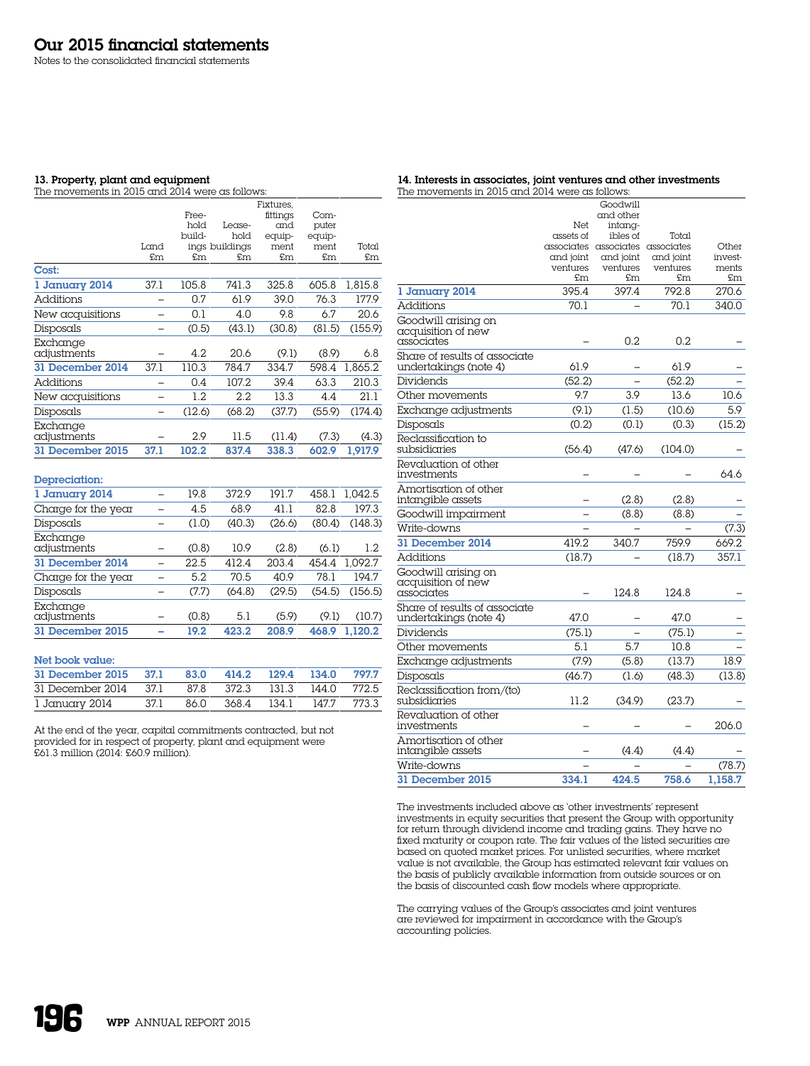# Our 2015 financial statements

Notes to the consolidated financial statements

### 13. Property, plant and equipment

The movements in 2015 and 2014 were as follows:

| | Land £m | Freehold buildings £m | Leasehold buildings £m | Fixtures, fittings and equipment £m | Computer equipment £m | Total £m |
|---|---|---|---|---|---|---|
| **Cost:** | | | | | | |
| **1 January 2014** | 37.1 | 105.8 | 741.3 | 325.8 | 605.8 | 1,815.8 |
| Additions | – | 0.7 | 61.9 | 39.0 | 76.3 | 177.9 |
| New acquisitions | – | 0.1 | 4.0 | 9.8 | 6.7 | 20.6 |
| Disposals | – | (0.5) | (43.1) | (30.8) | (81.5) | (155.9) |
| Exchange adjustments | – | 4.2 | 20.6 | (9.1) | (8.9) | 6.8 |
| **31 December 2014** | 37.1 | 110.3 | 784.7 | 334.7 | 598.4 | 1,865.2 |
| Additions | – | 0.4 | 107.2 | 39.4 | 63.3 | 210.3 |
| New acquisitions | – | 1.2 | 2.2 | 13.3 | 4.4 | 21.1 |
| Disposals | – | (12.6) | (68.2) | (37.7) | (55.9) | (174.4) |
| Exchange adjustments | – | 2.9 | 11.5 | (11.4) | (7.3) | (4.3) |
| **31 December 2015** | **37.1** | **102.2** | **837.4** | **338.3** | **602.9** | **1,917.9** |
| **Depreciation:** | | | | | | |
| **1 January 2014** | – | 19.8 | 372.9 | 191.7 | 458.1 | 1,042.5 |
| Charge for the year | – | 4.5 | 68.9 | 41.1 | 82.8 | 197.3 |
| Disposals | – | (1.0) | (40.3) | (26.6) | (80.4) | (148.3) |
| Exchange adjustments | – | (0.8) | 10.9 | (2.8) | (6.1) | 1.2 |
| **31 December 2014** | – | 22.5 | 412.4 | 203.4 | 454.4 | 1,092.7 |
| Charge for the year | – | 5.2 | 70.5 | 40.9 | 78.1 | 194.7 |
| Disposals | – | (7.7) | (64.8) | (29.5) | (54.5) | (156.5) |
| Exchange adjustments | – | (0.8) | 5.1 | (5.9) | (9.1) | (10.7) |
| **31 December 2015** | **–** | **19.2** | **423.2** | **208.9** | **468.9** | **1,120.2** |
| **Net book value:** | | | | | | |
| **31 December 2015** | **37.1** | **83.0** | **414.2** | **129.4** | **134.0** | **797.7** |
| 31 December 2014 | 37.1 | 87.8 | 372.3 | 131.3 | 144.0 | 772.5 |
| 1 January 2014 | 37.1 | 86.0 | 368.4 | 134.1 | 147.7 | 773.3 |

At the end of the year, capital commitments contracted, but not provided for in respect of property, plant and equipment were £61.3 million (2014: £60.9 million).

### 14. Interests in associates, joint ventures and other investments

The movements in 2015 and 2014 were as follows:

| | Net assets of associates and joint ventures £m | Goodwill and other intangibles of associates and joint ventures £m | Total associates and joint ventures £m | Other investments £m |
|---|---|---|---|---|
| **1 January 2014** | 395.4 | 397.4 | 792.8 | 270.6 |
| Additions | 70.1 | – | 70.1 | 340.0 |
| Goodwill arising on acquisition of new associates | – | 0.2 | 0.2 | – |
| Share of results of associate undertakings (note 4) | 61.9 | – | 61.9 | – |
| Dividends | (52.2) | – | (52.2) | – |
| Other movements | 9.7 | 3.9 | 13.6 | 10.6 |
| Exchange adjustments | (9.1) | (1.5) | (10.6) | 5.9 |
| Disposals | (0.2) | (0.1) | (0.3) | (15.2) |
| Reclassification to subsidiaries | (56.4) | (47.6) | (104.0) | – |
| Revaluation of other investments | – | – | – | 64.6 |
| Amortisation of other intangible assets | – | (2.8) | (2.8) | – |
| Goodwill impairment | – | (8.8) | (8.8) | – |
| Write-downs | – | – | – | (7.3) |
| **31 December 2014** | 419.2 | 340.7 | 759.9 | 669.2 |
| Additions | (18.7) | – | (18.7) | 357.1 |
| Goodwill arising on acquisition of new associates | – | 124.8 | 124.8 | – |
| Share of results of associate undertakings (note 4) | 47.0 | – | 47.0 | – |
| Dividends | (75.1) | – | (75.1) | – |
| Other movements | 5.1 | 5.7 | 10.8 | – |
| Exchange adjustments | (7.9) | (5.8) | (13.7) | 18.9 |
| Disposals | (46.7) | (1.6) | (48.3) | (13.8) |
| Reclassification from/(to) subsidiaries | 11.2 | (34.9) | (23.7) | – |
| Revaluation of other investments | – | – | – | 206.0 |
| Amortisation of other intangible assets | – | (4.4) | (4.4) | – |
| Write-downs | – | – | – | (78.7) |
| **31 December 2015** | **334.1** | **424.5** | **758.6** | **1,158.7** |

The investments included above as 'other investments' represent investments in equity securities that present the Group with opportunity for return through dividend income and trading gains. They have no fixed maturity or coupon rate. The fair values of the listed securities are based on quoted market prices. For unlisted securities, where market value is not available, the Group has estimated relevant fair values on the basis of publicly available information from outside sources or on the basis of discounted cash flow models where appropriate.

The carrying values of the Group's associates and joint ventures are reviewed for impairment in accordance with the Group's accounting policies.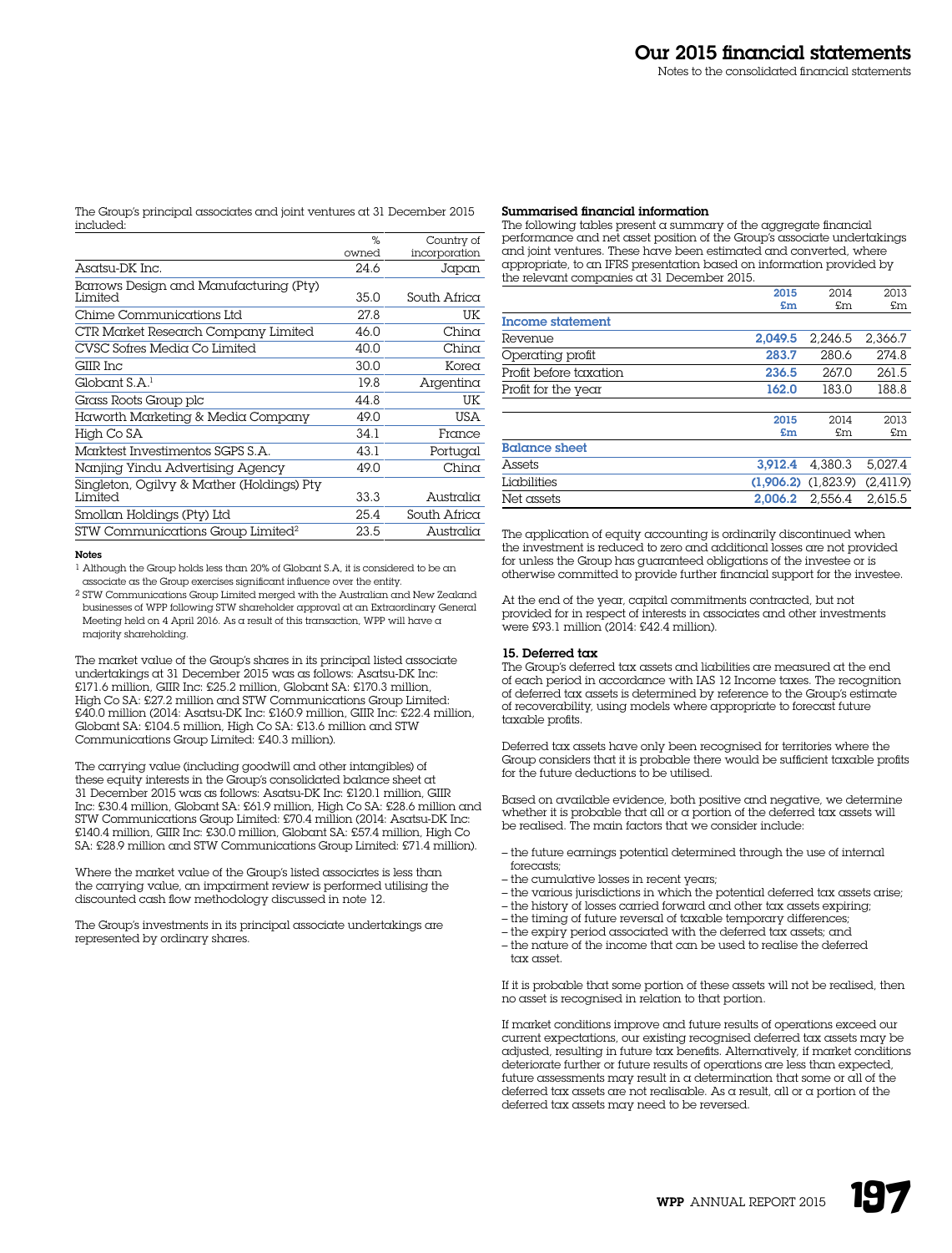The Group's principal associates and joint ventures at 31 December 2015 included:

| | % owned | Country of incorporation |
|---|---|---|
| Asatsu-DK Inc. | 24.6 | Japan |
| Barrows Design and Manufacturing (Pty) Limited | 35.0 | South Africa |
| Chime Communications Ltd | 27.8 | UK |
| CTR Market Research Company Limited | 46.0 | China |
| CVSC Sofres Media Co Limited | 40.0 | China |
| GIIR Inc | 30.0 | Korea |
| Globant S.A.[1] | 19.8 | Argentina |
| Grass Roots Group plc | 44.8 | UK |
| Haworth Marketing & Media Company | 49.0 | USA |
| High Co SA | 34.1 | France |
| Marktest Investimentos SGPS S.A. | 43.1 | Portugal |
| Nanjing Yindu Advertising Agency | 49.0 | China |
| Singleton, Ogilvy & Mather (Holdings) Pty Limited | 33.3 | Australia |
| Smollan Holdings (Pty) Ltd | 25.4 | South Africa |
| STW Communications Group Limited[2] | 23.5 | Australia |

**Notes**

[1] Although the Group holds less than 20% of Globant S.A. it is considered to be an associate as the Group exercises significant influence over the entity.

[2] STW Communications Group Limited merged with the Australian and New Zealand businesses of WPP following STW shareholder approval at an Extraordinary General Meeting held on 4 April 2016. As a result of this transaction, WPP will have a majority shareholding.

The market value of the Group's shares in its principal listed associate undertakings at 31 December 2015 was as follows: Asatsu-DK Inc: £171.6 million, GIIR Inc: £25.2 million, Globant SA: £170.3 million, High Co SA: £27.2 million and STW Communications Group Limited: £40.0 million (2014: Asatsu-DK Inc: £160.9 million, GIIR Inc: £22.4 million, Globant SA: £104.5 million, High Co SA: £13.6 million and STW Communications Group Limited: £40.3 million).

The carrying value (including goodwill and other intangibles) of these equity interests in the Group's consolidated balance sheet at 31 December 2015 was as follows: Asatsu-DK Inc: £120.1 million, GIIR Inc: £30.4 million, Globant SA: £61.9 million, High Co SA: £28.6 million and STW Communications Group Limited: £70.4 million (2014: Asatsu-DK Inc: £140.4 million, GIIR Inc: £30.0 million, Globant SA: £57.4 million, High Co SA: £28.9 million and STW Communications Group Limited: £71.4 million).

Where the market value of the Group's listed associates is less than the carrying value, an impairment review is performed utilising the discounted cash flow methodology discussed in note 12.

The Group's investments in its principal associate undertakings are represented by ordinary shares.

**Summarised financial information**

The following tables present a summary of the aggregate financial performance and net asset position of the Group's associate undertakings and joint ventures. These have been estimated and converted, where appropriate, to an IFRS presentation based on information provided by the relevant companies at 31 December 2015.

| | 2015 £m | 2014 £m | 2013 £m |
|---|---|---|---|
| **Income statement** | | | |
| Revenue | 2,049.5 | 2,246.5 | 2,366.7 |
| Operating profit | 283.7 | 280.6 | 274.8 |
| Profit before taxation | 236.5 | 267.0 | 261.5 |
| Profit for the year | 162.0 | 183.0 | 188.8 |

| | 2015 £m | 2014 £m | 2013 £m |
|---|---|---|---|
| **Balance sheet** | | | |
| Assets | 3,912.4 | 4,380.3 | 5,027.4 |
| Liabilities | (1,906.2) | (1,823.9) | (2,411.9) |
| Net assets | 2,006.2 | 2,556.4 | 2,615.5 |

The application of equity accounting is ordinarily discontinued when the investment is reduced to zero and additional losses are not provided for unless the Group has guaranteed obligations of the investee or is otherwise committed to provide further financial support for the investee.

At the end of the year, capital commitments contracted, but not provided for in respect of interests in associates and other investments were £93.1 million (2014: £42.4 million).

**15. Deferred tax**

The Group's deferred tax assets and liabilities are measured at the end of each period in accordance with IAS 12 Income taxes. The recognition of deferred tax assets is determined by reference to the Group's estimate of recoverability, using models where appropriate to forecast future taxable profits.

Deferred tax assets have only been recognised for territories where the Group considers that it is probable there would be sufficient taxable profits for the future deductions to be utilised.

Based on available evidence, both positive and negative, we determine whether it is probable that all or a portion of the deferred tax assets will be realised. The main factors that we consider include:

- the future earnings potential determined through the use of internal forecasts;
- the cumulative losses in recent years;
- the various jurisdictions in which the potential deferred tax assets arise;
- the history of losses carried forward and other tax assets expiring;
- the timing of future reversal of taxable temporary differences;
- the expiry period associated with the deferred tax assets; and
- the nature of the income that can be used to realise the deferred tax asset.

If it is probable that some portion of these assets will not be realised, then no asset is recognised in relation to that portion.

If market conditions improve and future results of operations exceed our current expectations, our existing recognised deferred tax assets may be adjusted, resulting in future tax benefits. Alternatively, if market conditions deteriorate further or future results of operations are less than expected, future assessments may result in a determination that some or all of the deferred tax assets are not realisable. As a result, all or a portion of the deferred tax assets may need to be reversed.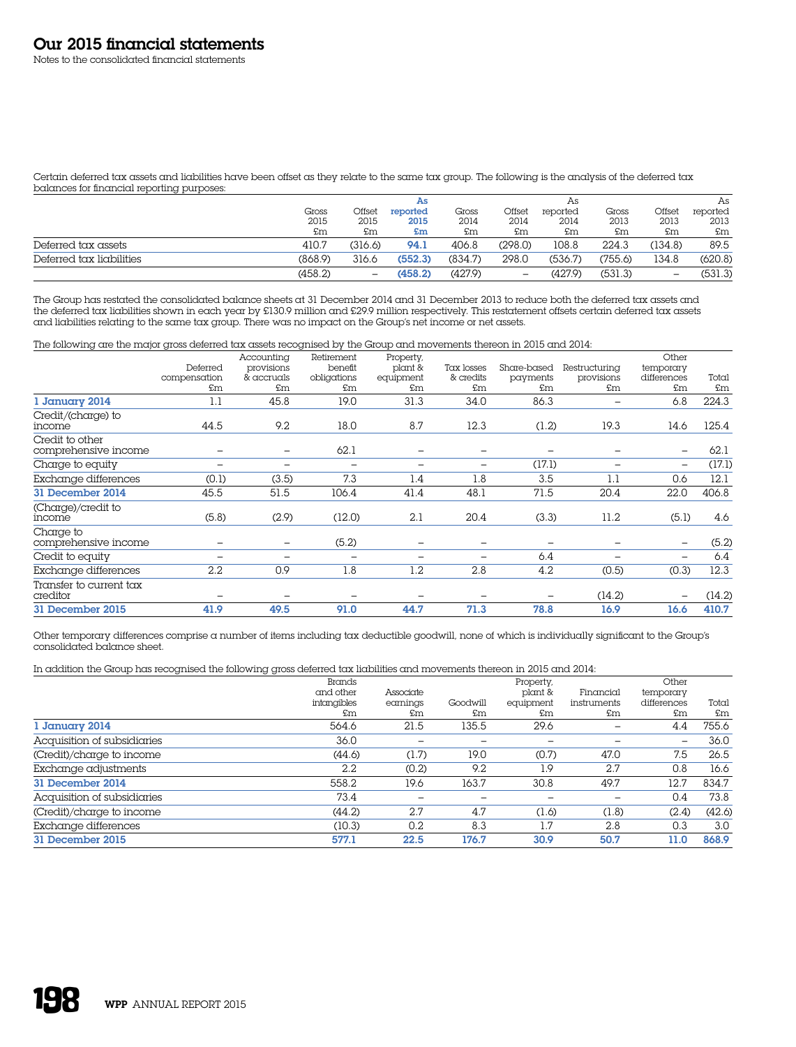# Our 2015 financial statements

Notes to the consolidated financial statements

Certain deferred tax assets and liabilities have been offset as they relate to the same tax group. The following is the analysis of the deferred tax balances for financial reporting purposes:

| | Gross 2015 £m | Offset 2015 £m | As reported 2015 £m | Gross 2014 £m | Offset 2014 £m | As reported 2014 £m | Gross 2013 £m | Offset 2013 £m | As reported 2013 £m |
|---|---|---|---|---|---|---|---|---|---|
| Deferred tax assets | 410.7 | (316.6) | **94.1** | 406.8 | (298.0) | 108.8 | 224.3 | (134.8) | 89.5 |
| Deferred tax liabilities | (868.9) | 316.6 | **(552.3)** | (834.7) | 298.0 | (536.7) | (755.6) | 134.8 | (620.8) |
| | (458.2) | – | **(458.2)** | (427.9) | – | (427.9) | (531.3) | – | (531.3) |

The Group has restated the consolidated balance sheets at 31 December 2014 and 31 December 2013 to reduce both the deferred tax assets and the deferred tax liabilities shown in each year by £130.9 million and £29.9 million respectively. This restatement offsets certain deferred tax assets and liabilities relating to the same tax group. There was no impact on the Group's net income or net assets.

The following are the major gross deferred tax assets recognised by the Group and movements thereon in 2015 and 2014:

| | Deferred compensation £m | Accounting provisions & accruals £m | Retirement benefit obligations £m | Property, plant & equipment £m | Tax losses & credits £m | Share-based payments £m | Restructuring provisions £m | Other temporary differences £m | Total £m |
|---|---|---|---|---|---|---|---|---|---|
| **1 January 2014** | 1.1 | 45.8 | 19.0 | 31.3 | 34.0 | 86.3 | – | 6.8 | 224.3 |
| Credit/(charge) to income | 44.5 | 9.2 | 18.0 | 8.7 | 12.3 | (1.2) | 19.3 | 14.6 | 125.4 |
| Credit to other comprehensive income | – | – | 62.1 | – | – | – | – | – | 62.1 |
| Charge to equity | – | – | – | – | – | (17.1) | – | – | (17.1) |
| Exchange differences | (0.1) | (3.5) | 7.3 | 1.4 | 1.8 | 3.5 | 1.1 | 0.6 | 12.1 |
| **31 December 2014** | 45.5 | 51.5 | 106.4 | 41.4 | 48.1 | 71.5 | 20.4 | 22.0 | 406.8 |
| (Charge)/credit to income | (5.8) | (2.9) | (12.0) | 2.1 | 20.4 | (3.3) | 11.2 | (5.1) | 4.6 |
| Charge to comprehensive income | – | – | (5.2) | – | – | – | – | – | (5.2) |
| Credit to equity | – | – | – | – | – | 6.4 | – | – | 6.4 |
| Exchange differences | 2.2 | 0.9 | 1.8 | 1.2 | 2.8 | 4.2 | (0.5) | (0.3) | 12.3 |
| Transfer to current tax creditor | – | – | – | – | – | – | (14.2) | – | (14.2) |
| **31 December 2015** | **41.9** | **49.5** | **91.0** | **44.7** | **71.3** | **78.8** | **16.9** | **16.6** | **410.7** |

Other temporary differences comprise a number of items including tax deductible goodwill, none of which is individually significant to the Group's consolidated balance sheet.

In addition the Group has recognised the following gross deferred tax liabilities and movements thereon in 2015 and 2014:

| | Brands and other intangibles £m | Associate earnings £m | Goodwill £m | Property, plant & equipment £m | Financial instruments £m | Other temporary differences £m | Total £m |
|---|---|---|---|---|---|---|---|
| **1 January 2014** | 564.6 | 21.5 | 135.5 | 29.6 | – | 4.4 | 755.6 |
| Acquisition of subsidiaries | 36.0 | – | – | – | – | – | 36.0 |
| (Credit)/charge to income | (44.6) | (1.7) | 19.0 | (0.7) | 47.0 | 7.5 | 26.5 |
| Exchange adjustments | 2.2 | (0.2) | 9.2 | 1.9 | 2.7 | 0.8 | 16.6 |
| **31 December 2014** | 558.2 | 19.6 | 163.7 | 30.8 | 49.7 | 12.7 | 834.7 |
| Acquisition of subsidiaries | 73.4 | – | – | – | – | 0.4 | 73.8 |
| (Credit)/charge to income | (44.2) | 2.7 | 4.7 | (1.6) | (1.8) | (2.4) | (42.6) |
| Exchange differences | (10.3) | 0.2 | 8.3 | 1.7 | 2.8 | 0.3 | 3.0 |
| **31 December 2015** | **577.1** | **22.5** | **176.7** | **30.9** | **50.7** | **11.0** | **868.9** |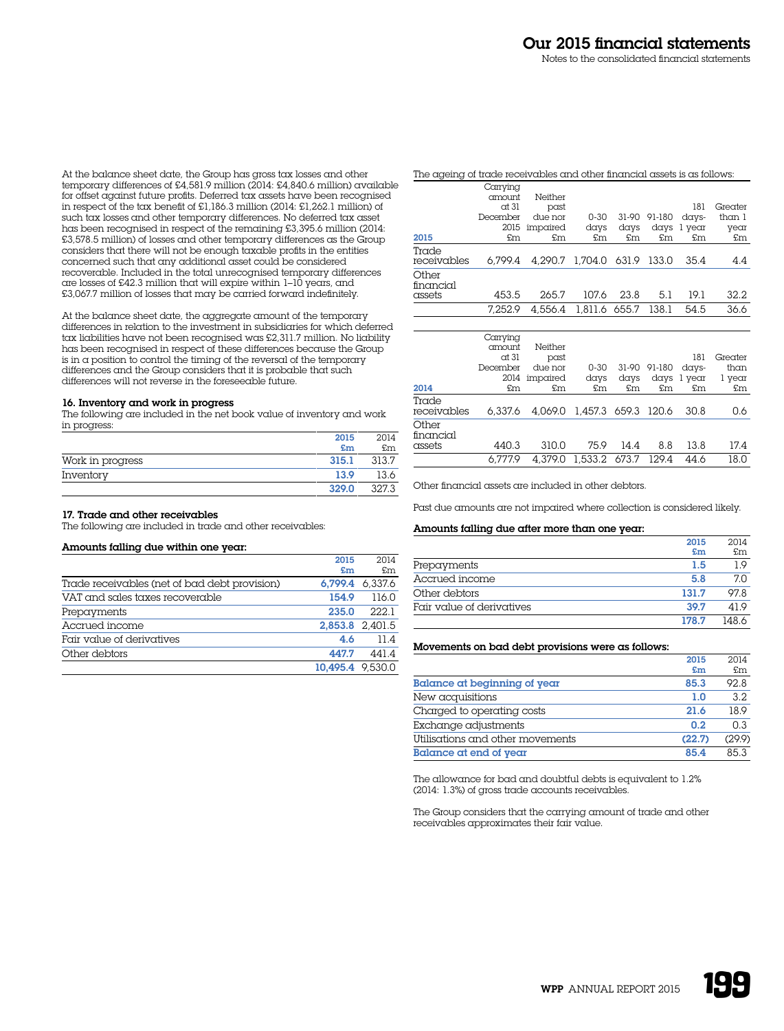At the balance sheet date, the Group has gross tax losses and other temporary differences of £4,581.9 million (2014: £4,840.6 million) available for offset against future profits. Deferred tax assets have been recognised in respect of the tax benefit of £1,186.3 million (2014: £1,262.1 million) of such tax losses and other temporary differences. No deferred tax asset has been recognised in respect of the remaining £3,395.6 million (2014: £3,578.5 million) of losses and other temporary differences as the Group considers that there will not be enough taxable profits in the entities concerned such that any additional asset could be considered recoverable. Included in the total unrecognised temporary differences are losses of £42.3 million that will expire within 1–10 years, and £3,067.7 million of losses that may be carried forward indefinitely.

At the balance sheet date, the aggregate amount of the temporary differences in relation to the investment in subsidiaries for which deferred tax liabilities have not been recognised was £2,311.7 million. No liability has been recognised in respect of these differences because the Group is in a position to control the timing of the reversal of the temporary differences and the Group considers that it is probable that such differences will not reverse in the foreseeable future.

### 16. Inventory and work in progress

The following are included in the net book value of inventory and work in progress:

| | 2015 £m | 2014 £m |
|---|---|---|
| Work in progress | 315.1 | 313.7 |
| Inventory | 13.9 | 13.6 |
| | 329.0 | 327.3 |

### 17. Trade and other receivables

The following are included in trade and other receivables:

**Amounts falling due within one year:**

| | 2015 £m | 2014 £m |
|---|---|---|
| Trade receivables (net of bad debt provision) | 6,799.4 | 6,337.6 |
| VAT and sales taxes recoverable | 154.9 | 116.0 |
| Prepayments | 235.0 | 222.1 |
| Accrued income | 2,853.8 | 2,401.5 |
| Fair value of derivatives | 4.6 | 11.4 |
| Other debtors | 447.7 | 441.4 |
| | 10,495.4 | 9,530.0 |

The ageing of trade receivables and other financial assets is as follows:

| 2015 | Carrying amount at 31 December 2015 £m | Neither past due nor impaired £m | 0-30 days £m | 31-90 days £m | 91-180 days £m | 181 days-1 year £m | Greater than 1 year £m |
|---|---|---|---|---|---|---|---|
| Trade receivables | 6,799.4 | 4,290.7 | 1,704.0 | 631.9 | 133.0 | 35.4 | 4.4 |
| Other financial assets | 453.5 | 265.7 | 107.6 | 23.8 | 5.1 | 19.1 | 32.2 |
| | 7,252.9 | 4,556.4 | 1,811.6 | 655.7 | 138.1 | 54.5 | 36.6 |

| 2014 | Carrying amount at 31 December 2014 £m | Neither past due nor impaired £m | 0-30 days £m | 31-90 days £m | 91-180 days £m | 181 days-1 year £m | Greater than 1 year £m |
|---|---|---|---|---|---|---|---|
| Trade receivables | 6,337.6 | 4,069.0 | 1,457.3 | 659.3 | 120.6 | 30.8 | 0.6 |
| Other financial assets | 440.3 | 310.0 | 75.9 | 14.4 | 8.8 | 13.8 | 17.4 |
| | 6,777.9 | 4,379.0 | 1,533.2 | 673.7 | 129.4 | 44.6 | 18.0 |

Other financial assets are included in other debtors.

Past due amounts are not impaired where collection is considered likely.

**Amounts falling due after more than one year:**

| | 2015 £m | 2014 £m |
|---|---|---|
| Prepayments | 1.5 | 1.9 |
| Accrued income | 5.8 | 7.0 |
| Other debtors | 131.7 | 97.8 |
| Fair value of derivatives | 39.7 | 41.9 |
| | 178.7 | 148.6 |

**Movements on bad debt provisions were as follows:**

| | 2015 £m | 2014 £m |
|---|---|---|
| Balance at beginning of year | 85.3 | 92.8 |
| New acquisitions | 1.0 | 3.2 |
| Charged to operating costs | 21.6 | 18.9 |
| Exchange adjustments | 0.2 | 0.3 |
| Utilisations and other movements | (22.7) | (29.9) |
| Balance at end of year | 85.4 | 85.3 |

The allowance for bad and doubtful debts is equivalent to 1.2% (2014: 1.3%) of gross trade accounts receivables.

The Group considers that the carrying amount of trade and other receivables approximates their fair value.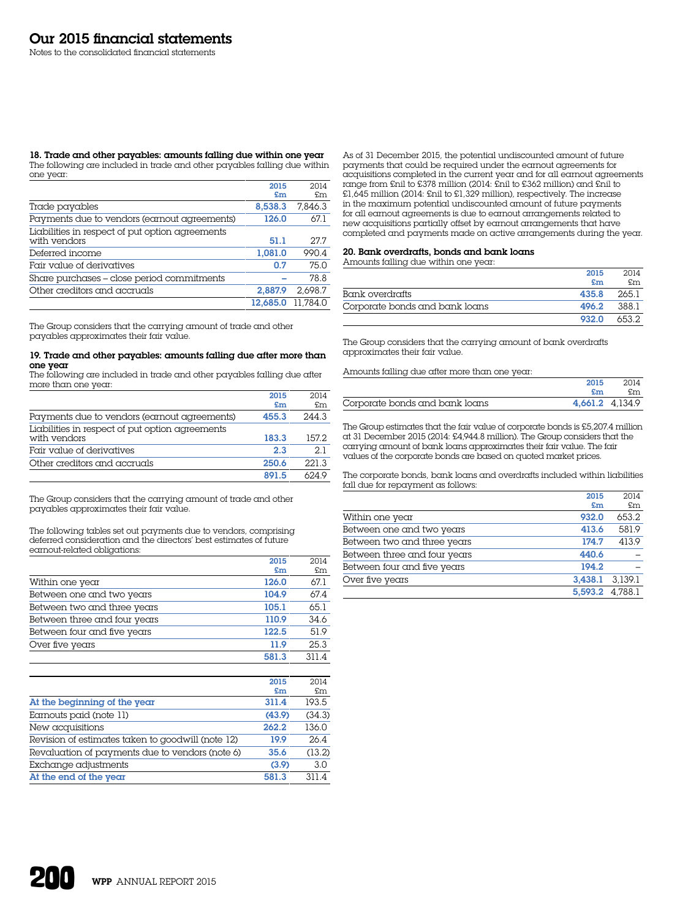# Our 2015 financial statements

Notes to the consolidated financial statements

### 18. Trade and other payables: amounts falling due within one year

The following are included in trade and other payables falling due within one year:

| | 2015 £m | 2014 £m |
|---|---|---|
| Trade payables | 8,538.3 | 7,846.3 |
| Payments due to vendors (earnout agreements) | 126.0 | 67.1 |
| Liabilities in respect of put option agreements with vendors | 51.1 | 27.7 |
| Deferred income | 1,081.0 | 990.4 |
| Fair value of derivatives | 0.7 | 75.0 |
| Share purchases – close period commitments | – | 78.8 |
| Other creditors and accruals | 2,887.9 | 2,698.7 |
| | 12,685.0 | 11,784.0 |

The Group considers that the carrying amount of trade and other payables approximates their fair value.

### 19. Trade and other payables: amounts falling due after more than one year

The following are included in trade and other payables falling due after more than one year:

| | 2015 £m | 2014 £m |
|---|---|---|
| Payments due to vendors (earnout agreements) | 455.3 | 244.3 |
| Liabilities in respect of put option agreements with vendors | 183.3 | 157.2 |
| Fair value of derivatives | 2.3 | 2.1 |
| Other creditors and accruals | 250.6 | 221.3 |
| | 891.5 | 624.9 |

The Group considers that the carrying amount of trade and other payables approximates their fair value.

The following tables set out payments due to vendors, comprising deferred consideration and the directors' best estimates of future earnout-related obligations:

| | 2015 £m | 2014 £m |
|---|---|---|
| Within one year | 126.0 | 67.1 |
| Between one and two years | 104.9 | 67.4 |
| Between two and three years | 105.1 | 65.1 |
| Between three and four years | 110.9 | 34.6 |
| Between four and five years | 122.5 | 51.9 |
| Over five years | 11.9 | 25.3 |
| | 581.3 | 311.4 |

| | 2015 £m | 2014 £m |
|---|---|---|
| At the beginning of the year | 311.4 | 193.5 |
| Earnouts paid (note 11) | (43.9) | (34.3) |
| New acquisitions | 262.2 | 136.0 |
| Revision of estimates taken to goodwill (note 12) | 19.9 | 26.4 |
| Revaluation of payments due to vendors (note 6) | 35.6 | (13.2) |
| Exchange adjustments | (3.9) | 3.0 |
| At the end of the year | 581.3 | 311.4 |

As of 31 December 2015, the potential undiscounted amount of future payments that could be required under the earnout agreements for acquisitions completed in the current year and for all earnout agreements range from £nil to £378 million (2014: £nil to £362 million) and £nil to £1,645 million (2014: £nil to £1,329 million), respectively. The increase in the maximum potential undiscounted amount of future payments for all earnout agreements is due to earnout arrangements related to new acquisitions partially offset by earnout arrangements that have completed and payments made on active arrangements during the year.

### 20. Bank overdrafts, bonds and bank loans

Amounts falling due within one year:

| | 2015 £m | 2014 £m |
|---|---|---|
| Bank overdrafts | 435.8 | 265.1 |
| Corporate bonds and bank loans | 496.2 | 388.1 |
| | 932.0 | 653.2 |

The Group considers that the carrying amount of bank overdrafts approximates their fair value.

Amounts falling due after more than one year:

| | 2015 £m | 2014 £m |
|---|---|---|
| Corporate bonds and bank loans | 4,661.2 | 4,134.9 |

The Group estimates that the fair value of corporate bonds is £5,207.4 million at 31 December 2015 (2014: £4,944.8 million). The Group considers that the carrying amount of bank loans approximates their fair value. The fair values of the corporate bonds are based on quoted market prices.

The corporate bonds, bank loans and overdrafts included within liabilities fall due for repayment as follows:

| | 2015 £m | 2014 £m |
|---|---|---|
| Within one year | 932.0 | 653.2 |
| Between one and two years | 413.6 | 581.9 |
| Between two and three years | 174.7 | 413.9 |
| Between three and four years | 440.6 | – |
| Between four and five years | 194.2 | – |
| Over five years | 3,438.1 | 3,139.1 |
| | 5,593.2 | 4,788.1 |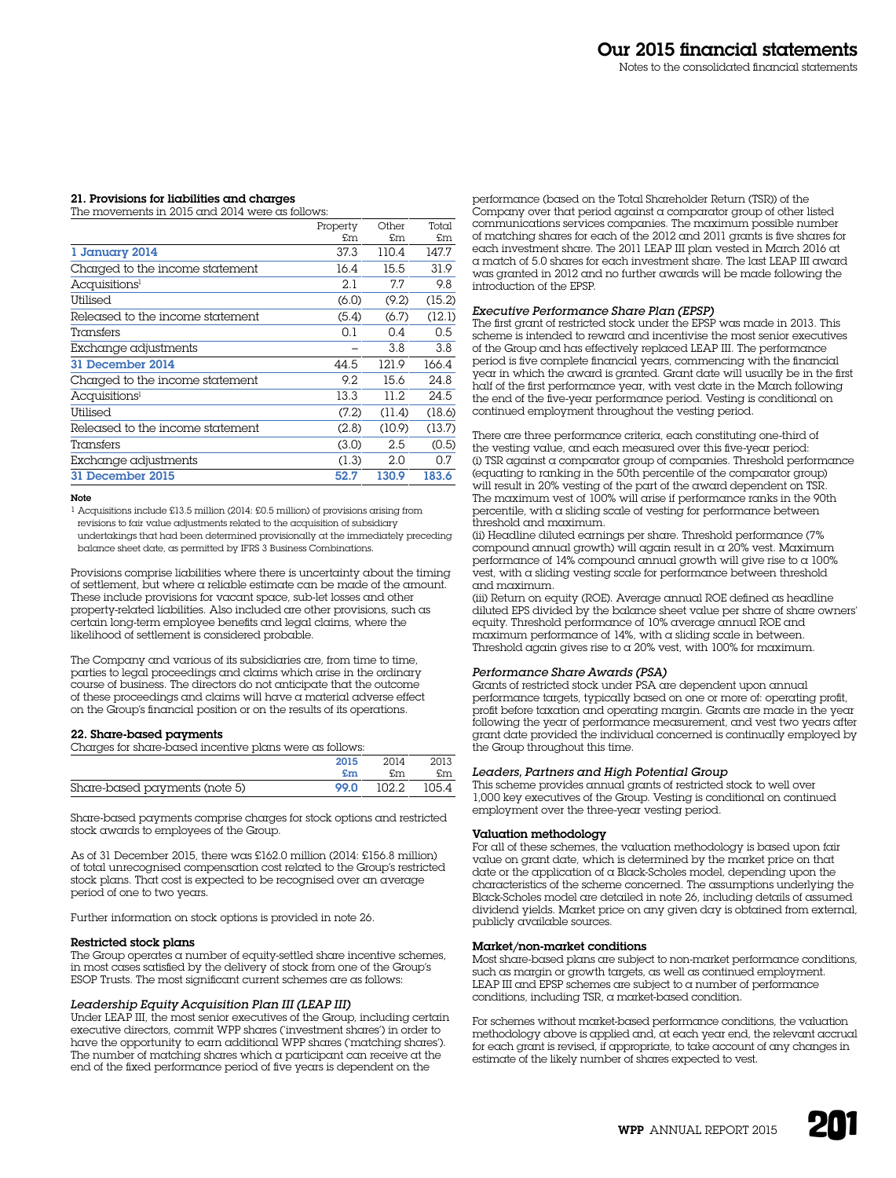### 21. Provisions for liabilities and charges

The movements in 2015 and 2014 were as follows:

| | Property £m | Other £m | Total £m |
|---|---|---|---|
| **1 January 2014** | 37.3 | 110.4 | 147.7 |
| Charged to the income statement | 16.4 | 15.5 | 31.9 |
| Acquisitions[1] | 2.1 | 7.7 | 9.8 |
| Utilised | (6.0) | (9.2) | (15.2) |
| Released to the income statement | (5.4) | (6.7) | (12.1) |
| Transfers | 0.1 | 0.4 | 0.5 |
| Exchange adjustments | – | 3.8 | 3.8 |
| **31 December 2014** | 44.5 | 121.9 | 166.4 |
| Charged to the income statement | 9.2 | 15.6 | 24.8 |
| Acquisitions[1] | 13.3 | 11.2 | 24.5 |
| Utilised | (7.2) | (11.4) | (18.6) |
| Released to the income statement | (2.8) | (10.9) | (13.7) |
| Transfers | (3.0) | 2.5 | (0.5) |
| Exchange adjustments | (1.3) | 2.0 | 0.7 |
| **31 December 2015** | **52.7** | **130.9** | **183.6** |

**Note**

[1] Acquisitions include £13.5 million (2014: £0.5 million) of provisions arising from revisions to fair value adjustments related to the acquisition of subsidiary undertakings that had been determined provisionally at the immediately preceding balance sheet date, as permitted by IFRS 3 Business Combinations.

Provisions comprise liabilities where there is uncertainty about the timing of settlement, but where a reliable estimate can be made of the amount. These include provisions for vacant space, sub-let losses and other property-related liabilities. Also included are other provisions, such as certain long-term employee benefits and legal claims, where the likelihood of settlement is considered probable.

The Company and various of its subsidiaries are, from time to time, parties to legal proceedings and claims which arise in the ordinary course of business. The directors do not anticipate that the outcome of these proceedings and claims will have a material adverse effect on the Group's financial position or on the results of its operations.

### 22. Share-based payments

Charges for share-based incentive plans were as follows:

| | 2015 £m | 2014 £m | 2013 £m |
|---|---|---|---|
| Share-based payments (note 5) | **99.0** | 102.2 | 105.4 |

Share-based payments comprise charges for stock options and restricted stock awards to employees of the Group.

As of 31 December 2015, there was £162.0 million (2014: £156.8 million) of total unrecognised compensation cost related to the Group's restricted stock plans. That cost is expected to be recognised over an average period of one to two years.

Further information on stock options is provided in note 26.

#### Restricted stock plans

The Group operates a number of equity-settled share incentive schemes, in most cases satisfied by the delivery of stock from one of the Group's ESOP Trusts. The most significant current schemes are as follows:

*Leadership Equity Acquisition Plan III (LEAP III)*

Under LEAP III, the most senior executives of the Group, including certain executive directors, commit WPP shares ('investment shares') in order to have the opportunity to earn additional WPP shares ('matching shares'). The number of matching shares which a participant can receive at the end of the fixed performance period of five years is dependent on the performance (based on the Total Shareholder Return (TSR)) of the Company over that period against a comparator group of other listed communications services companies. The maximum possible number of matching shares for each of the 2012 and 2011 grants is five shares for each investment share. The 2011 LEAP III plan vested in March 2016 at a match of 5.0 shares for each investment share. The last LEAP III award was granted in 2012 and no further awards will be made following the introduction of the EPSP.

*Executive Performance Share Plan (EPSP)*

The first grant of restricted stock under the EPSP was made in 2013. This scheme is intended to reward and incentivise the most senior executives of the Group and has effectively replaced LEAP III. The performance period is five complete financial years, commencing with the financial year in which the award is granted. Grant date will usually be in the first half of the first performance year, with vest date in the March following the end of the five-year performance period. Vesting is conditional on continued employment throughout the vesting period.

There are three performance criteria, each constituting one-third of the vesting value, and each measured over this five-year period:
(i) TSR against a comparator group of companies. Threshold performance (equating to ranking in the 50th percentile of the comparator group) will result in 20% vesting of the part of the award dependent on TSR. The maximum vest of 100% will arise if performance ranks in the 90th percentile, with a sliding scale of vesting for performance between threshold and maximum.
(ii) Headline diluted earnings per share. Threshold performance (7% compound annual growth) will again result in a 20% vest. Maximum performance of 14% compound annual growth will give rise to a 100% vest, with a sliding vesting scale for performance between threshold and maximum.
(iii) Return on equity (ROE). Average annual ROE defined as headline diluted EPS divided by the balance sheet value per share of share owners' equity. Threshold performance of 10% average annual ROE and maximum performance of 14%, with a sliding scale in between. Threshold again gives rise to a 20% vest, with 100% for maximum.

*Performance Share Awards (PSA)*

Grants of restricted stock under PSA are dependent upon annual performance targets, typically based on one or more of: operating profit, profit before taxation and operating margin. Grants are made in the year following the year of performance measurement, and vest two years after grant date provided the individual concerned is continually employed by the Group throughout this time.

*Leaders, Partners and High Potential Group*

This scheme provides annual grants of restricted stock to well over 1,000 key executives of the Group. Vesting is conditional on continued employment over the three-year vesting period.

#### Valuation methodology

For all of these schemes, the valuation methodology is based upon fair value on grant date, which is determined by the market price on that date or the application of a Black-Scholes model, depending upon the characteristics of the scheme concerned. The assumptions underlying the Black-Scholes model are detailed in note 26, including details of assumed dividend yields. Market price on any given day is obtained from external, publicly available sources.

#### Market/non-market conditions

Most share-based plans are subject to non-market performance conditions, such as margin or growth targets, as well as continued employment. LEAP III and EPSP schemes are subject to a number of performance conditions, including TSR, a market-based condition.

For schemes without market-based performance conditions, the valuation methodology above is applied and, at each year end, the relevant accrual for each grant is revised, if appropriate, to take account of any changes in estimate of the likely number of shares expected to vest.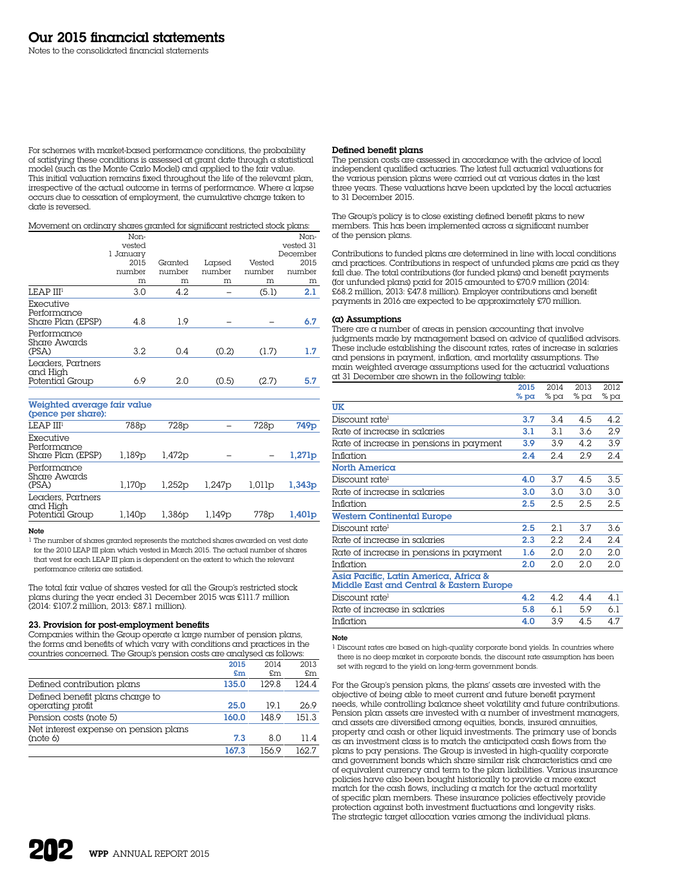# Our 2015 financial statements

Notes to the consolidated financial statements

For schemes with market-based performance conditions, the probability of satisfying these conditions is assessed at grant date through a statistical model (such as the Monte Carlo Model) and applied to the fair value. This initial valuation remains fixed throughout the life of the relevant plan, irrespective of the actual outcome in terms of performance. Where a lapse occurs due to cessation of employment, the cumulative charge taken to date is reversed.

Movement on ordinary shares granted for significant restricted stock plans:

| | Non-vested 1 January 2015 number m | Granted number m | Lapsed number m | Vested number m | Non-vested 31 December 2015 number m |
|---|---|---|---|---|---|
| LEAP III[1] | 3.0 | 4.2 | – | (5.1) | **2.1** |
| Executive Performance Share Plan (EPSP) | 4.8 | 1.9 | – | – | **6.7** |
| Performance Share Awards (PSA) | 3.2 | 0.4 | (0.2) | (1.7) | **1.7** |
| Leaders, Partners and High Potential Group | 6.9 | 2.0 | (0.5) | (2.7) | **5.7** |
| **Weighted average fair value (pence per share):** | | | | | |
| LEAP III[1] | 788p | 728p | – | 728p | **749p** |
| Executive Performance Share Plan (EPSP) | 1,189p | 1,472p | – | – | **1,271p** |
| Performance Share Awards (PSA) | 1,170p | 1,252p | 1,247p | 1,011p | **1,343p** |
| Leaders, Partners and High Potential Group | 1,140p | 1,386p | 1,149p | 778p | **1,401p** |

**Note**

[1] The number of shares granted represents the matched shares awarded on vest date for the 2010 LEAP III plan which vested in March 2015. The actual number of shares that vest for each LEAP III plan is dependent on the extent to which the relevant performance criteria are satisfied.

The total fair value of shares vested for all the Group's restricted stock plans during the year ended 31 December 2015 was £111.7 million (2014: £107.2 million, 2013: £87.1 million).

## 23. Provision for post-employment benefits

Companies within the Group operate a large number of pension plans, the forms and benefits of which vary with conditions and practices in the countries concerned. The Group's pension costs are analysed as follows:

| | 2015 £m | 2014 £m | 2013 £m |
|---|---|---|---|
| Defined contribution plans | **135.0** | 129.8 | 124.4 |
| Defined benefit plans charge to operating profit | **25.0** | 19.1 | 26.9 |
| Pension costs (note 5) | **160.0** | 148.9 | 151.3 |
| Net interest expense on pension plans (note 6) | **7.3** | 8.0 | 11.4 |
| | **167.3** | 156.9 | 162.7 |

### Defined benefit plans

The pension costs are assessed in accordance with the advice of local independent qualified actuaries. The latest full actuarial valuations for the various pension plans were carried out at various dates in the last three years. These valuations have been updated by the local actuaries to 31 December 2015.

The Group's policy is to close existing defined benefit plans to new members. This has been implemented across a significant number of the pension plans.

Contributions to funded plans are determined in line with local conditions and practices. Contributions in respect of unfunded plans are paid as they fall due. The total contributions (for funded plans) and benefit payments (for unfunded plans) paid for 2015 amounted to £70.9 million (2014: £68.2 million, 2013: £47.8 million). Employer contributions and benefit payments in 2016 are expected to be approximately £70 million.

#### (a) Assumptions

There are a number of areas in pension accounting that involve judgments made by management based on advice of qualified advisors. These include establishing the discount rates, rates of increase in salaries and pensions in payment, inflation, and mortality assumptions. The main weighted average assumptions used for the actuarial valuations at 31 December are shown in the following table:

| | 2015 % pa | 2014 % pa | 2013 % pa | 2012 % pa |
|---|---|---|---|---|
| **UK** | | | | |
| Discount rate[1] | **3.7** | 3.4 | 4.5 | 4.2 |
| Rate of increase in salaries | **3.1** | 3.1 | 3.6 | 2.9 |
| Rate of increase in pensions in payment | **3.9** | 3.9 | 4.2 | 3.9 |
| Inflation | **2.4** | 2.4 | 2.9 | 2.4 |
| **North America** | | | | |
| Discount rate[1] | **4.0** | 3.7 | 4.5 | 3.5 |
| Rate of increase in salaries | **3.0** | 3.0 | 3.0 | 3.0 |
| Inflation | **2.5** | 2.5 | 2.5 | 2.5 |
| **Western Continental Europe** | | | | |
| Discount rate[1] | **2.5** | 2.1 | 3.7 | 3.6 |
| Rate of increase in salaries | **2.3** | 2.2 | 2.4 | 2.4 |
| Rate of increase in pensions in payment | **1.6** | 2.0 | 2.0 | 2.0 |
| Inflation | **2.0** | 2.0 | 2.0 | 2.0 |
| **Asia Pacific, Latin America, Africa & Middle East and Central & Eastern Europe** | | | | |
| Discount rate[1] | **4.2** | 4.2 | 4.4 | 4.1 |
| Rate of increase in salaries | **5.8** | 6.1 | 5.9 | 6.1 |
| Inflation | **4.0** | 3.9 | 4.5 | 4.7 |

**Note**

[1] Discount rates are based on high-quality corporate bond yields. In countries where there is no deep market in corporate bonds, the discount rate assumption has been set with regard to the yield on long-term government bonds.

For the Group's pension plans, the plans' assets are invested with the objective of being able to meet current and future benefit payment needs, while controlling balance sheet volatility and future contributions. Pension plan assets are invested with a number of investment managers, and assets are diversified among equities, bonds, insured annuities, property and cash or other liquid investments. The primary use of bonds as an investment class is to match the anticipated cash flows from the plans to pay pensions. The Group is invested in high-quality corporate and government bonds which share similar risk characteristics and are of equivalent currency and term to the plan liabilities. Various insurance policies have also been bought historically to provide a more exact match for the cash flows, including a match for the actual mortality of specific plan members. These insurance policies effectively provide protection against both investment fluctuations and longevity risks. The strategic target allocation varies among the individual plans.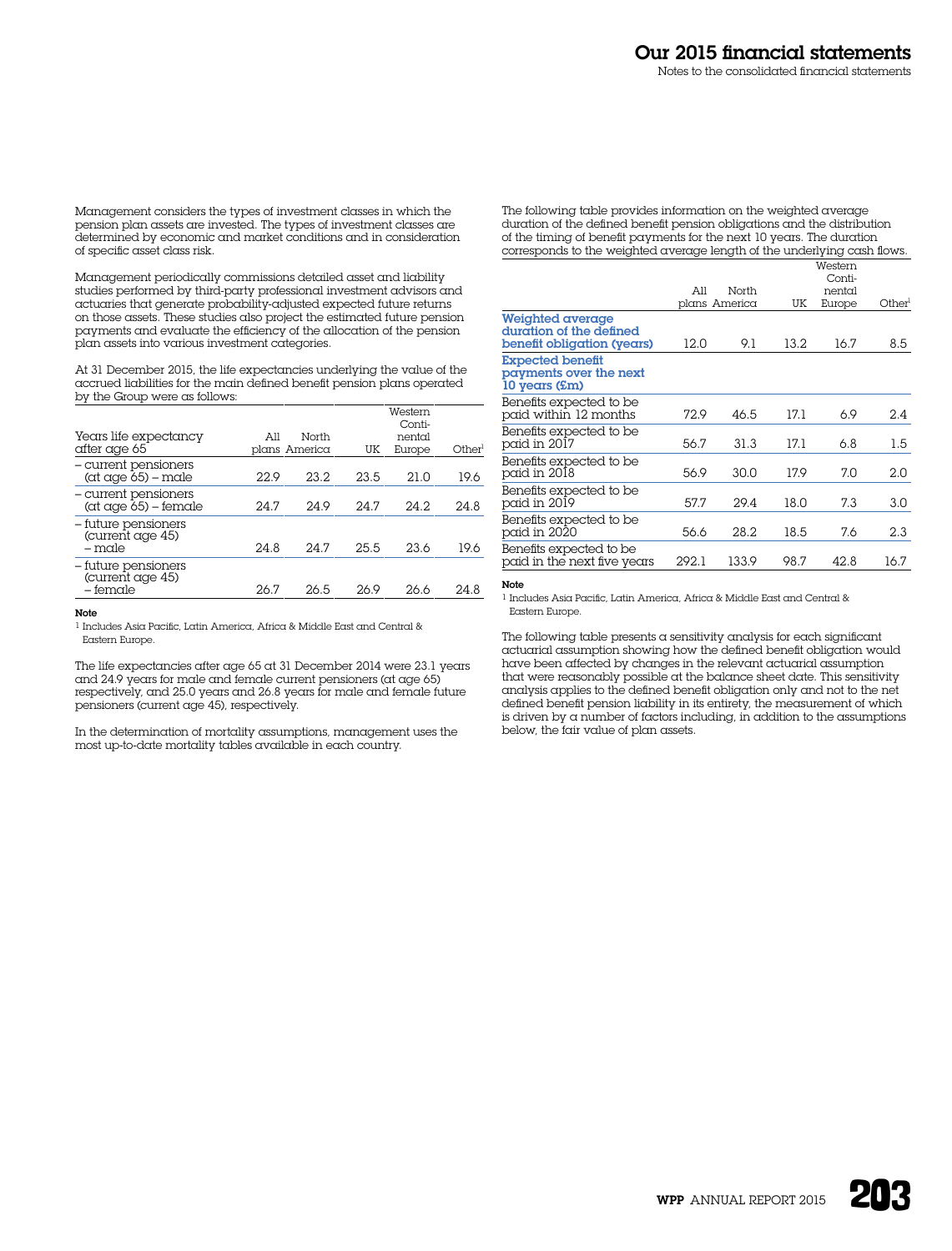Management considers the types of investment classes in which the pension plan assets are invested. The types of investment classes are determined by economic and market conditions and in consideration of specific asset class risk.

Management periodically commissions detailed asset and liability studies performed by third-party professional investment advisors and actuaries that generate probability-adjusted expected future returns on those assets. These studies also project the estimated future pension payments and evaluate the efficiency of the allocation of the pension plan assets into various investment categories.

At 31 December 2015, the life expectancies underlying the value of the accrued liabilities for the main defined benefit pension plans operated by the Group were as follows:

| Years life expectancy after age 65 | All plans | North America | UK | Western Continental Europe | Other[1] |
|---|---|---|---|---|---|
| – current pensioners (at age 65) – male | 22.9 | 23.2 | 23.5 | 21.0 | 19.6 |
| – current pensioners (at age 65) – female | 24.7 | 24.9 | 24.7 | 24.2 | 24.8 |
| – future pensioners (current age 45) – male | 24.8 | 24.7 | 25.5 | 23.6 | 19.6 |
| – future pensioners (current age 45) – female | 26.7 | 26.5 | 26.9 | 26.6 | 24.8 |

**Note**

[1] Includes Asia Pacific, Latin America, Africa & Middle East and Central & Eastern Europe.

The life expectancies after age 65 at 31 December 2014 were 23.1 years and 24.9 years for male and female current pensioners (at age 65) respectively, and 25.0 years and 26.8 years for male and female future pensioners (current age 45), respectively.

In the determination of mortality assumptions, management uses the most up-to-date mortality tables available in each country.

The following table provides information on the weighted average duration of the defined benefit pension obligations and the distribution of the timing of benefit payments for the next 10 years. The duration corresponds to the weighted average length of the underlying cash flows.

| | All plans | North America | UK | Western Continental Europe | Other[1] |
|---|---|---|---|---|---|
| **Weighted average duration of the defined benefit obligation (years)** | 12.0 | 9.1 | 13.2 | 16.7 | 8.5 |
| **Expected benefit payments over the next 10 years (£m)** | | | | | |
| Benefits expected to be paid within 12 months | 72.9 | 46.5 | 17.1 | 6.9 | 2.4 |
| Benefits expected to be paid in 2017 | 56.7 | 31.3 | 17.1 | 6.8 | 1.5 |
| Benefits expected to be paid in 2018 | 56.9 | 30.0 | 17.9 | 7.0 | 2.0 |
| Benefits expected to be paid in 2019 | 57.7 | 29.4 | 18.0 | 7.3 | 3.0 |
| Benefits expected to be paid in 2020 | 56.6 | 28.2 | 18.5 | 7.6 | 2.3 |
| Benefits expected to be paid in the next five years | 292.1 | 133.9 | 98.7 | 42.8 | 16.7 |

**Note**

[1] Includes Asia Pacific, Latin America, Africa & Middle East and Central & Eastern Europe.

The following table presents a sensitivity analysis for each significant actuarial assumption showing how the defined benefit obligation would have been affected by changes in the relevant actuarial assumption that were reasonably possible at the balance sheet date. This sensitivity analysis applies to the defined benefit obligation only and not to the net defined benefit pension liability in its entirety, the measurement of which is driven by a number of factors including, in addition to the assumptions below, the fair value of plan assets.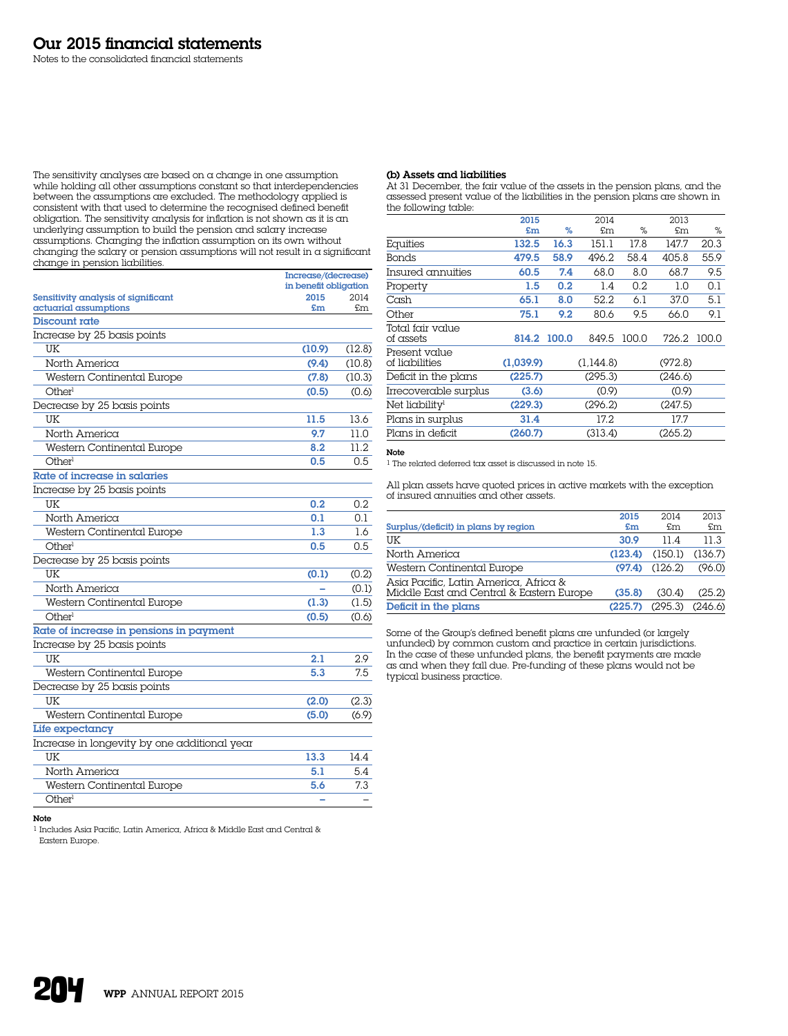# Our 2015 financial statements

Notes to the consolidated financial statements

The sensitivity analyses are based on a change in one assumption while holding all other assumptions constant so that interdependencies between the assumptions are excluded. The methodology applied is consistent with that used to determine the recognised defined benefit obligation. The sensitivity analysis for inflation is not shown as it is an underlying assumption to build the pension and salary increase assumptions. Changing the inflation assumption on its own without changing the salary or pension assumptions will not result in a significant change in pension liabilities.

| Sensitivity analysis of significant actuarial assumptions | Increase/(decrease) in benefit obligation 2015 £m | 2014 £m |
|---|---|---|
| **Discount rate** | | |
| Increase by 25 basis points | | |
| UK | (10.9) | (12.8) |
| North America | (9.4) | (10.8) |
| Western Continental Europe | (7.8) | (10.3) |
| Other[1] | (0.5) | (0.6) |
| Decrease by 25 basis points | | |
| UK | 11.5 | 13.6 |
| North America | 9.7 | 11.0 |
| Western Continental Europe | 8.2 | 11.2 |
| Other[1] | 0.5 | 0.5 |
| **Rate of increase in salaries** | | |
| Increase by 25 basis points | | |
| UK | 0.2 | 0.2 |
| North America | 0.1 | 0.1 |
| Western Continental Europe | 1.3 | 1.6 |
| Other[1] | 0.5 | 0.5 |
| Decrease by 25 basis points | | |
| UK | (0.1) | (0.2) |
| North America | – | (0.1) |
| Western Continental Europe | (1.3) | (1.5) |
| Other[1] | (0.5) | (0.6) |
| **Rate of increase in pensions in payment** | | |
| Increase by 25 basis points | | |
| UK | 2.1 | 2.9 |
| Western Continental Europe | 5.3 | 7.5 |
| Decrease by 25 basis points | | |
| UK | (2.0) | (2.3) |
| Western Continental Europe | (5.0) | (6.9) |
| **Life expectancy** | | |
| Increase in longevity by one additional year | | |
| UK | 13.3 | 14.4 |
| North America | 5.1 | 5.4 |
| Western Continental Europe | 5.6 | 7.3 |
| Other[1] | – | – |

**Note**

[1] Includes Asia Pacific, Latin America, Africa & Middle East and Central & Eastern Europe.

**(b) Assets and liabilities**

At 31 December, the fair value of the assets in the pension plans, and the assessed present value of the liabilities in the pension plans are shown in the following table:

| | 2015 £m | 2015 % | 2014 £m | 2014 % | 2013 £m | 2013 % |
|---|---|---|---|---|---|---|
| Equities | 132.5 | 16.3 | 151.1 | 17.8 | 147.7 | 20.3 |
| Bonds | 479.5 | 58.9 | 496.2 | 58.4 | 405.8 | 55.9 |
| Insured annuities | 60.5 | 7.4 | 68.0 | 8.0 | 68.7 | 9.5 |
| Property | 1.5 | 0.2 | 1.4 | 0.2 | 1.0 | 0.1 |
| Cash | 65.1 | 8.0 | 52.2 | 6.1 | 37.0 | 5.1 |
| Other | 75.1 | 9.2 | 80.6 | 9.5 | 66.0 | 9.1 |
| Total fair value of assets | 814.2 | 100.0 | 849.5 | 100.0 | 726.2 | 100.0 |
| Present value of liabilities | (1,039.9) | | (1,144.8) | | (972.8) | |
| Deficit in the plans | (225.7) | | (295.3) | | (246.6) | |
| Irrecoverable surplus | (3.6) | | (0.9) | | (0.9) | |
| Net liability[1] | (229.3) | | (296.2) | | (247.5) | |
| Plans in surplus | 31.4 | | 17.2 | | 17.7 | |
| Plans in deficit | (260.7) | | (313.4) | | (265.2) | |

**Note**

[1] The related deferred tax asset is discussed in note 15.

All plan assets have quoted prices in active markets with the exception of insured annuities and other assets.

| Surplus/(deficit) in plans by region | 2015 £m | 2014 £m | 2013 £m |
|---|---|---|---|
| UK | 30.9 | 11.4 | 11.3 |
| North America | (123.4) | (150.1) | (136.7) |
| Western Continental Europe | (97.4) | (126.2) | (96.0) |
| Asia Pacific, Latin America, Africa & Middle East and Central & Eastern Europe | (35.8) | (30.4) | (25.2) |
| **Deficit in the plans** | (225.7) | (295.3) | (246.6) |

Some of the Group's defined benefit plans are unfunded (or largely unfunded) by common custom and practice in certain jurisdictions. In the case of these unfunded plans, the benefit payments are made as and when they fall due. Pre-funding of these plans would not be typical business practice.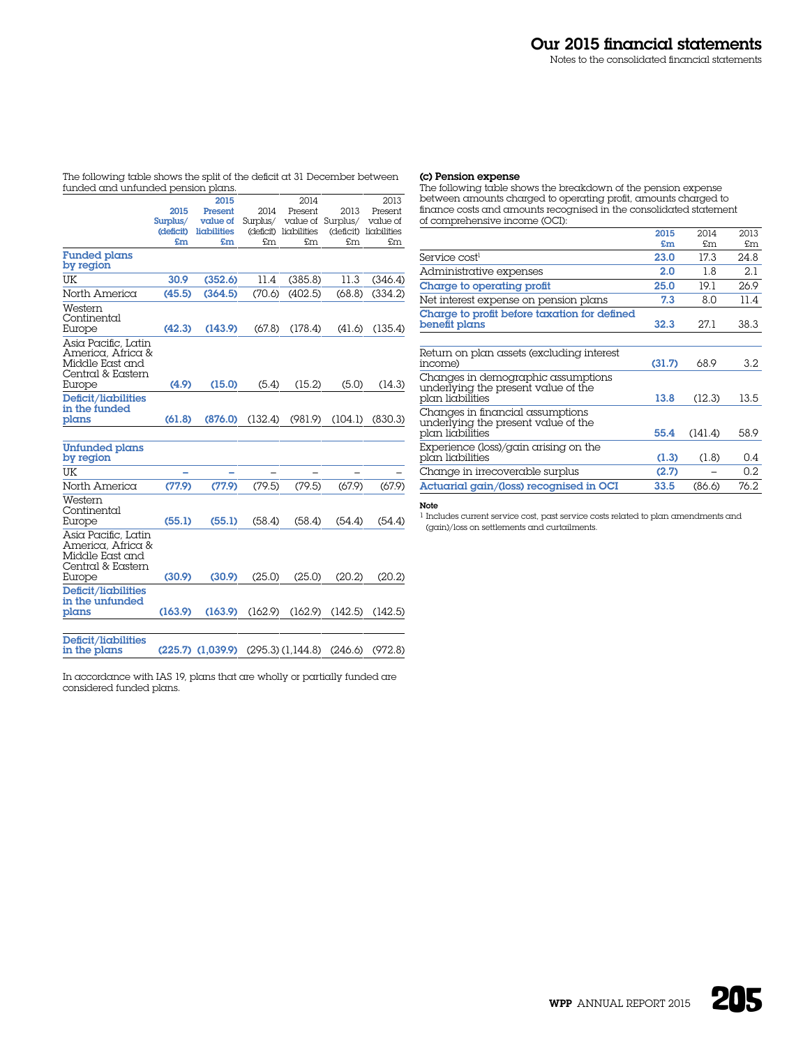The following table shows the split of the deficit at 31 December between funded and unfunded pension plans.

| | 2015 Surplus/ (deficit) £m | 2015 Present value of liabilities £m | 2014 Surplus/ (deficit) £m | 2014 Present value of liabilities £m | 2013 Surplus/ (deficit) £m | 2013 Present value of liabilities £m |
|---|---|---|---|---|---|---|
| **Funded plans by region** | | | | | | |
| UK | 30.9 | (352.6) | 11.4 | (385.8) | 11.3 | (346.4) |
| North America | (45.5) | (364.5) | (70.6) | (402.5) | (68.8) | (334.2) |
| Western Continental Europe | (42.3) | (143.9) | (67.8) | (178.4) | (41.6) | (135.4) |
| Asia Pacific, Latin America, Africa & Middle East and Central & Eastern Europe | (4.9) | (15.0) | (5.4) | (15.2) | (5.0) | (14.3) |
| **Deficit/liabilities in the funded plans** | (61.8) | (876.0) | (132.4) | (981.9) | (104.1) | (830.3) |
| **Unfunded plans by region** | | | | | | |
| UK | – | – | – | – | – | – |
| North America | (77.9) | (77.9) | (79.5) | (79.5) | (67.9) | (67.9) |
| Western Continental Europe | (55.1) | (55.1) | (58.4) | (58.4) | (54.4) | (54.4) |
| Asia Pacific, Latin America, Africa & Middle East and Central & Eastern Europe | (30.9) | (30.9) | (25.0) | (25.0) | (20.2) | (20.2) |
| **Deficit/liabilities in the unfunded plans** | (163.9) | (163.9) | (162.9) | (162.9) | (142.5) | (142.5) |
| **Deficit/liabilities in the plans** | (225.7) | (1,039.9) | (295.3) | (1,144.8) | (246.6) | (972.8) |

In accordance with IAS 19, plans that are wholly or partially funded are considered funded plans.

**(c) Pension expense**

The following table shows the breakdown of the pension expense between amounts charged to operating profit, amounts charged to finance costs and amounts recognised in the consolidated statement of comprehensive income (OCI):

| | 2015 £m | 2014 £m | 2013 £m |
|---|---|---|---|
| Service cost[1] | 23.0 | 17.3 | 24.8 |
| Administrative expenses | 2.0 | 1.8 | 2.1 |
| **Charge to operating profit** | 25.0 | 19.1 | 26.9 |
| Net interest expense on pension plans | 7.3 | 8.0 | 11.4 |
| **Charge to profit before taxation for defined benefit plans** | 32.3 | 27.1 | 38.3 |
| Return on plan assets (excluding interest income) | (31.7) | 68.9 | 3.2 |
| Changes in demographic assumptions underlying the present value of the plan liabilities | 13.8 | (12.3) | 13.5 |
| Changes in financial assumptions underlying the present value of the plan liabilities | 55.4 | (141.4) | 58.9 |
| Experience (loss)/gain arising on the plan liabilities | (1.3) | (1.8) | 0.4 |
| Change in irrecoverable surplus | (2.7) | – | 0.2 |
| **Actuarial gain/(loss) recognised in OCI** | 33.5 | (86.6) | 76.2 |

**Note**

[1] Includes current service cost, past service costs related to plan amendments and (gain)/loss on settlements and curtailments.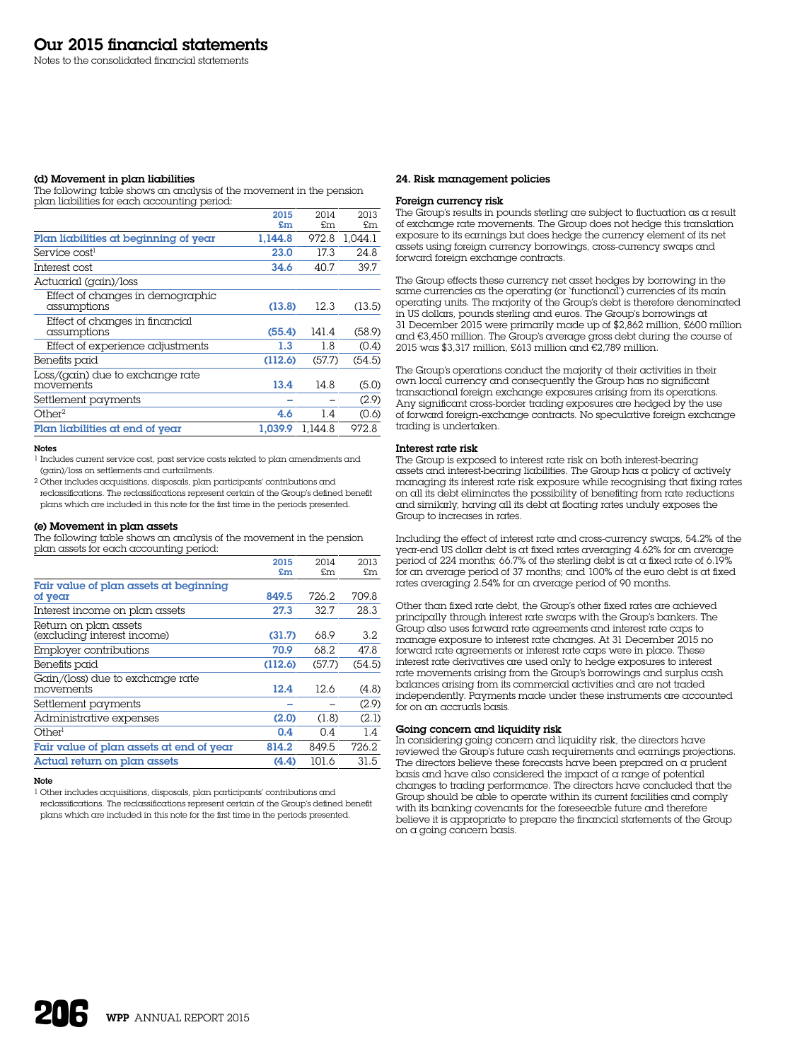# Our 2015 financial statements

Notes to the consolidated financial statements

**(d) Movement in plan liabilities**

The following table shows an analysis of the movement in the pension plan liabilities for each accounting period:

| | 2015 £m | 2014 £m | 2013 £m |
|---|---|---|---|
| **Plan liabilities at beginning of year** | **1,144.8** | 972.8 | 1,044.1 |
| Service cost[1] | **23.0** | 17.3 | 24.8 |
| Interest cost | **34.6** | 40.7 | 39.7 |
| Actuarial (gain)/loss | | | |
| Effect of changes in demographic assumptions | **(13.8)** | 12.3 | (13.5) |
| Effect of changes in financial assumptions | **(55.4)** | 141.4 | (58.9) |
| Effect of experience adjustments | **1.3** | 1.8 | (0.4) |
| Benefits paid | **(112.6)** | (57.7) | (54.5) |
| Loss/(gain) due to exchange rate movements | **13.4** | 14.8 | (5.0) |
| Settlement payments | **–** | – | (2.9) |
| Other[2] | **4.6** | 1.4 | (0.6) |
| **Plan liabilities at end of year** | **1,039.9** | 1,144.8 | 972.8 |

**Notes**

1 Includes current service cost, past service costs related to plan amendments and (gain)/loss on settlements and curtailments.

2 Other includes acquisitions, disposals, plan participants' contributions and reclassifications. The reclassifications represent certain of the Group's defined benefit plans which are included in this note for the first time in the periods presented.

**(e) Movement in plan assets**

The following table shows an analysis of the movement in the pension plan assets for each accounting period:

| | 2015 £m | 2014 £m | 2013 £m |
|---|---|---|---|
| **Fair value of plan assets at beginning of year** | **849.5** | 726.2 | 709.8 |
| Interest income on plan assets | **27.3** | 32.7 | 28.3 |
| Return on plan assets (excluding interest income) | **(31.7)** | 68.9 | 3.2 |
| Employer contributions | **70.9** | 68.2 | 47.8 |
| Benefits paid | **(112.6)** | (57.7) | (54.5) |
| Gain/(loss) due to exchange rate movements | **12.4** | 12.6 | (4.8) |
| Settlement payments | **–** | – | (2.9) |
| Administrative expenses | **(2.0)** | (1.8) | (2.1) |
| Other[1] | **0.4** | 0.4 | 1.4 |
| **Fair value of plan assets at end of year** | **814.2** | 849.5 | 726.2 |
| **Actual return on plan assets** | **(4.4)** | 101.6 | 31.5 |

**Note**

1 Other includes acquisitions, disposals, plan participants' contributions and reclassifications. The reclassifications represent certain of the Group's defined benefit plans which are included in this note for the first time in the periods presented.

## 24. Risk management policies

**Foreign currency risk**

The Group's results in pounds sterling are subject to fluctuation as a result of exchange rate movements. The Group does not hedge this translation exposure to its earnings but does hedge the currency element of its net assets using foreign currency borrowings, cross-currency swaps and forward foreign exchange contracts.

The Group effects these currency net asset hedges by borrowing in the same currencies as the operating (or 'functional') currencies of its main operating units. The majority of the Group's debt is therefore denominated in US dollars, pounds sterling and euros. The Group's borrowings at 31 December 2015 were primarily made up of $2,862 million, £600 million and €3,450 million. The Group's average gross debt during the course of 2015 was $3,317 million, £613 million and €2,789 million.

The Group's operations conduct the majority of their activities in their own local currency and consequently the Group has no significant transactional foreign exchange exposures arising from its operations. Any significant cross-border trading exposures are hedged by the use of forward foreign-exchange contracts. No speculative foreign exchange trading is undertaken.

**Interest rate risk**

The Group is exposed to interest rate risk on both interest-bearing assets and interest-bearing liabilities. The Group has a policy of actively managing its interest rate risk exposure while recognising that fixing rates on all its debt eliminates the possibility of benefiting from rate reductions and similarly, having all its debt at floating rates unduly exposes the Group to increases in rates.

Including the effect of interest rate and cross-currency swaps, 54.2% of the year-end US dollar debt is at fixed rates averaging 4.62% for an average period of 224 months; 66.7% of the sterling debt is at a fixed rate of 6.19% for an average period of 37 months; and 100% of the euro debt is at fixed rates averaging 2.54% for an average period of 90 months.

Other than fixed rate debt, the Group's other fixed rates are achieved principally through interest rate swaps with the Group's bankers. The Group also uses forward rate agreements and interest rate caps to manage exposure to interest rate changes. At 31 December 2015 no forward rate agreements or interest rate caps were in place. These interest rate derivatives are used only to hedge exposures to interest rate movements arising from the Group's borrowings and surplus cash balances arising from its commercial activities and are not traded independently. Payments made under these instruments are accounted for on an accruals basis.

**Going concern and liquidity risk**

In considering going concern and liquidity risk, the directors have reviewed the Group's future cash requirements and earnings projections. The directors believe these forecasts have been prepared on a prudent basis and have also considered the impact of a range of potential changes to trading performance. The directors have concluded that the Group should be able to operate within its current facilities and comply with its banking covenants for the foreseeable future and therefore believe it is appropriate to prepare the financial statements of the Group on a going concern basis.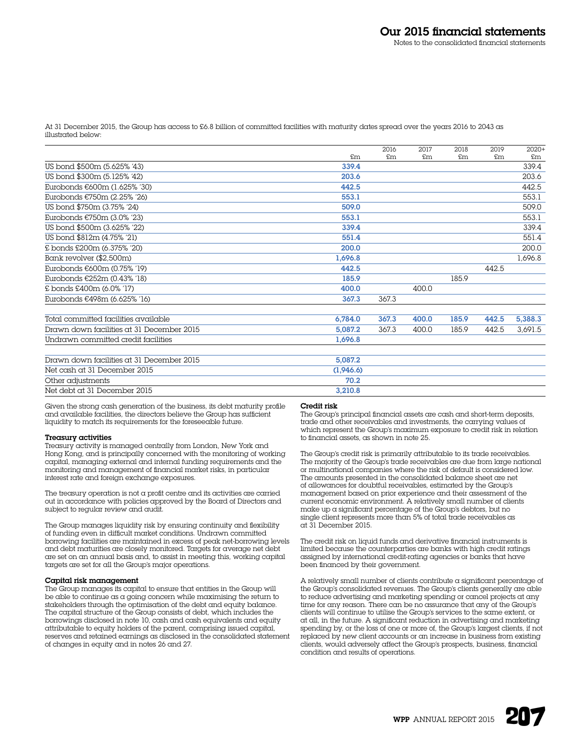At 31 December 2015, the Group has access to £6.8 billion of committed facilities with maturity dates spread over the years 2016 to 2043 as illustrated below:

| | £m | 2016 £m | 2017 £m | 2018 £m | 2019 £m | 2020+ £m |
|---|---|---|---|---|---|---|
| US bond $500m (5.625% '43) | **339.4** | | | | | 339.4 |
| US bond $300m (5.125% '42) | **203.6** | | | | | 203.6 |
| Eurobonds €600m (1.625% '30) | **442.5** | | | | | 442.5 |
| Eurobonds €750m (2.25% '26) | **553.1** | | | | | 553.1 |
| US bond $750m (3.75% '24) | **509.0** | | | | | 509.0 |
| Eurobonds €750m (3.0% '23) | **553.1** | | | | | 553.1 |
| US bond $500m (3.625% '22) | **339.4** | | | | | 339.4 |
| US bond $812m (4.75% '21) | **551.4** | | | | | 551.4 |
| £ bonds £200m (6.375% '20) | **200.0** | | | | | 200.0 |
| Bank revolver ($2,500m) | **1,696.8** | | | | | 1,696.8 |
| Eurobonds €600m (0.75% '19) | **442.5** | | | | 442.5 | |
| Eurobonds €252m (0.43% '18) | **185.9** | | | 185.9 | | |
| £ bonds £400m (6.0% '17) | **400.0** | | 400.0 | | | |
| Eurobonds €498m (6.625% '16) | **367.3** | 367.3 | | | | |
| Total committed facilities available | **6,784.0** | **367.3** | **400.0** | **185.9** | **442.5** | **5,388.3** |
| Drawn down facilities at 31 December 2015 | **5,087.2** | 367.3 | 400.0 | 185.9 | 442.5 | 3,691.5 |
| Undrawn committed credit facilities | **1,696.8** | | | | | |

| | |
|---|---|
| Drawn down facilities at 31 December 2015 | **5,087.2** |
| Net cash at 31 December 2015 | **(1,946.6)** |
| Other adjustments | **70.2** |
| Net debt at 31 December 2015 | **3,210.8** |

Given the strong cash generation of the business, its debt maturity profile and available facilities, the directors believe the Group has sufficient liquidity to match its requirements for the foreseeable future.

**Treasury activities**

Treasury activity is managed centrally from London, New York and Hong Kong, and is principally concerned with the monitoring of working capital, managing external and internal funding requirements and the monitoring and management of financial market risks, in particular interest rate and foreign exchange exposures.

The treasury operation is not a profit centre and its activities are carried out in accordance with policies approved by the Board of Directors and subject to regular review and audit.

The Group manages liquidity risk by ensuring continuity and flexibility of funding even in difficult market conditions. Undrawn committed borrowing facilities are maintained in excess of peak net-borrowing levels and debt maturities are closely monitored. Targets for average net debt are set on an annual basis and, to assist in meeting this, working capital targets are set for all the Group's major operations.

**Capital risk management**

The Group manages its capital to ensure that entities in the Group will be able to continue as a going concern while maximising the return to stakeholders through the optimisation of the debt and equity balance. The capital structure of the Group consists of debt, which includes the borrowings disclosed in note 10, cash and cash equivalents and equity attributable to equity holders of the parent, comprising issued capital, reserves and retained earnings as disclosed in the consolidated statement of changes in equity and in notes 26 and 27.

**Credit risk**

The Group's principal financial assets are cash and short-term deposits, trade and other receivables and investments, the carrying values of which represent the Group's maximum exposure to credit risk in relation to financial assets, as shown in note 25.

The Group's credit risk is primarily attributable to its trade receivables. The majority of the Group's trade receivables are due from large national or multinational companies where the risk of default is considered low. The amounts presented in the consolidated balance sheet are net of allowances for doubtful receivables, estimated by the Group's management based on prior experience and their assessment of the current economic environment. A relatively small number of clients make up a significant percentage of the Group's debtors, but no single client represents more than 5% of total trade receivables as at 31 December 2015.

The credit risk on liquid funds and derivative financial instruments is limited because the counterparties are banks with high credit ratings assigned by international credit-rating agencies or banks that have been financed by their government.

A relatively small number of clients contribute a significant percentage of the Group's consolidated revenues. The Group's clients generally are able to reduce advertising and marketing spending or cancel projects at any time for any reason. There can be no assurance that any of the Group's clients will continue to utilise the Group's services to the same extent, or at all, in the future. A significant reduction in advertising and marketing spending by, or the loss of one or more of, the Group's largest clients, if not replaced by new client accounts or an increase in business from existing clients, would adversely affect the Group's prospects, business, financial condition and results of operations.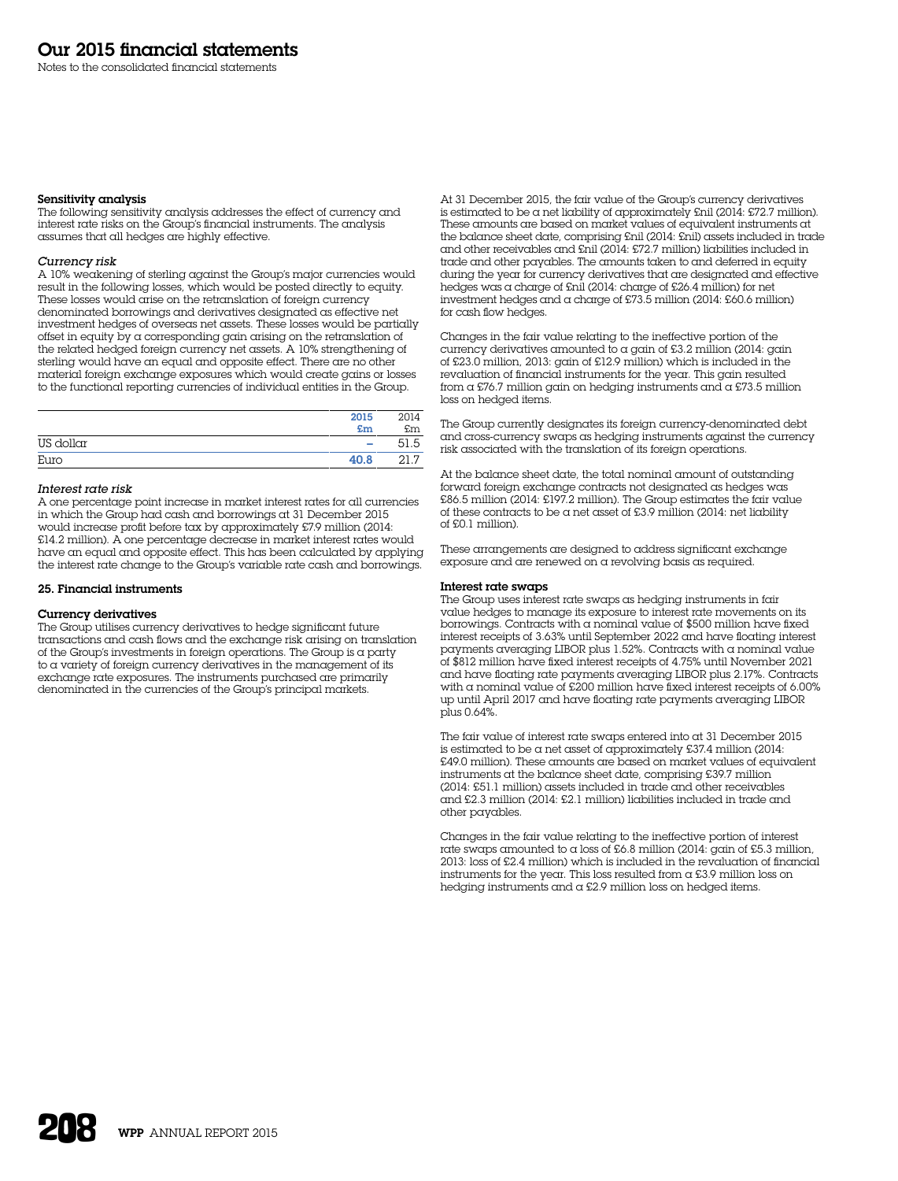#### Sensitivity analysis

The following sensitivity analysis addresses the effect of currency and interest rate risks on the Group's financial instruments. The analysis assumes that all hedges are highly effective.

*Currency risk*

A 10% weakening of sterling against the Group's major currencies would result in the following losses, which would be posted directly to equity. These losses would arise on the retranslation of foreign currency denominated borrowings and derivatives designated as effective net investment hedges of overseas net assets. These losses would be partially offset in equity by a corresponding gain arising on the retranslation of the related hedged foreign currency net assets. A 10% strengthening of sterling would have an equal and opposite effect. There are no other material foreign exchange exposures which would create gains or losses to the functional reporting currencies of individual entities in the Group.

| | 2015 £m | 2014 £m |
|---|---|---|
| US dollar | – | 51.5 |
| Euro | 40.8 | 21.7 |

*Interest rate risk*

A one percentage point increase in market interest rates for all currencies in which the Group had cash and borrowings at 31 December 2015 would increase profit before tax by approximately £7.9 million (2014: £14.2 million). A one percentage decrease in market interest rates would have an equal and opposite effect. This has been calculated by applying the interest rate change to the Group's variable rate cash and borrowings.

## 25. Financial instruments

#### Currency derivatives

The Group utilises currency derivatives to hedge significant future transactions and cash flows and the exchange risk arising on translation of the Group's investments in foreign operations. The Group is a party to a variety of foreign currency derivatives in the management of its exchange rate exposures. The instruments purchased are primarily denominated in the currencies of the Group's principal markets.

At 31 December 2015, the fair value of the Group's currency derivatives is estimated to be a net liability of approximately £nil (2014: £72.7 million). These amounts are based on market values of equivalent instruments at the balance sheet date, comprising £nil (2014: £nil) assets included in trade and other receivables and £nil (2014: £72.7 million) liabilities included in trade and other payables. The amounts taken to and deferred in equity during the year for currency derivatives that are designated and effective hedges was a charge of £nil (2014: charge of £26.4 million) for net investment hedges and a charge of £73.5 million (2014: £60.6 million) for cash flow hedges.

Changes in the fair value relating to the ineffective portion of the currency derivatives amounted to a gain of £3.2 million (2014: gain of £23.0 million, 2013: gain of £12.9 million) which is included in the revaluation of financial instruments for the year. This gain resulted from a £76.7 million gain on hedging instruments and a £73.5 million loss on hedged items.

The Group currently designates its foreign currency-denominated debt and cross-currency swaps as hedging instruments against the currency risk associated with the translation of its foreign operations.

At the balance sheet date, the total nominal amount of outstanding forward foreign exchange contracts not designated as hedges was £86.5 million (2014: £197.2 million). The Group estimates the fair value of these contracts to be a net asset of £3.9 million (2014: net liability of £0.1 million).

These arrangements are designed to address significant exchange exposure and are renewed on a revolving basis as required.

#### Interest rate swaps

The Group uses interest rate swaps as hedging instruments in fair value hedges to manage its exposure to interest rate movements on its borrowings. Contracts with a nominal value of $500 million have fixed interest receipts of 3.63% until September 2022 and have floating interest payments averaging LIBOR plus 1.52%. Contracts with a nominal value of $812 million have fixed interest receipts of 4.75% until November 2021 and have floating rate payments averaging LIBOR plus 2.17%. Contracts with a nominal value of £200 million have fixed interest receipts of 6.00% up until April 2017 and have floating rate payments averaging LIBOR plus 0.64%.

The fair value of interest rate swaps entered into at 31 December 2015 is estimated to be a net asset of approximately £37.4 million (2014: £49.0 million). These amounts are based on market values of equivalent instruments at the balance sheet date, comprising £39.7 million (2014: £51.1 million) assets included in trade and other receivables and £2.3 million (2014: £2.1 million) liabilities included in trade and other payables.

Changes in the fair value relating to the ineffective portion of interest rate swaps amounted to a loss of £6.8 million (2014: gain of £5.3 million, 2013: loss of £2.4 million) which is included in the revaluation of financial instruments for the year. This loss resulted from a £3.9 million loss on hedging instruments and a £2.9 million loss on hedged items.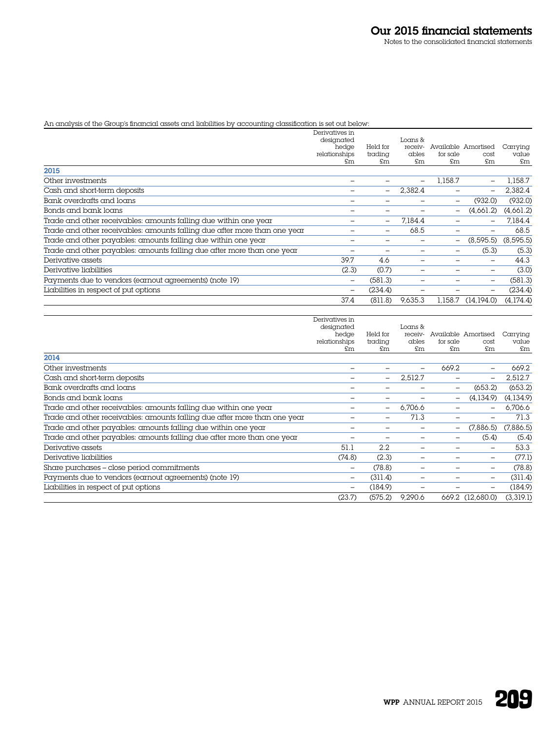An analysis of the Group's financial assets and liabilities by accounting classification is set out below:

| | Derivatives in designated hedge relationships £m | Held for trading £m | Loans & receivables £m | Available for sale £m | Amortised cost £m | Carrying value £m |
|---|---|---|---|---|---|---|
| **2015** | | | | | | |
| Other investments | – | – | – | 1,158.7 | – | 1,158.7 |
| Cash and short-term deposits | – | – | 2,382.4 | – | – | 2,382.4 |
| Bank overdrafts and loans | – | – | – | – | (932.0) | (932.0) |
| Bonds and bank loans | – | – | – | – | (4,661.2) | (4,661.2) |
| Trade and other receivables: amounts falling due within one year | – | – | 7,184.4 | – | – | 7,184.4 |
| Trade and other receivables: amounts falling due after more than one year | – | – | 68.5 | – | – | 68.5 |
| Trade and other payables: amounts falling due within one year | – | – | – | – | (8,595.5) | (8,595.5) |
| Trade and other payables: amounts falling due after more than one year | – | – | – | – | (5.3) | (5.3) |
| Derivative assets | 39.7 | 4.6 | – | – | – | 44.3 |
| Derivative liabilities | (2.3) | (0.7) | – | – | – | (3.0) |
| Payments due to vendors (earnout agreements) (note 19) | – | (581.3) | – | – | – | (581.3) |
| Liabilities in respect of put options | – | (234.4) | – | – | – | (234.4) |
| | 37.4 | (811.8) | 9,635.3 | 1,158.7 | (14,194.0) | (4,174.4) |

| | Derivatives in designated hedge relationships £m | Held for trading £m | Loans & receivables £m | Available for sale £m | Amortised cost £m | Carrying value £m |
|---|---|---|---|---|---|---|
| **2014** | | | | | | |
| Other investments | – | – | – | 669.2 | – | 669.2 |
| Cash and short-term deposits | – | – | 2,512.7 | – | – | 2,512.7 |
| Bank overdrafts and loans | – | – | – | – | (653.2) | (653.2) |
| Bonds and bank loans | – | – | – | – | (4,134.9) | (4,134.9) |
| Trade and other receivables: amounts falling due within one year | – | – | 6,706.6 | – | – | 6,706.6 |
| Trade and other receivables: amounts falling due after more than one year | – | – | 71.3 | – | – | 71.3 |
| Trade and other payables: amounts falling due within one year | – | – | – | – | (7,886.5) | (7,886.5) |
| Trade and other payables: amounts falling due after more than one year | – | – | – | – | (5.4) | (5.4) |
| Derivative assets | 51.1 | 2.2 | – | – | – | 53.3 |
| Derivative liabilities | (74.8) | (2.3) | – | – | – | (77.1) |
| Share purchases – close period commitments | – | (78.8) | – | – | – | (78.8) |
| Payments due to vendors (earnout agreements) (note 19) | – | (311.4) | – | – | – | (311.4) |
| Liabilities in respect of put options | – | (184.9) | – | – | – | (184.9) |
| | (23.7) | (575.2) | 9,290.6 | 669.2 | (12,680.0) | (3,319.1) |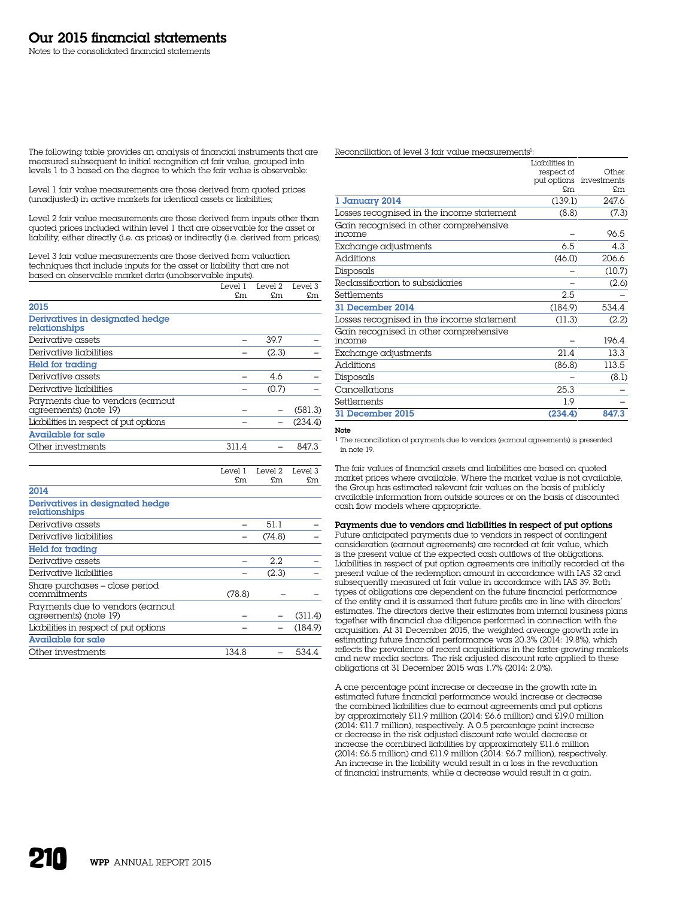# Our 2015 financial statements

Notes to the consolidated financial statements

The following table provides an analysis of financial instruments that are measured subsequent to initial recognition at fair value, grouped into levels 1 to 3 based on the degree to which the fair value is observable:

Level 1 fair value measurements are those derived from quoted prices (unadjusted) in active markets for identical assets or liabilities;

Level 2 fair value measurements are those derived from inputs other than quoted prices included within level 1 that are observable for the asset or liability, either directly (i.e. as prices) or indirectly (i.e. derived from prices);

Level 3 fair value measurements are those derived from valuation techniques that include inputs for the asset or liability that are not based on observable market data (unobservable inputs).

| | Level 1 £m | Level 2 £m | Level 3 £m |
|---|---|---|---|
| **2015** | | | |
| **Derivatives in designated hedge relationships** | | | |
| Derivative assets | – | 39.7 | – |
| Derivative liabilities | – | (2.3) | – |
| **Held for trading** | | | |
| Derivative assets | – | 4.6 | – |
| Derivative liabilities | – | (0.7) | – |
| Payments due to vendors (earnout agreements) (note 19) | – | – | (581.3) |
| Liabilities in respect of put options | – | – | (234.4) |
| **Available for sale** | | | |
| Other investments | 311.4 | – | 847.3 |

| | Level 1 £m | Level 2 £m | Level 3 £m |
|---|---|---|---|
| **2014** | | | |
| **Derivatives in designated hedge relationships** | | | |
| Derivative assets | – | 51.1 | – |
| Derivative liabilities | – | (74.8) | – |
| **Held for trading** | | | |
| Derivative assets | – | 2.2 | – |
| Derivative liabilities | – | (2.3) | – |
| Share purchases – close period commitments | (78.8) | – | – |
| Payments due to vendors (earnout agreements) (note 19) | – | – | (311.4) |
| Liabilities in respect of put options | – | – | (184.9) |
| **Available for sale** | | | |
| Other investments | 134.8 | – | 534.4 |

Reconciliation of level 3 fair value measurements[1]:

| | Liabilities in respect of put options £m | Other investments £m |
|---|---|---|
| **1 January 2014** | (139.1) | 247.6 |
| Losses recognised in the income statement | (8.8) | (7.3) |
| Gain recognised in other comprehensive income | – | 96.5 |
| Exchange adjustments | 6.5 | 4.3 |
| Additions | (46.0) | 206.6 |
| Disposals | – | (10.7) |
| Reclassification to subsidiaries | – | (2.6) |
| Settlements | 2.5 | – |
| **31 December 2014** | (184.9) | 534.4 |
| Losses recognised in the income statement | (11.3) | (2.2) |
| Gain recognised in other comprehensive income | – | 196.4 |
| Exchange adjustments | 21.4 | 13.3 |
| Additions | (86.8) | 113.5 |
| Disposals | – | (8.1) |
| Cancellations | 25.3 | – |
| Settlements | 1.9 | – |
| **31 December 2015** | **(234.4)** | **847.3** |

**Note**

[1] The reconciliation of payments due to vendors (earnout agreements) is presented in note 19.

The fair values of financial assets and liabilities are based on quoted market prices where available. Where the market value is not available, the Group has estimated relevant fair values on the basis of publicly available information from outside sources or on the basis of discounted cash flow models where appropriate.

**Payments due to vendors and liabilities in respect of put options**

Future anticipated payments due to vendors in respect of contingent consideration (earnout agreements) are recorded at fair value, which is the present value of the expected cash outflows of the obligations. Liabilities in respect of put option agreements are initially recorded at the present value of the redemption amount in accordance with IAS 32 and subsequently measured at fair value in accordance with IAS 39. Both types of obligations are dependent on the future financial performance of the entity and it is assumed that future profits are in line with directors' estimates. The directors derive their estimates from internal business plans together with financial due diligence performed in connection with the acquisition. At 31 December 2015, the weighted average growth rate in estimating future financial performance was 20.3% (2014: 19.8%), which reflects the prevalence of recent acquisitions in the faster-growing markets and new media sectors. The risk adjusted discount rate applied to these obligations at 31 December 2015 was 1.7% (2014: 2.0%).

A one percentage point increase or decrease in the growth rate in estimated future financial performance would increase or decrease the combined liabilities due to earnout agreements and put options by approximately £11.9 million (2014: £6.6 million) and £19.0 million (2014: £11.7 million), respectively. A 0.5 percentage point increase or decrease in the risk adjusted discount rate would decrease or increase the combined liabilities by approximately £11.6 million (2014: £6.5 million) and £11.9 million (2014: £6.7 million), respectively. An increase in the liability would result in a loss in the revaluation of financial instruments, while a decrease would result in a gain.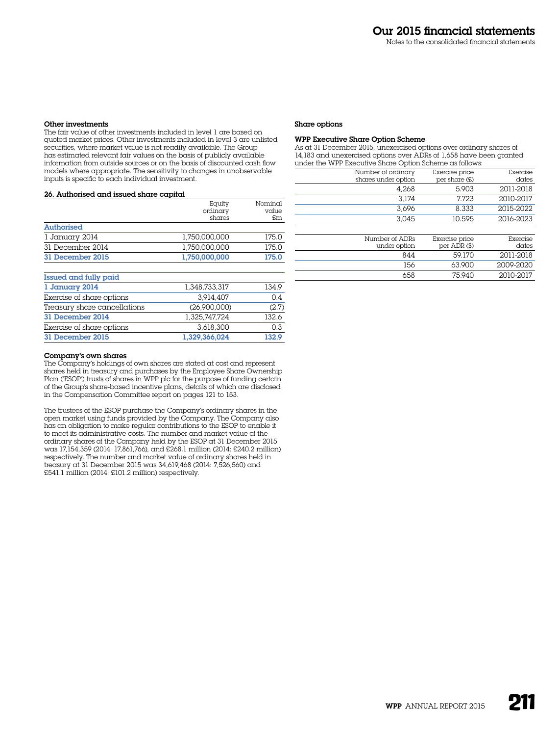### Other investments

The fair value of other investments included in level 1 are based on quoted market prices. Other investments included in level 3 are unlisted securities, where market value is not readily available. The Group has estimated relevant fair values on the basis of publicly available information from outside sources or on the basis of discounted cash flow models where appropriate. The sensitivity to changes in unobservable inputs is specific to each individual investment.

### 26. Authorised and issued share capital

| | Equity ordinary shares | Nominal value £m |
|---|---|---|
| **Authorised** | | |
| 1 January 2014 | 1,750,000,000 | 175.0 |
| 31 December 2014 | 1,750,000,000 | 175.0 |
| **31 December 2015** | **1,750,000,000** | **175.0** |

| | Equity ordinary shares | Nominal value £m |
|---|---|---|
| **Issued and fully paid** | | |
| **1 January 2014** | 1,348,733,317 | 134.9 |
| Exercise of share options | 3,914,407 | 0.4 |
| Treasury share cancellations | (26,900,000) | (2.7) |
| **31 December 2014** | 1,325,747,724 | 132.6 |
| Exercise of share options | 3,618,300 | 0.3 |
| **31 December 2015** | **1,329,366,024** | **132.9** |

### Company's own shares

The Company's holdings of own shares are stated at cost and represent shares held in treasury and purchases by the Employee Share Ownership Plan ('ESOP') trusts of shares in WPP plc for the purpose of funding certain of the Group's share-based incentive plans, details of which are disclosed in the Compensation Committee report on pages 121 to 153.

The trustees of the ESOP purchase the Company's ordinary shares in the open market using funds provided by the Company. The Company also has an obligation to make regular contributions to the ESOP to enable it to meet its administrative costs. The number and market value of the ordinary shares of the Company held by the ESOP at 31 December 2015 was 17,154,359 (2014: 17,861,766), and £268.1 million (2014: £240.2 million) respectively. The number and market value of ordinary shares held in treasury at 31 December 2015 was 34,619,468 (2014: 7,526,560) and £541.1 million (2014: £101.2 million) respectively.

### Share options

#### WPP Executive Share Option Scheme

As at 31 December 2015, unexercised options over ordinary shares of 14,183 and unexercised options over ADRs of 1,658 have been granted under the WPP Executive Share Option Scheme as follows:

| Number of ordinary shares under option | Exercise price per share (£) | Exercise dates |
|---|---|---|
| 4,268 | 5.903 | 2011-2018 |
| 3,174 | 7.723 | 2010-2017 |
| 3,696 | 8.333 | 2015-2022 |
| 3,045 | 10.595 | 2016-2023 |

| Number of ADRs under option | Exercise price per ADR ($) | Exercise dates |
|---|---|---|
| 844 | 59.170 | 2011-2018 |
| 156 | 63.900 | 2009-2020 |
| 658 | 75.940 | 2010-2017 |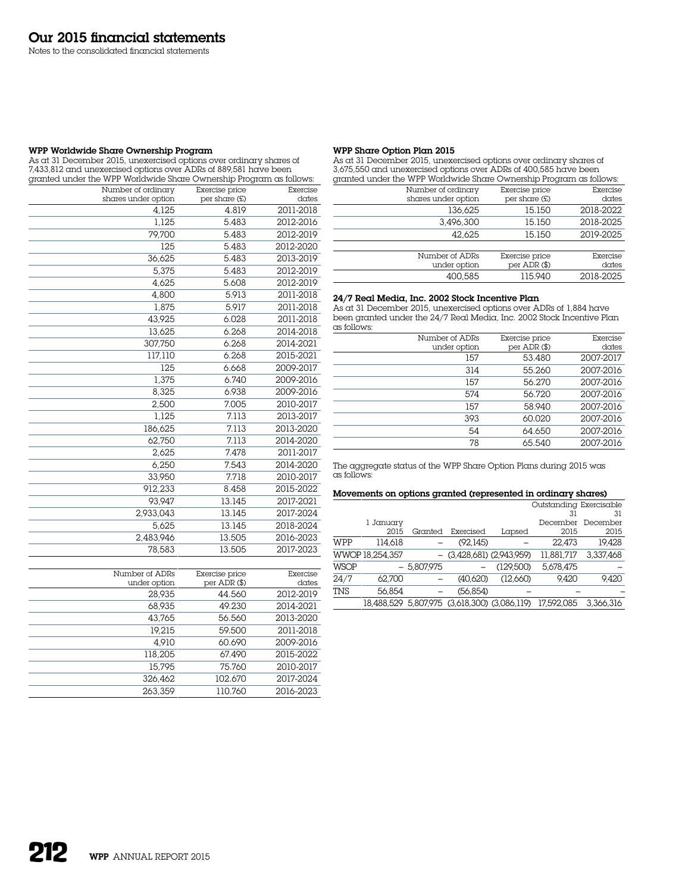# Our 2015 financial statements

Notes to the consolidated financial statements

### WPP Worldwide Share Ownership Program

As at 31 December 2015, unexercised options over ordinary shares of 7,433,812 and unexercised options over ADRs of 889,581 have been granted under the WPP Worldwide Share Ownership Program as follows:

| Number of ordinary shares under option | Exercise price per share (£) | Exercise dates |
|---|---|---|
| 4,125 | 4.819 | 2011-2018 |
| 1,125 | 5.483 | 2012-2016 |
| 79,700 | 5.483 | 2012-2019 |
| 125 | 5.483 | 2012-2020 |
| 36,625 | 5.483 | 2013-2019 |
| 5,375 | 5.483 | 2012-2019 |
| 4,625 | 5.608 | 2012-2019 |
| 4,800 | 5.913 | 2011-2018 |
| 1,875 | 5.917 | 2011-2018 |
| 43,925 | 6.028 | 2011-2018 |
| 13,625 | 6.268 | 2014-2018 |
| 307,750 | 6.268 | 2014-2021 |
| 117,110 | 6.268 | 2015-2021 |
| 125 | 6.668 | 2009-2017 |
| 1,375 | 6.740 | 2009-2016 |
| 8,325 | 6.938 | 2009-2016 |
| 2,500 | 7.005 | 2010-2017 |
| 1,125 | 7.113 | 2013-2017 |
| 186,625 | 7.113 | 2013-2020 |
| 62,750 | 7.113 | 2014-2020 |
| 2,625 | 7.478 | 2011-2017 |
| 6,250 | 7.543 | 2014-2020 |
| 33,950 | 7.718 | 2010-2017 |
| 912,233 | 8.458 | 2015-2022 |
| 93,947 | 13.145 | 2017-2021 |
| 2,933,043 | 13.145 | 2017-2024 |
| 5,625 | 13.145 | 2018-2024 |
| 2,483,946 | 13.505 | 2016-2023 |
| 78,583 | 13.505 | 2017-2023 |

| Number of ADRs under option | Exercise price per ADR ($) | Exercise dates |
|---|---|---|
| 28,935 | 44.560 | 2012-2019 |
| 68,935 | 49.230 | 2014-2021 |
| 43,765 | 56.560 | 2013-2020 |
| 19,215 | 59.500 | 2011-2018 |
| 4,910 | 60.690 | 2009-2016 |
| 118,205 | 67.490 | 2015-2022 |
| 15,795 | 75.760 | 2010-2017 |
| 326,462 | 102.670 | 2017-2024 |
| 263,359 | 110.760 | 2016-2023 |

### WPP Share Option Plan 2015

As at 31 December 2015, unexercised options over ordinary shares of 3,675,550 and unexercised options over ADRs of 400,585 have been granted under the WPP Worldwide Share Ownership Program as follows:

| Number of ordinary shares under option | Exercise price per share (£) | Exercise dates |
|---|---|---|
| 136,625 | 15.150 | 2018-2022 |
| 3,496,300 | 15.150 | 2018-2025 |
| 42,625 | 15.150 | 2019-2025 |

| Number of ADRs under option | Exercise price per ADR ($) | Exercise dates |
|---|---|---|
| 400,585 | 115.940 | 2018-2025 |

### 24/7 Real Media, Inc. 2002 Stock Incentive Plan

As at 31 December 2015, unexercised options over ADRs of 1,884 have been granted under the 24/7 Real Media, Inc. 2002 Stock Incentive Plan as follows:

| Number of ADRs under option | Exercise price per ADR ($) | Exercise dates |
|---|---|---|
| 157 | 53.480 | 2007-2017 |
| 314 | 55.260 | 2007-2016 |
| 157 | 56.270 | 2007-2016 |
| 574 | 56.720 | 2007-2016 |
| 157 | 58.940 | 2007-2016 |
| 393 | 60.020 | 2007-2016 |
| 54 | 64.650 | 2007-2016 |
| 78 | 65.540 | 2007-2016 |

The aggregate status of the WPP Share Option Plans during 2015 was as follows:

### Movements on options granted (represented in ordinary shares)

| | 1 January 2015 | Granted | Exercised | Lapsed | Outstanding 31 December 2015 | Exercisable 31 December 2015 |
|---|---|---|---|---|---|---|
| WPP | 114,618 | – | (92,145) | – | 22,473 | 19,428 |
| WWOP | 18,254,357 | – | (3,428,681) | (2,943,959) | 11,881,717 | 3,337,468 |
| WSOP | – | 5,807,975 | – | (129,500) | 5,678,475 | – |
| 24/7 | 62,700 | – | (40,620) | (12,660) | 9,420 | 9,420 |
| TNS | 56,854 | – | (56,854) | – | – | – |
| | 18,488,529 | 5,807,975 | (3,618,300) | (3,086,119) | 17,592,085 | 3,366,316 |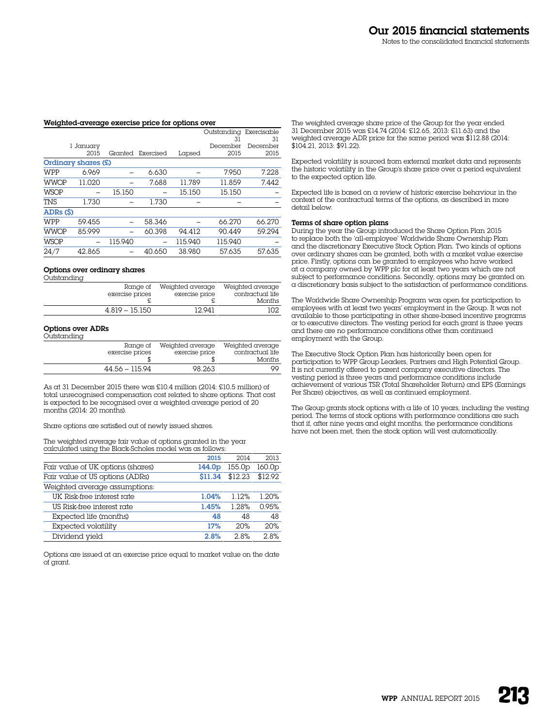#### Weighted-average exercise price for options over

| | 1 January 2015 | Granted | Exercised | Lapsed | Outstanding 31 December 2015 | Exercisable 31 December 2015 |
|---|---|---|---|---|---|---|
| **Ordinary shares (£)** | | | | | | |
| WPP | 6.969 | – | 6.630 | – | 7.950 | 7.228 |
| WWOP | 11.020 | – | 7.688 | 11.789 | 11.859 | 7.442 |
| WSOP | – | 15.150 | – | 15.150 | 15.150 | – |
| TNS | 1.730 | – | 1.730 | – | – | – |
| **ADRs ($)** | | | | | | |
| WPP | 59.455 | – | 58.346 | – | 66.270 | 66.270 |
| WWOP | 85.999 | – | 60.398 | 94.412 | 90.449 | 59.294 |
| WSOP | – | 115.940 | – | 115.940 | 115.940 | – |
| 24/7 | 42.865 | – | 40.650 | 38.980 | 57.635 | 57.635 |

#### Options over ordinary shares

Outstanding

| Range of exercise prices £ | Weighted average exercise price £ | Weighted average contractual life Months |
|---|---|---|
| 4.819 – 15.150 | 12.941 | 102 |

#### Options over ADRs

Outstanding

| Range of exercise prices $ | Weighted average exercise price $ | Weighted average contractual life Months |
|---|---|---|
| 44.56 – 115.94 | 98.263 | 99 |

As at 31 December 2015 there was £10.4 million (2014: £10.5 million) of total unrecognised compensation cost related to share options. That cost is expected to be recognised over a weighted average period of 20 months (2014: 20 months).

Share options are satisfied out of newly issued shares.

The weighted average fair value of options granted in the year calculated using the Black-Scholes model was as follows:

| | 2015 | 2014 | 2013 |
|---|---|---|---|
| Fair value of UK options (shares) | 144.0p | 155.0p | 160.0p |
| Fair value of US options (ADRs) | $11.34 | $12.23 | $12.92 |
| Weighted average assumptions: | | | |
| UK Risk-free interest rate | 1.04% | 1.12% | 1.20% |
| US Risk-free interest rate | 1.45% | 1.28% | 0.95% |
| Expected life (months) | 48 | 48 | 48 |
| Expected volatility | 17% | 20% | 20% |
| Dividend yield | 2.8% | 2.8% | 2.8% |

Options are issued at an exercise price equal to market value on the date of grant.

The weighted average share price of the Group for the year ended 31 December 2015 was £14.74 (2014: £12.65, 2013: £11.63) and the weighted average ADR price for the same period was $112.88 (2014: $104.21, 2013: $91.22).

Expected volatility is sourced from external market data and represents the historic volatility in the Group's share price over a period equivalent to the expected option life.

Expected life is based on a review of historic exercise behaviour in the context of the contractual terms of the options, as described in more detail below.

#### Terms of share option plans

During the year the Group introduced the Share Option Plan 2015 to replace both the 'all-employee' Worldwide Share Ownership Plan and the discretionary Executive Stock Option Plan. Two kinds of options over ordinary shares can be granted, both with a market value exercise price. Firstly, options can be granted to employees who have worked at a company owned by WPP plc for at least two years which are not subject to performance conditions. Secondly, options may be granted on a discretionary basis subject to the satisfaction of performance conditions.

The Worldwide Share Ownership Program was open for participation to employees with at least two years' employment in the Group. It was not available to those participating in other share-based incentive programs or to executive directors. The vesting period for each grant is three years and there are no performance conditions other than continued employment with the Group.

The Executive Stock Option Plan has historically been open for participation to WPP Group Leaders, Partners and High Potential Group. It is not currently offered to parent company executive directors. The vesting period is three years and performance conditions include achievement of various TSR (Total Shareholder Return) and EPS (Earnings Per Share) objectives, as well as continued employment.

The Group grants stock options with a life of 10 years, including the vesting period. The terms of stock options with performance conditions are such that if, after nine years and eight months, the performance conditions have not been met, then the stock option will vest automatically.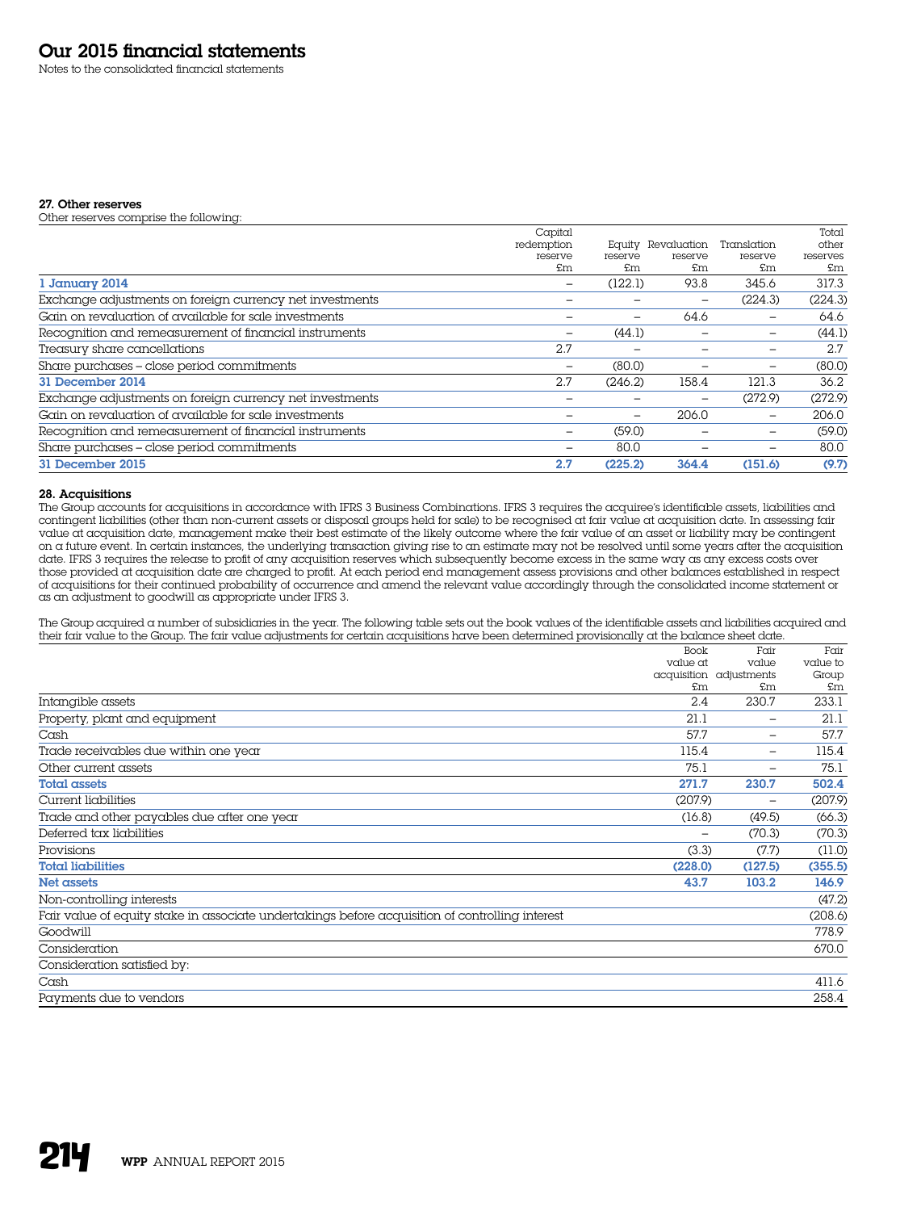## 27. Other reserves

Other reserves comprise the following:

| | Capital redemption reserve £m | Equity reserve £m | Revaluation reserve £m | Translation reserve £m | Total other reserves £m |
|---|---|---|---|---|---|
| **1 January 2014** | – | (122.1) | 93.8 | 345.6 | 317.3 |
| Exchange adjustments on foreign currency net investments | – | – | – | (224.3) | (224.3) |
| Gain on revaluation of available for sale investments | – | – | 64.6 | – | 64.6 |
| Recognition and remeasurement of financial instruments | – | (44.1) | – | – | (44.1) |
| Treasury share cancellations | 2.7 | – | – | – | 2.7 |
| Share purchases – close period commitments | – | (80.0) | – | – | (80.0) |
| **31 December 2014** | 2.7 | (246.2) | 158.4 | 121.3 | 36.2 |
| Exchange adjustments on foreign currency net investments | – | – | – | (272.9) | (272.9) |
| Gain on revaluation of available for sale investments | – | – | 206.0 | – | 206.0 |
| Recognition and remeasurement of financial instruments | – | (59.0) | – | – | (59.0) |
| Share purchases – close period commitments | – | 80.0 | – | – | 80.0 |
| **31 December 2015** | **2.7** | **(225.2)** | **364.4** | **(151.6)** | **(9.7)** |

## 28. Acquisitions

The Group accounts for acquisitions in accordance with IFRS 3 Business Combinations. IFRS 3 requires the acquiree's identifiable assets, liabilities and contingent liabilities (other than non-current assets or disposal groups held for sale) to be recognised at fair value at acquisition date. In assessing fair value at acquisition date, management make their best estimate of the likely outcome where the fair value of an asset or liability may be contingent on a future event. In certain instances, the underlying transaction giving rise to an estimate may not be resolved until some years after the acquisition date. IFRS 3 requires the release to profit of any acquisition reserves which subsequently become excess in the same way as any excess costs over those provided at acquisition date are charged to profit. At each period end management assess provisions and other balances established in respect of acquisitions for their continued probability of occurrence and amend the relevant value accordingly through the consolidated income statement or as an adjustment to goodwill as appropriate under IFRS 3.

The Group acquired a number of subsidiaries in the year. The following table sets out the book values of the identifiable assets and liabilities acquired and their fair value to the Group. The fair value adjustments for certain acquisitions have been determined provisionally at the balance sheet date.

| | Book value at acquisition £m | Fair value adjustments £m | Fair value to Group £m |
|---|---|---|---|
| Intangible assets | 2.4 | 230.7 | 233.1 |
| Property, plant and equipment | 21.1 | – | 21.1 |
| Cash | 57.7 | – | 57.7 |
| Trade receivables due within one year | 115.4 | – | 115.4 |
| Other current assets | 75.1 | – | 75.1 |
| **Total assets** | **271.7** | **230.7** | **502.4** |
| Current liabilities | (207.9) | – | (207.9) |
| Trade and other payables due after one year | (16.8) | (49.5) | (66.3) |
| Deferred tax liabilities | – | (70.3) | (70.3) |
| Provisions | (3.3) | (7.7) | (11.0) |
| **Total liabilities** | **(228.0)** | **(127.5)** | **(355.5)** |
| **Net assets** | **43.7** | **103.2** | **146.9** |
| Non-controlling interests | | | (47.2) |
| Fair value of equity stake in associate undertakings before acquisition of controlling interest | | | (208.6) |
| Goodwill | | | 778.9 |
| Consideration | | | 670.0 |
| Consideration satisfied by: | | | |
| Cash | | | 411.6 |
| Payments due to vendors | | | 258.4 |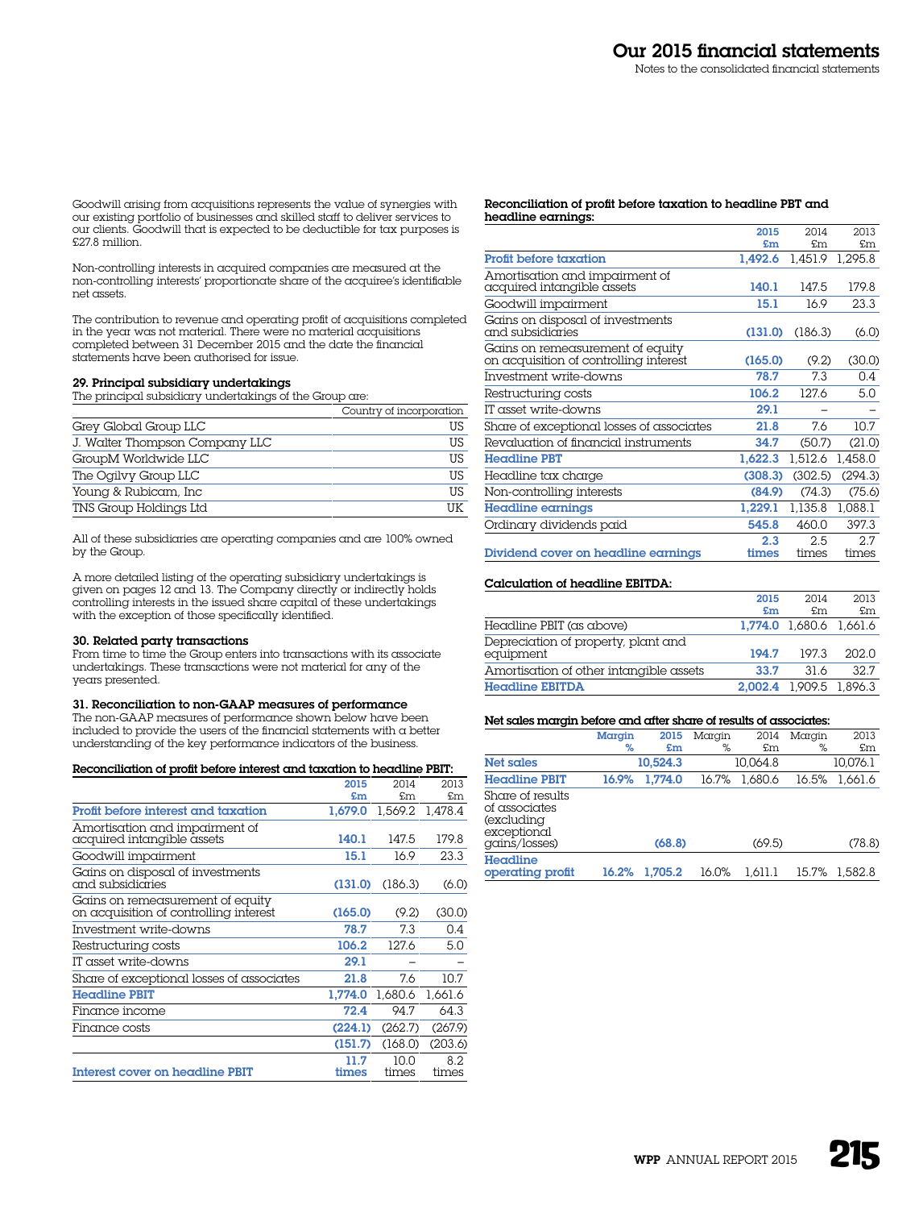Goodwill arising from acquisitions represents the value of synergies with our existing portfolio of businesses and skilled staff to deliver services to our clients. Goodwill that is expected to be deductible for tax purposes is £27.8 million.

Non-controlling interests in acquired companies are measured at the non-controlling interests' proportionate share of the acquiree's identifiable net assets.

The contribution to revenue and operating profit of acquisitions completed in the year was not material. There were no material acquisitions completed between 31 December 2015 and the date the financial statements have been authorised for issue.

### 29. Principal subsidiary undertakings

The principal subsidiary undertakings of the Group are:

| | Country of incorporation |
|---|---|
| Grey Global Group LLC | US |
| J. Walter Thompson Company LLC | US |
| GroupM Worldwide LLC | US |
| The Ogilvy Group LLC | US |
| Young & Rubicam, Inc | US |
| TNS Group Holdings Ltd | UK |

All of these subsidiaries are operating companies and are 100% owned by the Group.

A more detailed listing of the operating subsidiary undertakings is given on pages 12 and 13. The Company directly or indirectly holds controlling interests in the issued share capital of these undertakings with the exception of those specifically identified.

### 30. Related party transactions

From time to time the Group enters into transactions with its associate undertakings. These transactions were not material for any of the years presented.

### 31. Reconciliation to non-GAAP measures of performance

The non-GAAP measures of performance shown below have been included to provide the users of the financial statements with a better understanding of the key performance indicators of the business.

**Reconciliation of profit before interest and taxation to headline PBIT:**

| | 2015 £m | 2014 £m | 2013 £m |
|---|---|---|---|
| Profit before interest and taxation | 1,679.0 | 1,569.2 | 1,478.4 |
| Amortisation and impairment of acquired intangible assets | 140.1 | 147.5 | 179.8 |
| Goodwill impairment | 15.1 | 16.9 | 23.3 |
| Gains on disposal of investments and subsidiaries | (131.0) | (186.3) | (6.0) |
| Gains on remeasurement of equity on acquisition of controlling interest | (165.0) | (9.2) | (30.0) |
| Investment write-downs | 78.7 | 7.3 | 0.4 |
| Restructuring costs | 106.2 | 127.6 | 5.0 |
| IT asset write-downs | 29.1 | – | – |
| Share of exceptional losses of associates | 21.8 | 7.6 | 10.7 |
| Headline PBIT | 1,774.0 | 1,680.6 | 1,661.6 |
| Finance income | 72.4 | 94.7 | 64.3 |
| Finance costs | (224.1) | (262.7) | (267.9) |
| | (151.7) | (168.0) | (203.6) |
| Interest cover on headline PBIT | 11.7 times | 10.0 times | 8.2 times |

**Reconciliation of profit before taxation to headline PBT and headline earnings:**

| | 2015 £m | 2014 £m | 2013 £m |
|---|---|---|---|
| Profit before taxation | 1,492.6 | 1,451.9 | 1,295.8 |
| Amortisation and impairment of acquired intangible assets | 140.1 | 147.5 | 179.8 |
| Goodwill impairment | 15.1 | 16.9 | 23.3 |
| Gains on disposal of investments and subsidiaries | (131.0) | (186.3) | (6.0) |
| Gains on remeasurement of equity on acquisition of controlling interest | (165.0) | (9.2) | (30.0) |
| Investment write-downs | 78.7 | 7.3 | 0.4 |
| Restructuring costs | 106.2 | 127.6 | 5.0 |
| IT asset write-downs | 29.1 | – | – |
| Share of exceptional losses of associates | 21.8 | 7.6 | 10.7 |
| Revaluation of financial instruments | 34.7 | (50.7) | (21.0) |
| Headline PBT | 1,622.3 | 1,512.6 | 1,458.0 |
| Headline tax charge | (308.3) | (302.5) | (294.3) |
| Non-controlling interests | (84.9) | (74.3) | (75.6) |
| Headline earnings | 1,229.1 | 1,135.8 | 1,088.1 |
| Ordinary dividends paid | 545.8 | 460.0 | 397.3 |
| Dividend cover on headline earnings | 2.3 times | 2.5 times | 2.7 times |

**Calculation of headline EBITDA:**

| | 2015 £m | 2014 £m | 2013 £m |
|---|---|---|---|
| Headline PBIT (as above) | 1,774.0 | 1,680.6 | 1,661.6 |
| Depreciation of property, plant and equipment | 194.7 | 197.3 | 202.0 |
| Amortisation of other intangible assets | 33.7 | 31.6 | 32.7 |
| Headline EBITDA | 2,002.4 | 1,909.5 | 1,896.3 |

**Net sales margin before and after share of results of associates:**

| | Margin % | 2015 £m | Margin % | 2014 £m | Margin % | 2013 £m |
|---|---|---|---|---|---|---|
| Net sales | | 10,524.3 | | 10,064.8 | | 10,076.1 |
| Headline PBIT | 16.9% | 1,774.0 | 16.7% | 1,680.6 | 16.5% | 1,661.6 |
| Share of results of associates (excluding exceptional gains/losses) | | (68.8) | | (69.5) | | (78.8) |
| Headline operating profit | 16.2% | 1,705.2 | 16.0% | 1,611.1 | 15.7% | 1,582.8 |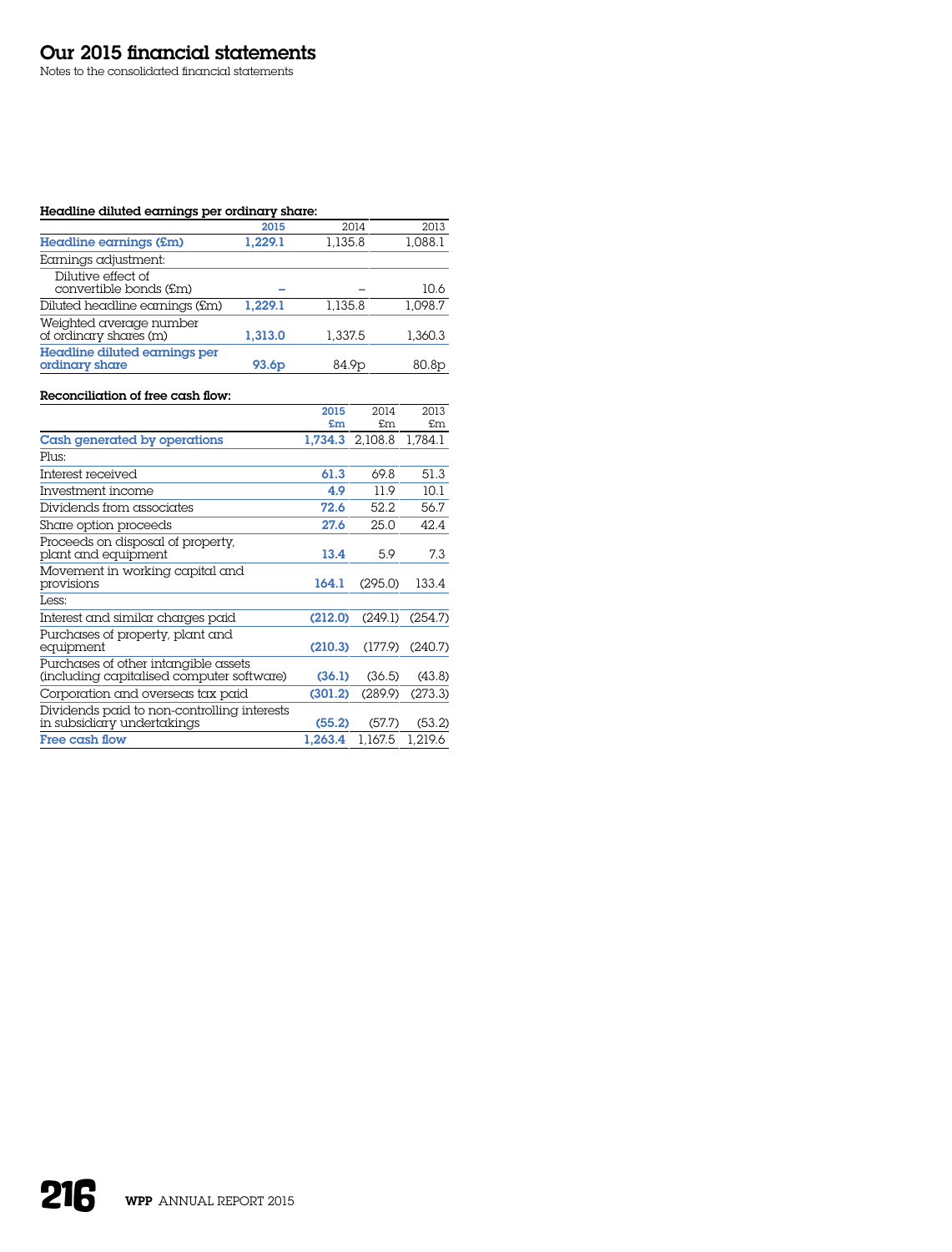# Our 2015 financial statements

Notes to the consolidated financial statements

**Headline diluted earnings per ordinary share:**

| | 2015 | 2014 | 2013 |
|---|---|---|---|
| **Headline earnings (£m)** | **1,229.1** | 1,135.8 | 1,088.1 |
| Earnings adjustment: | | | |
| Dilutive effect of convertible bonds (£m) | **–** | – | 10.6 |
| Diluted headline earnings (£m) | **1,229.1** | 1,135.8 | 1,098.7 |
| Weighted average number of ordinary shares (m) | **1,313.0** | 1,337.5 | 1,360.3 |
| **Headline diluted earnings per ordinary share** | **93.6p** | 84.9p | 80.8p |

**Reconciliation of free cash flow:**

| | 2015 £m | 2014 £m | 2013 £m |
|---|---|---|---|
| **Cash generated by operations** | **1,734.3** | 2,108.8 | 1,784.1 |
| Plus: | | | |
| Interest received | **61.3** | 69.8 | 51.3 |
| Investment income | **4.9** | 11.9 | 10.1 |
| Dividends from associates | **72.6** | 52.2 | 56.7 |
| Share option proceeds | **27.6** | 25.0 | 42.4 |
| Proceeds on disposal of property, plant and equipment | **13.4** | 5.9 | 7.3 |
| Movement in working capital and provisions | **164.1** | (295.0) | 133.4 |
| Less: | | | |
| Interest and similar charges paid | **(212.0)** | (249.1) | (254.7) |
| Purchases of property, plant and equipment | **(210.3)** | (177.9) | (240.7) |
| Purchases of other intangible assets (including capitalised computer software) | **(36.1)** | (36.5) | (43.8) |
| Corporation and overseas tax paid | **(301.2)** | (289.9) | (273.3) |
| Dividends paid to non-controlling interests in subsidiary undertakings | **(55.2)** | (57.7) | (53.2) |
| **Free cash flow** | **1,263.4** | 1,167.5 | 1,219.6 |